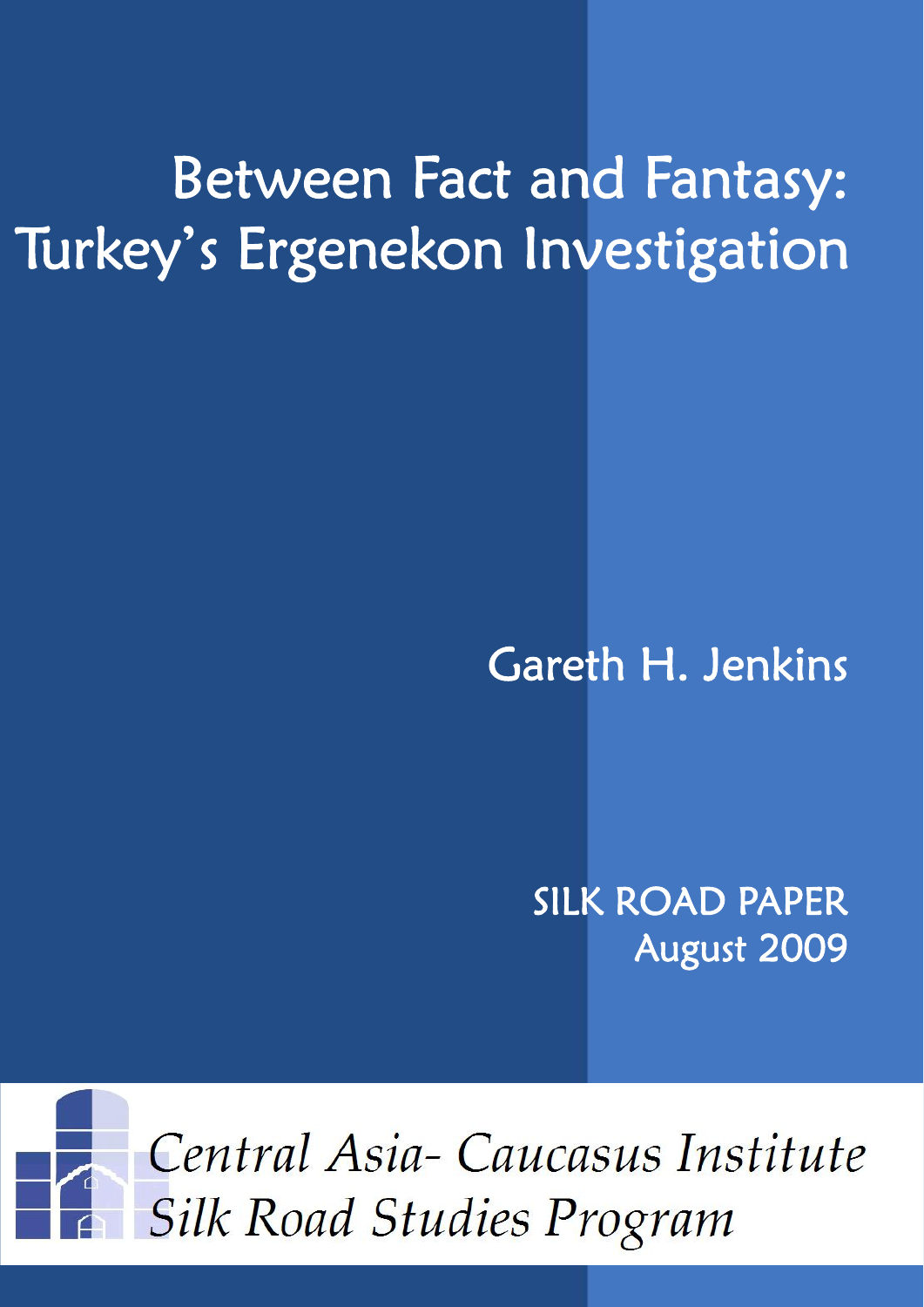# Between Fact and Fantasy: Turkey's Ergenekon Investigation

Gareth H. Jenkins

SILK ROAD PAPER
August 2009

*Central Asia- Caucasus Institute*
*Silk Road Studies Program*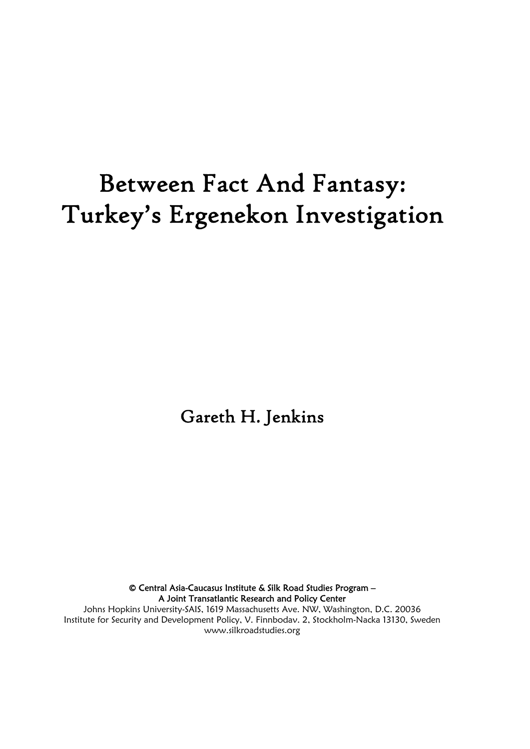# Between Fact And Fantasy: Turkey's Ergenekon Investigation

Gareth H. Jenkins

**© Central Asia-Caucasus Institute & Silk Road Studies Program – A Joint Transatlantic Research and Policy Center**

Johns Hopkins University-SAIS, 1619 Massachusetts Ave. NW, Washington, D.C. 20036
Institute for Security and Development Policy, V. Finnbodav. 2, Stockholm-Nacka 13130, Sweden
www.silkroadstudies.org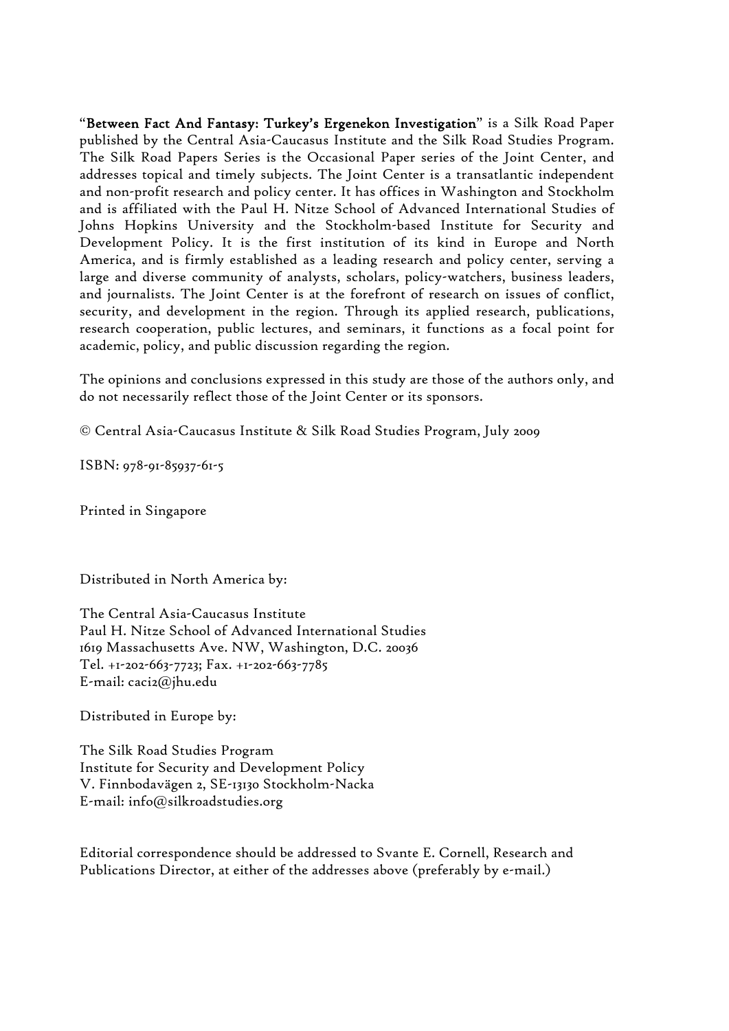"**Between Fact And Fantasy: Turkey's Ergenekon Investigation**" is a Silk Road Paper published by the Central Asia-Caucasus Institute and the Silk Road Studies Program. The Silk Road Papers Series is the Occasional Paper series of the Joint Center, and addresses topical and timely subjects. The Joint Center is a transatlantic independent and non-profit research and policy center. It has offices in Washington and Stockholm and is affiliated with the Paul H. Nitze School of Advanced International Studies of Johns Hopkins University and the Stockholm-based Institute for Security and Development Policy. It is the first institution of its kind in Europe and North America, and is firmly established as a leading research and policy center, serving a large and diverse community of analysts, scholars, policy-watchers, business leaders, and journalists. The Joint Center is at the forefront of research on issues of conflict, security, and development in the region. Through its applied research, publications, research cooperation, public lectures, and seminars, it functions as a focal point for academic, policy, and public discussion regarding the region.

The opinions and conclusions expressed in this study are those of the authors only, and do not necessarily reflect those of the Joint Center or its sponsors.

© Central Asia-Caucasus Institute & Silk Road Studies Program, July 2009

ISBN: 978-91-85937-61-5

Printed in Singapore

Distributed in North America by:

The Central Asia-Caucasus Institute
Paul H. Nitze School of Advanced International Studies
1619 Massachusetts Ave. NW, Washington, D.C. 20036
Tel. +1-202-663-7723; Fax. +1-202-663-7785
E-mail: caci2@jhu.edu

Distributed in Europe by:

The Silk Road Studies Program
Institute for Security and Development Policy
V. Finnbodavägen 2, SE-13130 Stockholm-Nacka
E-mail: info@silkroadstudies.org

Editorial correspondence should be addressed to Svante E. Cornell, Research and Publications Director, at either of the addresses above (preferably by e-mail.)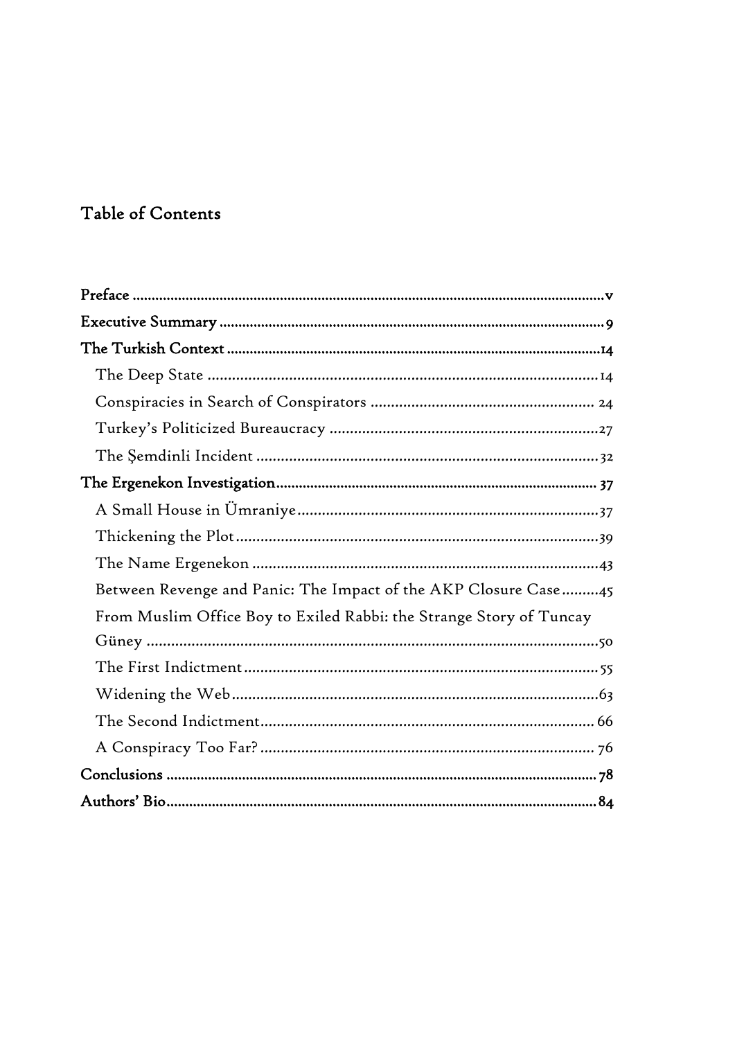## Table of Contents

- Preface .......... v
- Executive Summary .......... 9
- The Turkish Context .......... 14
  - The Deep State .......... 14
  - Conspiracies in Search of Conspirators .......... 24
  - Turkey's Politicized Bureaucracy .......... 27
  - The Şemdinli Incident .......... 32
- The Ergenekon Investigation .......... 37
  - A Small House in Ümraniye .......... 37
  - Thickening the Plot .......... 39
  - The Name Ergenekon .......... 43
  - Between Revenge and Panic: The Impact of the AKP Closure Case .......... 45
  - From Muslim Office Boy to Exiled Rabbi: the Strange Story of Tuncay Güney .......... 50
  - The First Indictment .......... 55
  - Widening the Web .......... 63
  - The Second Indictment .......... 66
  - A Conspiracy Too Far? .......... 76
- Conclusions .......... 78
- Authors' Bio .......... 84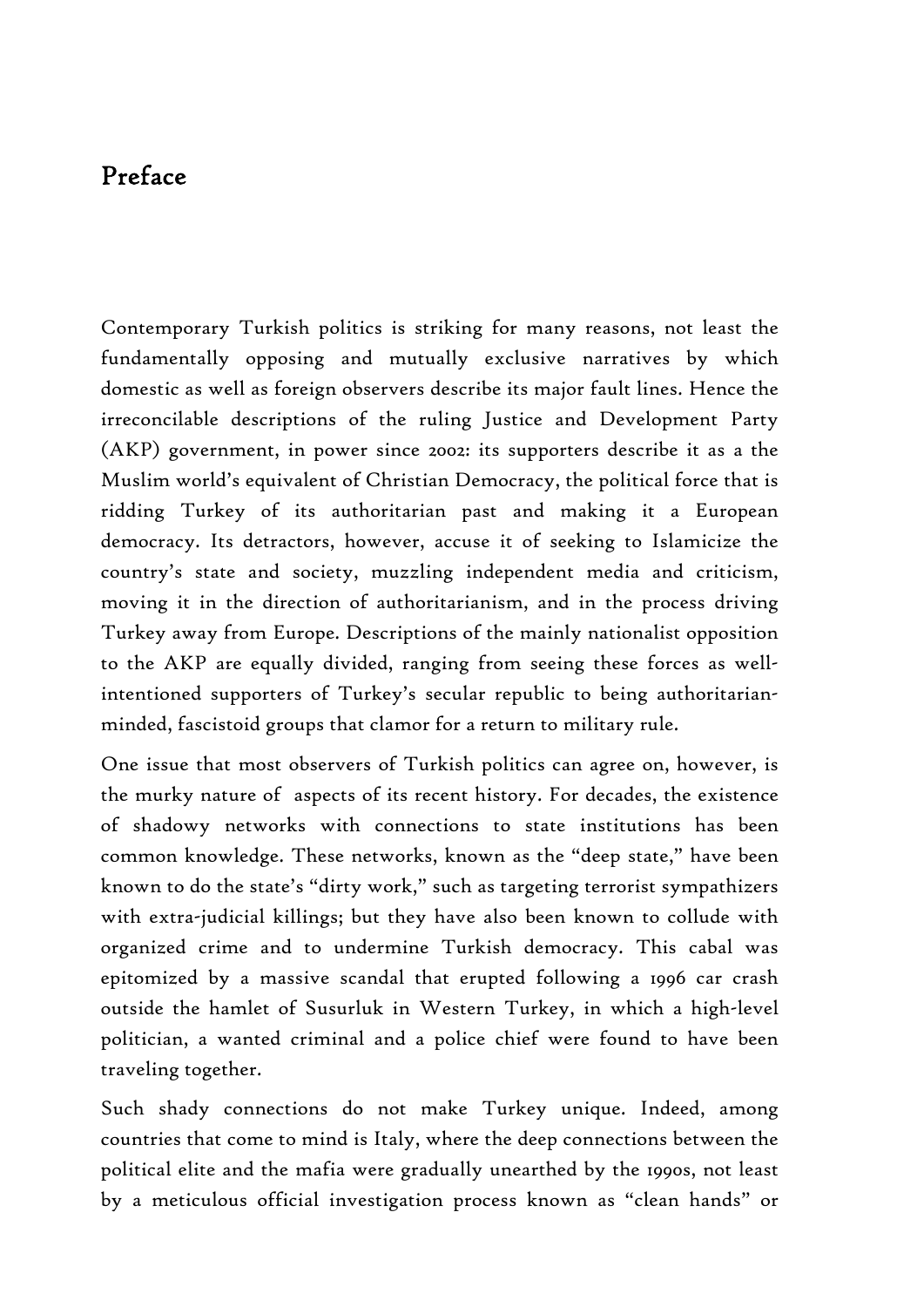# Preface

Contemporary Turkish politics is striking for many reasons, not least the fundamentally opposing and mutually exclusive narratives by which domestic as well as foreign observers describe its major fault lines. Hence the irreconcilable descriptions of the ruling Justice and Development Party (AKP) government, in power since 2002: its supporters describe it as a the Muslim world's equivalent of Christian Democracy, the political force that is ridding Turkey of its authoritarian past and making it a European democracy. Its detractors, however, accuse it of seeking to Islamicize the country's state and society, muzzling independent media and criticism, moving it in the direction of authoritarianism, and in the process driving Turkey away from Europe. Descriptions of the mainly nationalist opposition to the AKP are equally divided, ranging from seeing these forces as well-intentioned supporters of Turkey's secular republic to being authoritarian-minded, fascistoid groups that clamor for a return to military rule.

One issue that most observers of Turkish politics can agree on, however, is the murky nature of aspects of its recent history. For decades, the existence of shadowy networks with connections to state institutions has been common knowledge. These networks, known as the "deep state," have been known to do the state's "dirty work," such as targeting terrorist sympathizers with extra-judicial killings; but they have also been known to collude with organized crime and to undermine Turkish democracy. This cabal was epitomized by a massive scandal that erupted following a 1996 car crash outside the hamlet of Susurluk in Western Turkey, in which a high-level politician, a wanted criminal and a police chief were found to have been traveling together.

Such shady connections do not make Turkey unique. Indeed, among countries that come to mind is Italy, where the deep connections between the political elite and the mafia were gradually unearthed by the 1990s, not least by a meticulous official investigation process known as "clean hands" or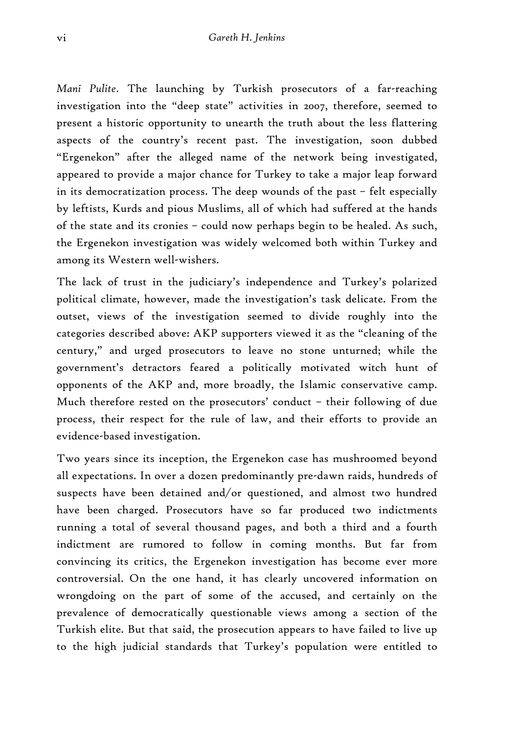*Mani Pulite*. The launching by Turkish prosecutors of a far-reaching investigation into the "deep state" activities in 2007, therefore, seemed to present a historic opportunity to unearth the truth about the less flattering aspects of the country's recent past. The investigation, soon dubbed "Ergenekon" after the alleged name of the network being investigated, appeared to provide a major chance for Turkey to take a major leap forward in its democratization process. The deep wounds of the past – felt especially by leftists, Kurds and pious Muslims, all of which had suffered at the hands of the state and its cronies – could now perhaps begin to be healed. As such, the Ergenekon investigation was widely welcomed both within Turkey and among its Western well-wishers.

The lack of trust in the judiciary's independence and Turkey's polarized political climate, however, made the investigation's task delicate. From the outset, views of the investigation seemed to divide roughly into the categories described above: AKP supporters viewed it as the "cleaning of the century," and urged prosecutors to leave no stone unturned; while the government's detractors feared a politically motivated witch hunt of opponents of the AKP and, more broadly, the Islamic conservative camp. Much therefore rested on the prosecutors' conduct – their following of due process, their respect for the rule of law, and their efforts to provide an evidence-based investigation.

Two years since its inception, the Ergenekon case has mushroomed beyond all expectations. In over a dozen predominantly pre-dawn raids, hundreds of suspects have been detained and/or questioned, and almost two hundred have been charged. Prosecutors have so far produced two indictments running a total of several thousand pages, and both a third and a fourth indictment are rumored to follow in coming months. But far from convincing its critics, the Ergenekon investigation has become ever more controversial. On the one hand, it has clearly uncovered information on wrongdoing on the part of some of the accused, and certainly on the prevalence of democratically questionable views among a section of the Turkish elite. But that said, the prosecution appears to have failed to live up to the high judicial standards that Turkey's population were entitled to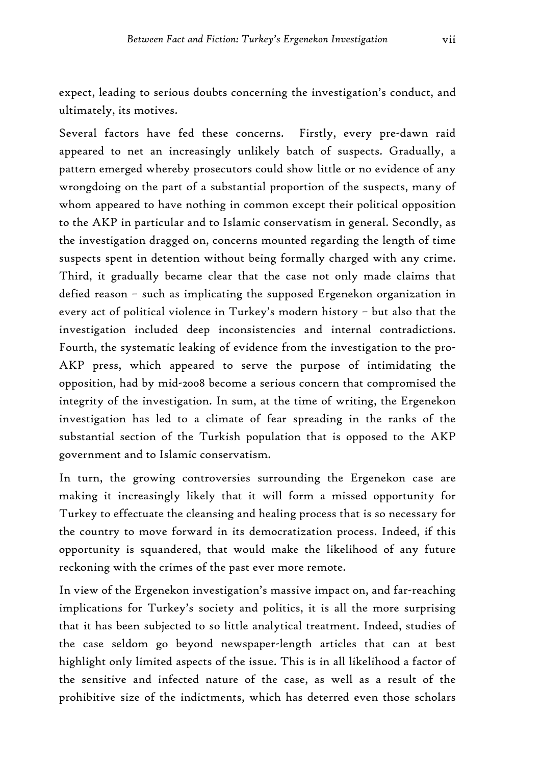expect, leading to serious doubts concerning the investigation's conduct, and ultimately, its motives.

Several factors have fed these concerns. Firstly, every pre-dawn raid appeared to net an increasingly unlikely batch of suspects. Gradually, a pattern emerged whereby prosecutors could show little or no evidence of any wrongdoing on the part of a substantial proportion of the suspects, many of whom appeared to have nothing in common except their political opposition to the AKP in particular and to Islamic conservatism in general. Secondly, as the investigation dragged on, concerns mounted regarding the length of time suspects spent in detention without being formally charged with any crime. Third, it gradually became clear that the case not only made claims that defied reason – such as implicating the supposed Ergenekon organization in every act of political violence in Turkey's modern history – but also that the investigation included deep inconsistencies and internal contradictions. Fourth, the systematic leaking of evidence from the investigation to the pro-AKP press, which appeared to serve the purpose of intimidating the opposition, had by mid-2008 become a serious concern that compromised the integrity of the investigation. In sum, at the time of writing, the Ergenekon investigation has led to a climate of fear spreading in the ranks of the substantial section of the Turkish population that is opposed to the AKP government and to Islamic conservatism.

In turn, the growing controversies surrounding the Ergenekon case are making it increasingly likely that it will form a missed opportunity for Turkey to effectuate the cleansing and healing process that is so necessary for the country to move forward in its democratization process. Indeed, if this opportunity is squandered, that would make the likelihood of any future reckoning with the crimes of the past ever more remote.

In view of the Ergenekon investigation's massive impact on, and far-reaching implications for Turkey's society and politics, it is all the more surprising that it has been subjected to so little analytical treatment. Indeed, studies of the case seldom go beyond newspaper-length articles that can at best highlight only limited aspects of the issue. This is in all likelihood a factor of the sensitive and infected nature of the case, as well as a result of the prohibitive size of the indictments, which has deterred even those scholars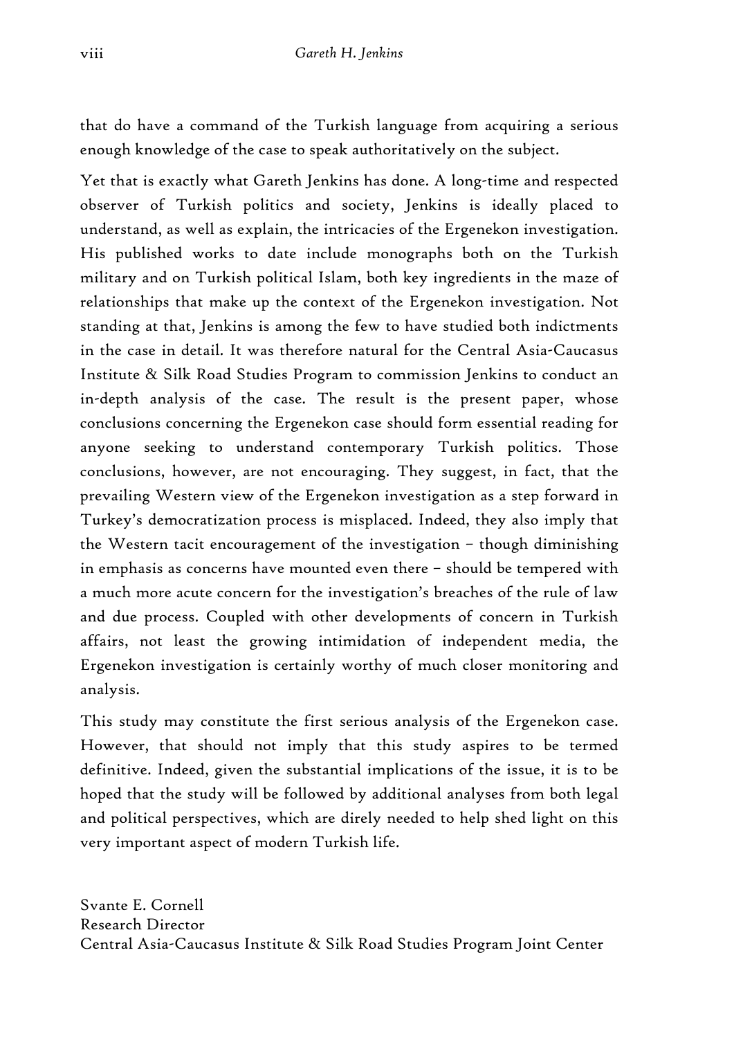that do have a command of the Turkish language from acquiring a serious enough knowledge of the case to speak authoritatively on the subject.

Yet that is exactly what Gareth Jenkins has done. A long-time and respected observer of Turkish politics and society, Jenkins is ideally placed to understand, as well as explain, the intricacies of the Ergenekon investigation. His published works to date include monographs both on the Turkish military and on Turkish political Islam, both key ingredients in the maze of relationships that make up the context of the Ergenekon investigation. Not standing at that, Jenkins is among the few to have studied both indictments in the case in detail. It was therefore natural for the Central Asia-Caucasus Institute & Silk Road Studies Program to commission Jenkins to conduct an in-depth analysis of the case. The result is the present paper, whose conclusions concerning the Ergenekon case should form essential reading for anyone seeking to understand contemporary Turkish politics. Those conclusions, however, are not encouraging. They suggest, in fact, that the prevailing Western view of the Ergenekon investigation as a step forward in Turkey's democratization process is misplaced. Indeed, they also imply that the Western tacit encouragement of the investigation – though diminishing in emphasis as concerns have mounted even there – should be tempered with a much more acute concern for the investigation's breaches of the rule of law and due process. Coupled with other developments of concern in Turkish affairs, not least the growing intimidation of independent media, the Ergenekon investigation is certainly worthy of much closer monitoring and analysis.

This study may constitute the first serious analysis of the Ergenekon case. However, that should not imply that this study aspires to be termed definitive. Indeed, given the substantial implications of the issue, it is to be hoped that the study will be followed by additional analyses from both legal and political perspectives, which are direly needed to help shed light on this very important aspect of modern Turkish life.

Svante E. Cornell
Research Director
Central Asia-Caucasus Institute & Silk Road Studies Program Joint Center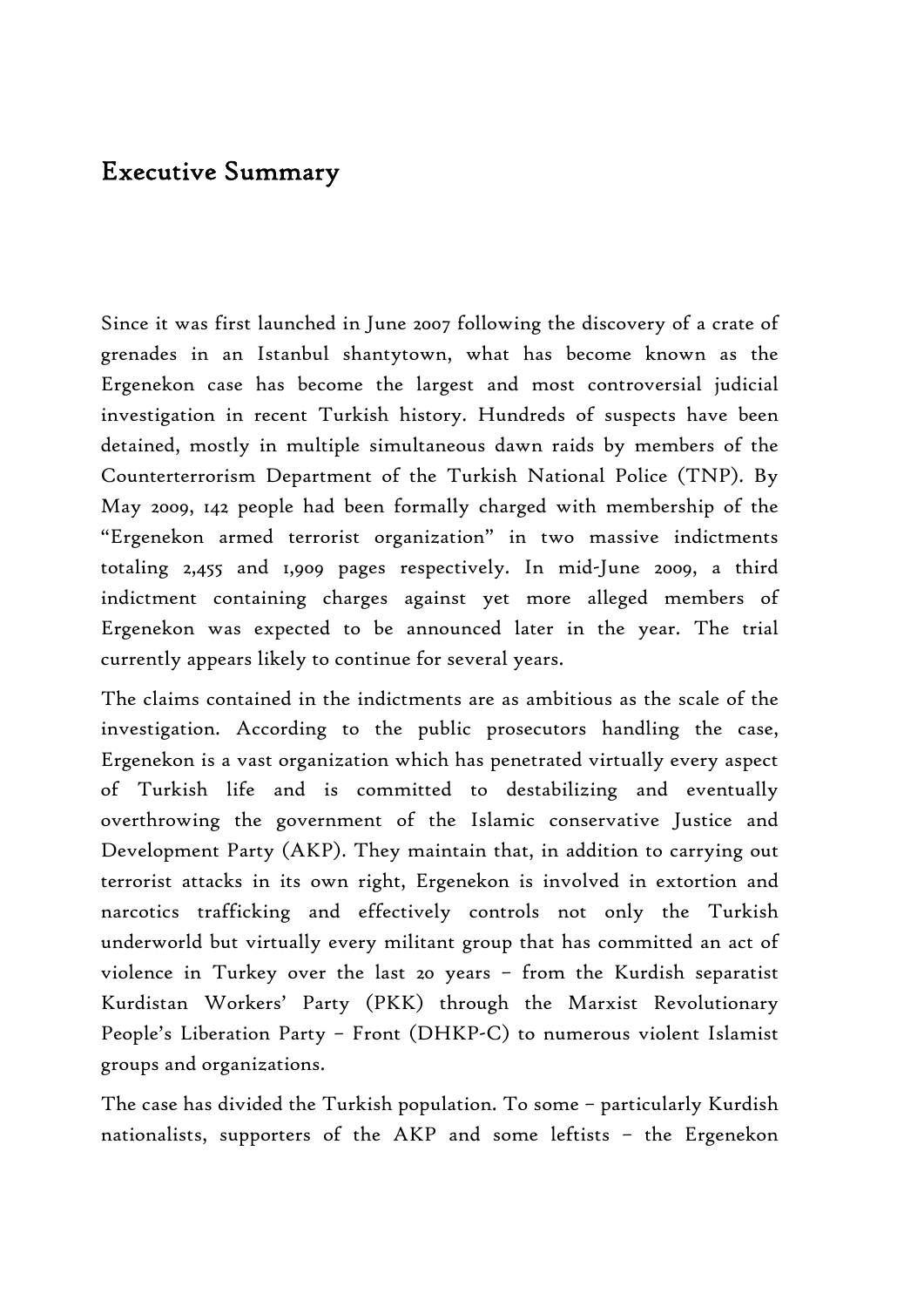## Executive Summary

Since it was first launched in June 2007 following the discovery of a crate of grenades in an Istanbul shantytown, what has become known as the Ergenekon case has become the largest and most controversial judicial investigation in recent Turkish history. Hundreds of suspects have been detained, mostly in multiple simultaneous dawn raids by members of the Counterterrorism Department of the Turkish National Police (TNP). By May 2009, 142 people had been formally charged with membership of the "Ergenekon armed terrorist organization" in two massive indictments totaling 2,455 and 1,909 pages respectively. In mid-June 2009, a third indictment containing charges against yet more alleged members of Ergenekon was expected to be announced later in the year. The trial currently appears likely to continue for several years.

The claims contained in the indictments are as ambitious as the scale of the investigation. According to the public prosecutors handling the case, Ergenekon is a vast organization which has penetrated virtually every aspect of Turkish life and is committed to destabilizing and eventually overthrowing the government of the Islamic conservative Justice and Development Party (AKP). They maintain that, in addition to carrying out terrorist attacks in its own right, Ergenekon is involved in extortion and narcotics trafficking and effectively controls not only the Turkish underworld but virtually every militant group that has committed an act of violence in Turkey over the last 20 years – from the Kurdish separatist Kurdistan Workers' Party (PKK) through the Marxist Revolutionary People's Liberation Party – Front (DHKP-C) to numerous violent Islamist groups and organizations.

The case has divided the Turkish population. To some – particularly Kurdish nationalists, supporters of the AKP and some leftists – the Ergenekon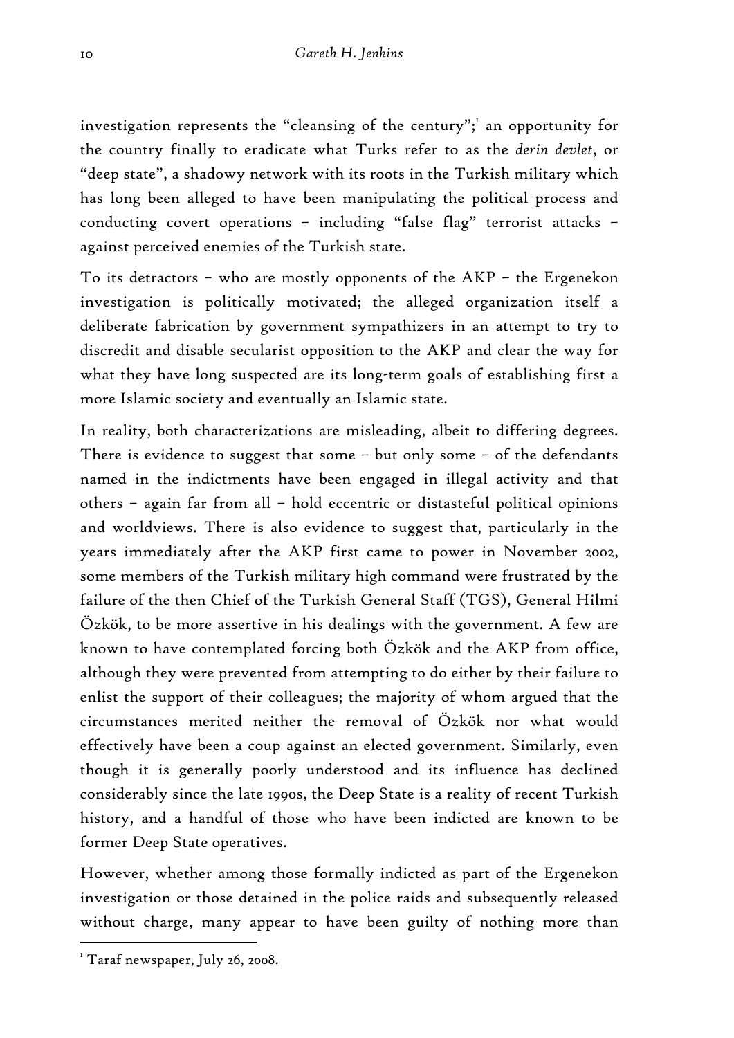investigation represents the "cleansing of the century";[1] an opportunity for the country finally to eradicate what Turks refer to as the *derin devlet*, or "deep state", a shadowy network with its roots in the Turkish military which has long been alleged to have been manipulating the political process and conducting covert operations – including "false flag" terrorist attacks – against perceived enemies of the Turkish state.

To its detractors – who are mostly opponents of the AKP – the Ergenekon investigation is politically motivated; the alleged organization itself a deliberate fabrication by government sympathizers in an attempt to try to discredit and disable secularist opposition to the AKP and clear the way for what they have long suspected are its long-term goals of establishing first a more Islamic society and eventually an Islamic state.

In reality, both characterizations are misleading, albeit to differing degrees. There is evidence to suggest that some – but only some – of the defendants named in the indictments have been engaged in illegal activity and that others – again far from all – hold eccentric or distasteful political opinions and worldviews. There is also evidence to suggest that, particularly in the years immediately after the AKP first came to power in November 2002, some members of the Turkish military high command were frustrated by the failure of the then Chief of the Turkish General Staff (TGS), General Hilmi Özkök, to be more assertive in his dealings with the government. A few are known to have contemplated forcing both Özkök and the AKP from office, although they were prevented from attempting to do either by their failure to enlist the support of their colleagues; the majority of whom argued that the circumstances merited neither the removal of Özkök nor what would effectively have been a coup against an elected government. Similarly, even though it is generally poorly understood and its influence has declined considerably since the late 1990s, the Deep State is a reality of recent Turkish history, and a handful of those who have been indicted are known to be former Deep State operatives.

However, whether among those formally indicted as part of the Ergenekon investigation or those detained in the police raids and subsequently released without charge, many appear to have been guilty of nothing more than

[1] Taraf newspaper, July 26, 2008.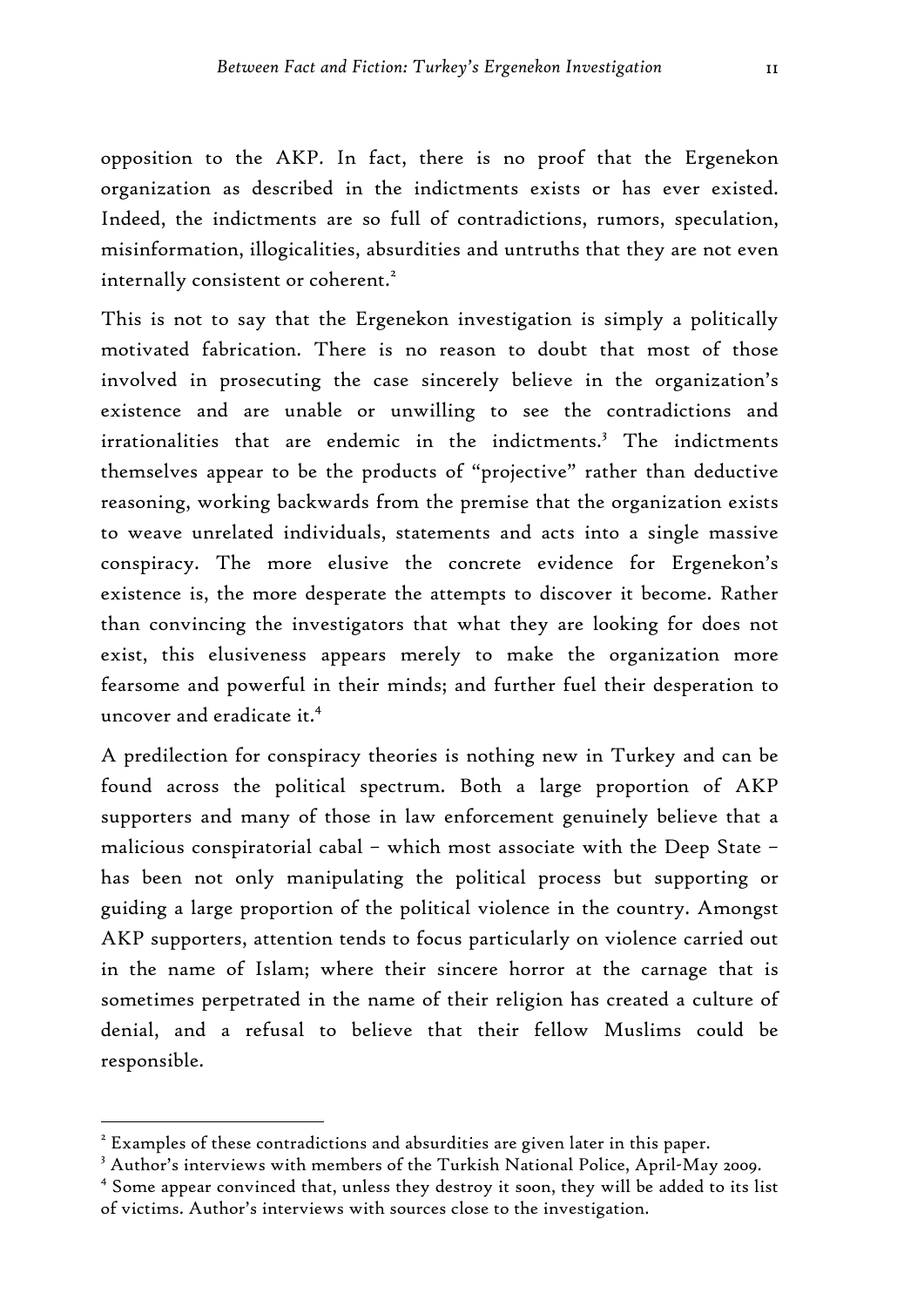opposition to the AKP. In fact, there is no proof that the Ergenekon organization as described in the indictments exists or has ever existed. Indeed, the indictments are so full of contradictions, rumors, speculation, misinformation, illogicalities, absurdities and untruths that they are not even internally consistent or coherent.[2]

This is not to say that the Ergenekon investigation is simply a politically motivated fabrication. There is no reason to doubt that most of those involved in prosecuting the case sincerely believe in the organization's existence and are unable or unwilling to see the contradictions and irrationalities that are endemic in the indictments.[3] The indictments themselves appear to be the products of "projective" rather than deductive reasoning, working backwards from the premise that the organization exists to weave unrelated individuals, statements and acts into a single massive conspiracy. The more elusive the concrete evidence for Ergenekon's existence is, the more desperate the attempts to discover it become. Rather than convincing the investigators that what they are looking for does not exist, this elusiveness appears merely to make the organization more fearsome and powerful in their minds; and further fuel their desperation to uncover and eradicate it.[4]

A predilection for conspiracy theories is nothing new in Turkey and can be found across the political spectrum. Both a large proportion of AKP supporters and many of those in law enforcement genuinely believe that a malicious conspiratorial cabal – which most associate with the Deep State – has been not only manipulating the political process but supporting or guiding a large proportion of the political violence in the country. Amongst AKP supporters, attention tends to focus particularly on violence carried out in the name of Islam; where their sincere horror at the carnage that is sometimes perpetrated in the name of their religion has created a culture of denial, and a refusal to believe that their fellow Muslims could be responsible.

---

[2] Examples of these contradictions and absurdities are given later in this paper.

[3] Author's interviews with members of the Turkish National Police, April-May 2009.

[4] Some appear convinced that, unless they destroy it soon, they will be added to its list of victims. Author's interviews with sources close to the investigation.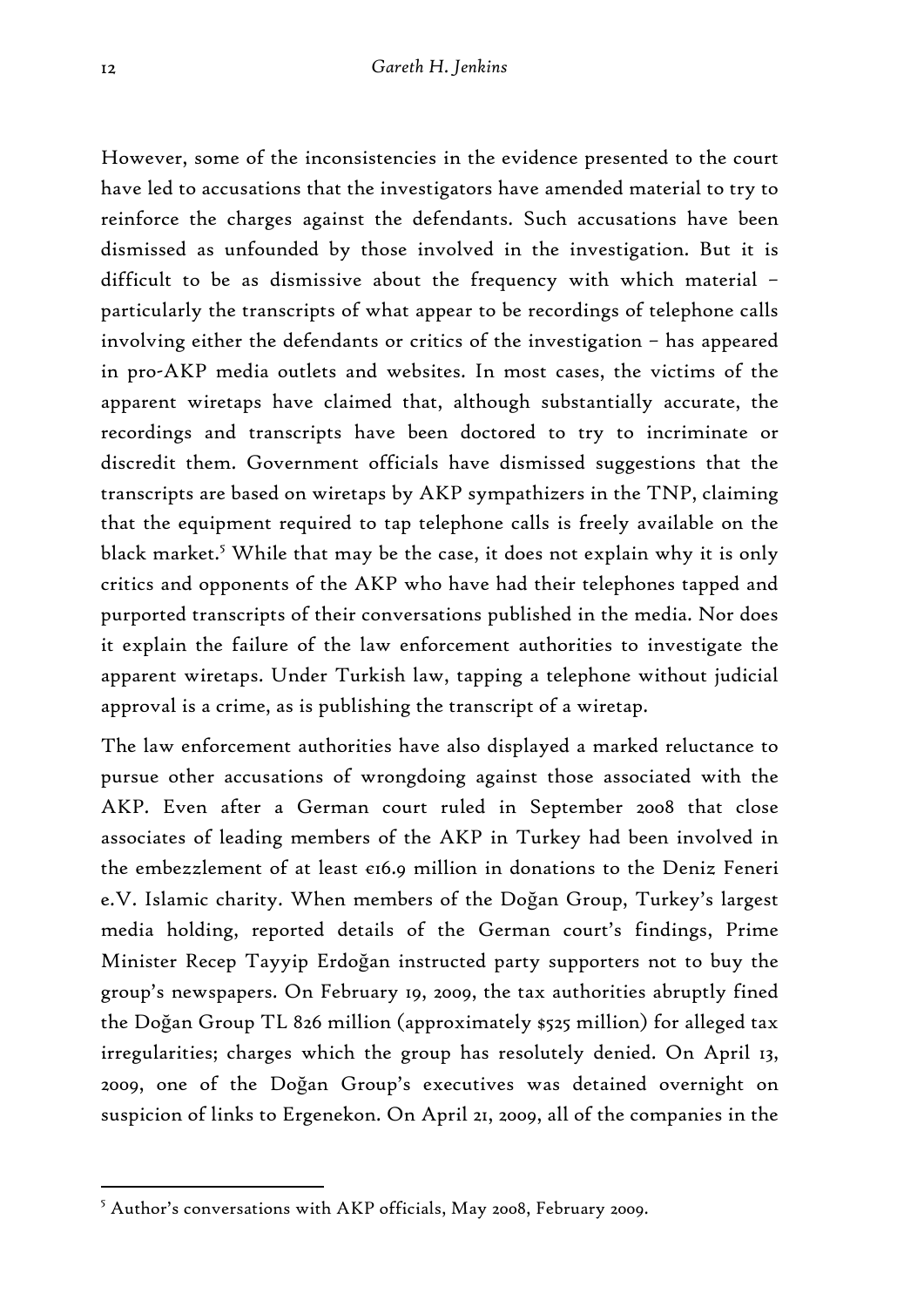However, some of the inconsistencies in the evidence presented to the court have led to accusations that the investigators have amended material to try to reinforce the charges against the defendants. Such accusations have been dismissed as unfounded by those involved in the investigation. But it is difficult to be as dismissive about the frequency with which material – particularly the transcripts of what appear to be recordings of telephone calls involving either the defendants or critics of the investigation – has appeared in pro-AKP media outlets and websites. In most cases, the victims of the apparent wiretaps have claimed that, although substantially accurate, the recordings and transcripts have been doctored to try to incriminate or discredit them. Government officials have dismissed suggestions that the transcripts are based on wiretaps by AKP sympathizers in the TNP, claiming that the equipment required to tap telephone calls is freely available on the black market.[5] While that may be the case, it does not explain why it is only critics and opponents of the AKP who have had their telephones tapped and purported transcripts of their conversations published in the media. Nor does it explain the failure of the law enforcement authorities to investigate the apparent wiretaps. Under Turkish law, tapping a telephone without judicial approval is a crime, as is publishing the transcript of a wiretap.

The law enforcement authorities have also displayed a marked reluctance to pursue other accusations of wrongdoing against those associated with the AKP. Even after a German court ruled in September 2008 that close associates of leading members of the AKP in Turkey had been involved in the embezzlement of at least €16.9 million in donations to the Deniz Feneri e.V. Islamic charity. When members of the Doğan Group, Turkey's largest media holding, reported details of the German court's findings, Prime Minister Recep Tayyip Erdoğan instructed party supporters not to buy the group's newspapers. On February 19, 2009, the tax authorities abruptly fined the Doğan Group TL 826 million (approximately $525 million) for alleged tax irregularities; charges which the group has resolutely denied. On April 13, 2009, one of the Doğan Group's executives was detained overnight on suspicion of links to Ergenekon. On April 21, 2009, all of the companies in the

---

[5] Author's conversations with AKP officials, May 2008, February 2009.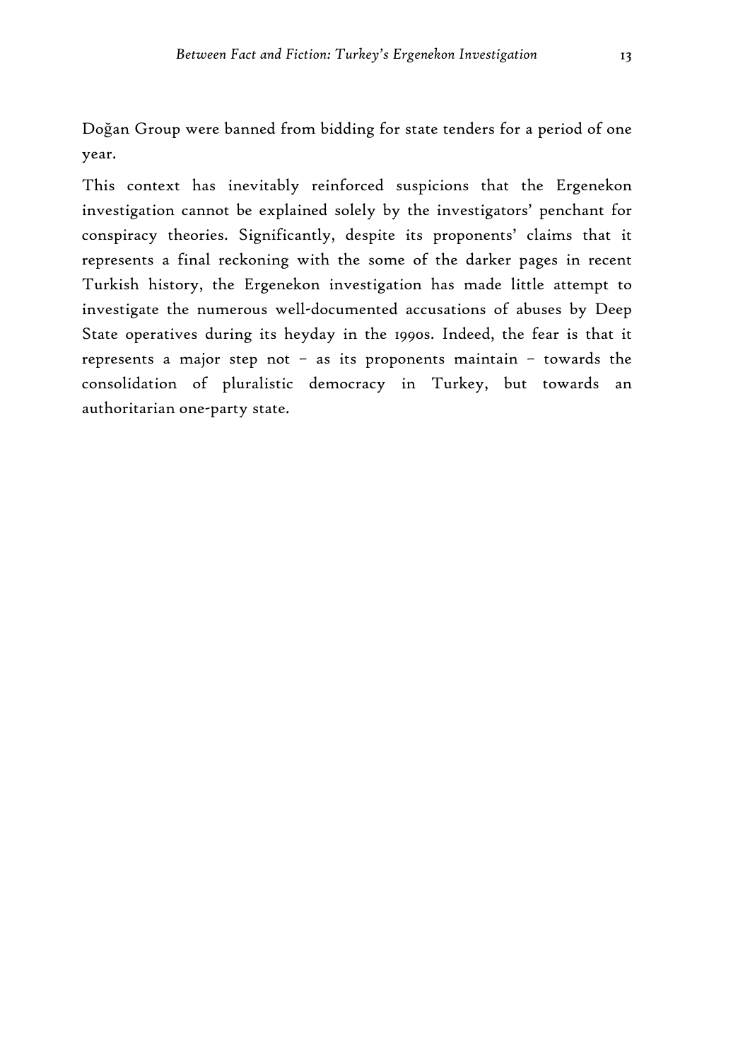Doğan Group were banned from bidding for state tenders for a period of one year.

This context has inevitably reinforced suspicions that the Ergenekon investigation cannot be explained solely by the investigators' penchant for conspiracy theories. Significantly, despite its proponents' claims that it represents a final reckoning with the some of the darker pages in recent Turkish history, the Ergenekon investigation has made little attempt to investigate the numerous well-documented accusations of abuses by Deep State operatives during its heyday in the 1990s. Indeed, the fear is that it represents a major step not – as its proponents maintain – towards the consolidation of pluralistic democracy in Turkey, but towards an authoritarian one-party state.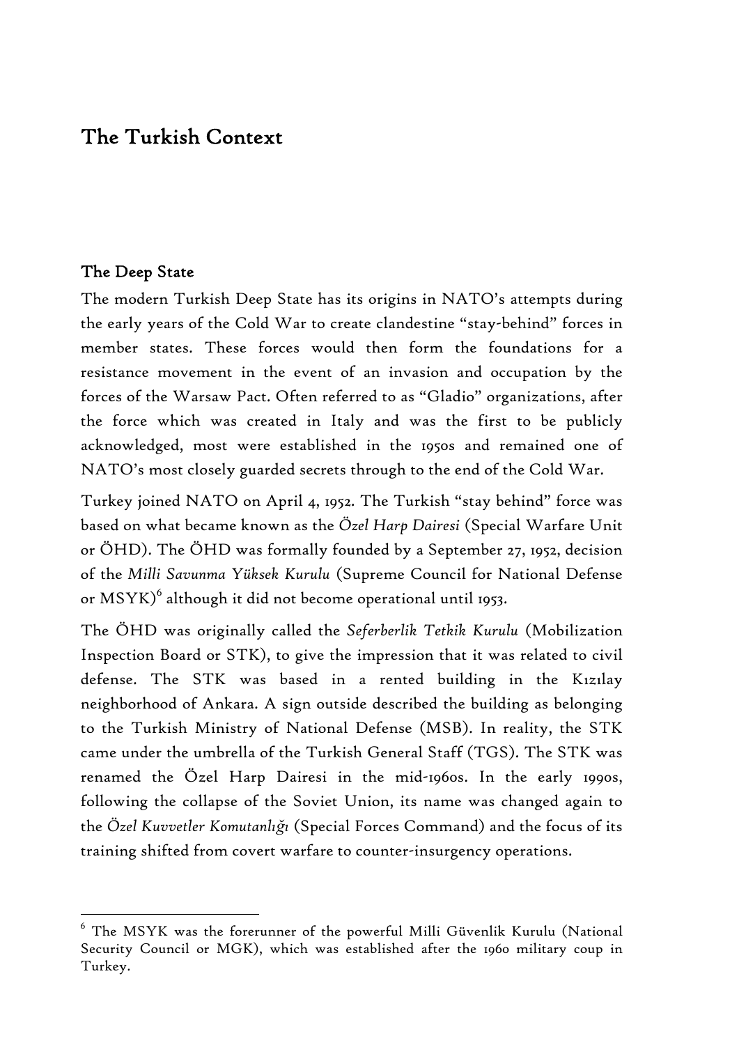# The Turkish Context

## The Deep State

The modern Turkish Deep State has its origins in NATO's attempts during the early years of the Cold War to create clandestine "stay-behind" forces in member states. These forces would then form the foundations for a resistance movement in the event of an invasion and occupation by the forces of the Warsaw Pact. Often referred to as "Gladio" organizations, after the force which was created in Italy and was the first to be publicly acknowledged, most were established in the 1950s and remained one of NATO's most closely guarded secrets through to the end of the Cold War.

Turkey joined NATO on April 4, 1952. The Turkish "stay behind" force was based on what became known as the *Özel Harp Dairesi* (Special Warfare Unit or ÖHD). The ÖHD was formally founded by a September 27, 1952, decision of the *Milli Savunma Yüksek Kurulu* (Supreme Council for National Defense or MSYK)[6] although it did not become operational until 1953.

The ÖHD was originally called the *Seferberlik Tetkik Kurulu* (Mobilization Inspection Board or STK), to give the impression that it was related to civil defense. The STK was based in a rented building in the Kızılay neighborhood of Ankara. A sign outside described the building as belonging to the Turkish Ministry of National Defense (MSB). In reality, the STK came under the umbrella of the Turkish General Staff (TGS). The STK was renamed the Özel Harp Dairesi in the mid-1960s. In the early 1990s, following the collapse of the Soviet Union, its name was changed again to the *Özel Kuvvetler Komutanlığı* (Special Forces Command) and the focus of its training shifted from covert warfare to counter-insurgency operations.

---

[6] The MSYK was the forerunner of the powerful Milli Güvenlik Kurulu (National Security Council or MGK), which was established after the 1960 military coup in Turkey.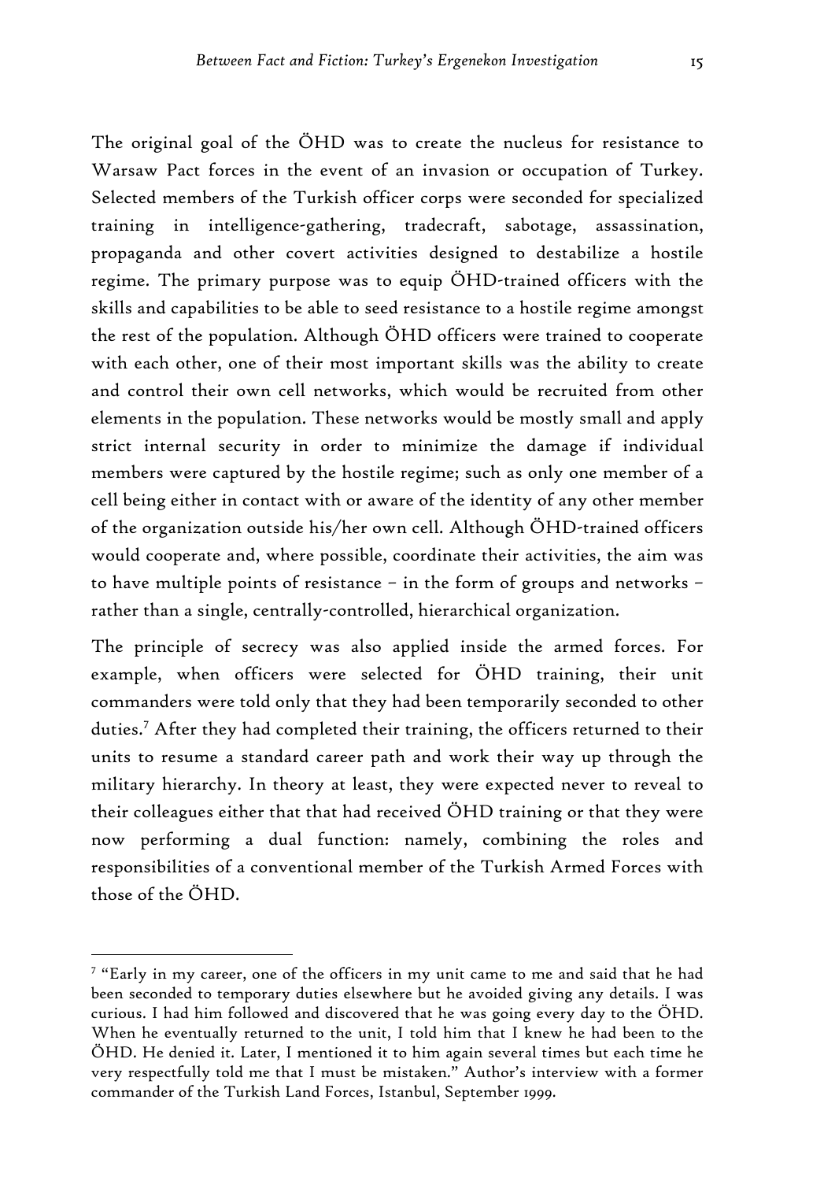The original goal of the ÖHD was to create the nucleus for resistance to Warsaw Pact forces in the event of an invasion or occupation of Turkey. Selected members of the Turkish officer corps were seconded for specialized training in intelligence-gathering, tradecraft, sabotage, assassination, propaganda and other covert activities designed to destabilize a hostile regime. The primary purpose was to equip ÖHD-trained officers with the skills and capabilities to be able to seed resistance to a hostile regime amongst the rest of the population. Although ÖHD officers were trained to cooperate with each other, one of their most important skills was the ability to create and control their own cell networks, which would be recruited from other elements in the population. These networks would be mostly small and apply strict internal security in order to minimize the damage if individual members were captured by the hostile regime; such as only one member of a cell being either in contact with or aware of the identity of any other member of the organization outside his/her own cell. Although ÖHD-trained officers would cooperate and, where possible, coordinate their activities, the aim was to have multiple points of resistance – in the form of groups and networks – rather than a single, centrally-controlled, hierarchical organization.

The principle of secrecy was also applied inside the armed forces. For example, when officers were selected for ÖHD training, their unit commanders were told only that they had been temporarily seconded to other duties.[7] After they had completed their training, the officers returned to their units to resume a standard career path and work their way up through the military hierarchy. In theory at least, they were expected never to reveal to their colleagues either that that had received ÖHD training or that they were now performing a dual function: namely, combining the roles and responsibilities of a conventional member of the Turkish Armed Forces with those of the ÖHD.

---

[7] "Early in my career, one of the officers in my unit came to me and said that he had been seconded to temporary duties elsewhere but he avoided giving any details. I was curious. I had him followed and discovered that he was going every day to the ÖHD. When he eventually returned to the unit, I told him that I knew he had been to the ÖHD. He denied it. Later, I mentioned it to him again several times but each time he very respectfully told me that I must be mistaken." Author's interview with a former commander of the Turkish Land Forces, Istanbul, September 1999.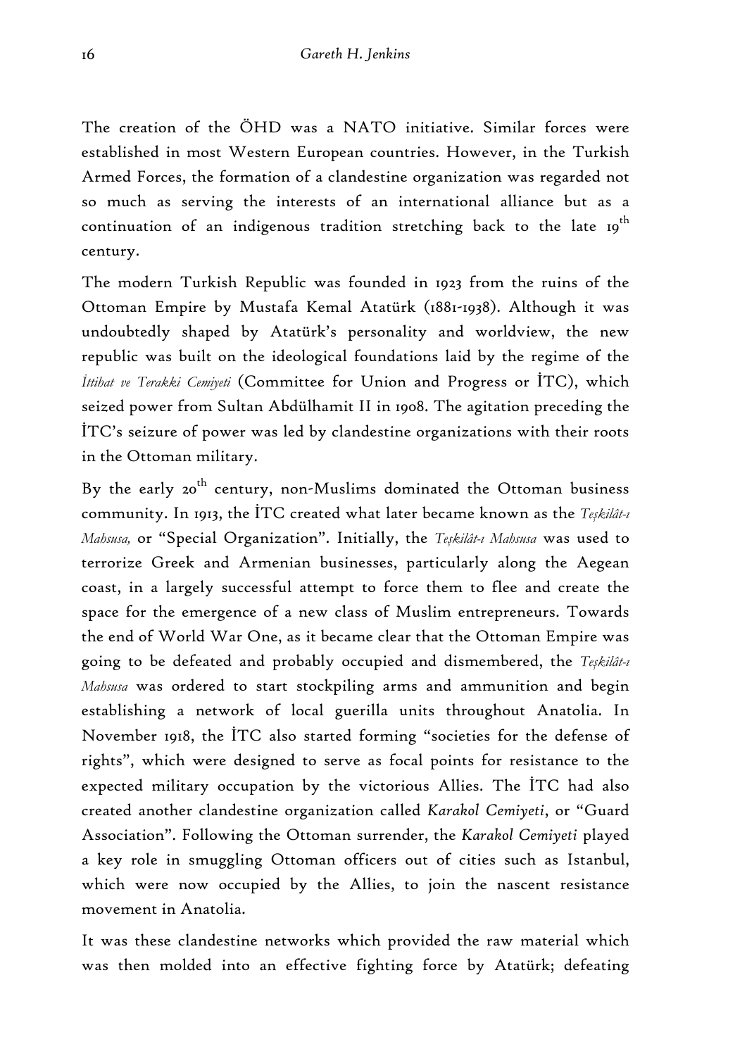The creation of the ÖHD was a NATO initiative. Similar forces were established in most Western European countries. However, in the Turkish Armed Forces, the formation of a clandestine organization was regarded not so much as serving the interests of an international alliance but as a continuation of an indigenous tradition stretching back to the late 19$^{th}$ century.

The modern Turkish Republic was founded in 1923 from the ruins of the Ottoman Empire by Mustafa Kemal Atatürk (1881-1938). Although it was undoubtedly shaped by Atatürk's personality and worldview, the new republic was built on the ideological foundations laid by the regime of the *İttihat ve Terakki Cemiyeti* (Committee for Union and Progress or İTC), which seized power from Sultan Abdülhamit II in 1908. The agitation preceding the İTC's seizure of power was led by clandestine organizations with their roots in the Ottoman military.

By the early 20$^{th}$ century, non-Muslims dominated the Ottoman business community. In 1913, the İTC created what later became known as the *Teşkilât-ı Mahsusa,* or "Special Organization". Initially, the *Teşkilât-ı Mahsusa* was used to terrorize Greek and Armenian businesses, particularly along the Aegean coast, in a largely successful attempt to force them to flee and create the space for the emergence of a new class of Muslim entrepreneurs. Towards the end of World War One, as it became clear that the Ottoman Empire was going to be defeated and probably occupied and dismembered, the *Teşkilât-ı Mahsusa* was ordered to start stockpiling arms and ammunition and begin establishing a network of local guerilla units throughout Anatolia. In November 1918, the İTC also started forming "societies for the defense of rights", which were designed to serve as focal points for resistance to the expected military occupation by the victorious Allies. The İTC had also created another clandestine organization called *Karakol Cemiyeti*, or "Guard Association". Following the Ottoman surrender, the *Karakol Cemiyeti* played a key role in smuggling Ottoman officers out of cities such as Istanbul, which were now occupied by the Allies, to join the nascent resistance movement in Anatolia.

It was these clandestine networks which provided the raw material which was then molded into an effective fighting force by Atatürk; defeating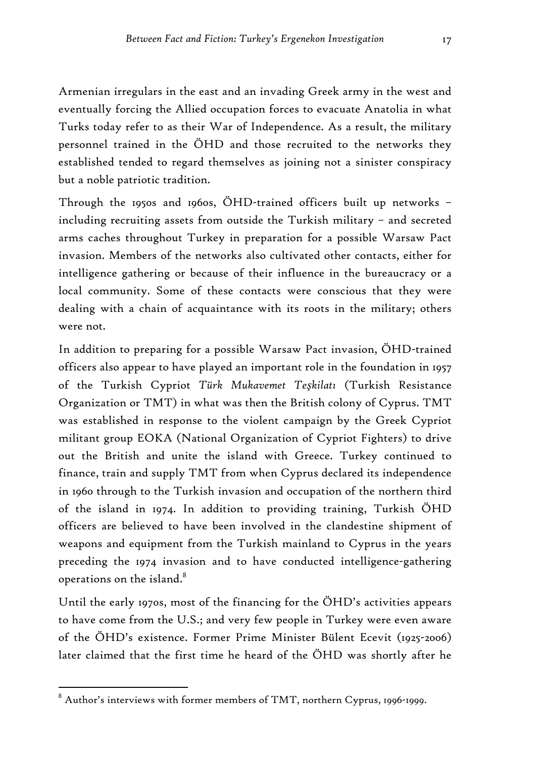Armenian irregulars in the east and an invading Greek army in the west and eventually forcing the Allied occupation forces to evacuate Anatolia in what Turks today refer to as their War of Independence. As a result, the military personnel trained in the ÖHD and those recruited to the networks they established tended to regard themselves as joining not a sinister conspiracy but a noble patriotic tradition.

Through the 1950s and 1960s, ÖHD-trained officers built up networks – including recruiting assets from outside the Turkish military – and secreted arms caches throughout Turkey in preparation for a possible Warsaw Pact invasion. Members of the networks also cultivated other contacts, either for intelligence gathering or because of their influence in the bureaucracy or a local community. Some of these contacts were conscious that they were dealing with a chain of acquaintance with its roots in the military; others were not.

In addition to preparing for a possible Warsaw Pact invasion, ÖHD-trained officers also appear to have played an important role in the foundation in 1957 of the Turkish Cypriot *Türk Mukavemet Teşkilatı* (Turkish Resistance Organization or TMT) in what was then the British colony of Cyprus. TMT was established in response to the violent campaign by the Greek Cypriot militant group EOKA (National Organization of Cypriot Fighters) to drive out the British and unite the island with Greece. Turkey continued to finance, train and supply TMT from when Cyprus declared its independence in 1960 through to the Turkish invasion and occupation of the northern third of the island in 1974. In addition to providing training, Turkish ÖHD officers are believed to have been involved in the clandestine shipment of weapons and equipment from the Turkish mainland to Cyprus in the years preceding the 1974 invasion and to have conducted intelligence-gathering operations on the island.[8]

Until the early 1970s, most of the financing for the ÖHD's activities appears to have come from the U.S.; and very few people in Turkey were even aware of the ÖHD's existence. Former Prime Minister Bülent Ecevit (1925-2006) later claimed that the first time he heard of the ÖHD was shortly after he

[8] Author's interviews with former members of TMT, northern Cyprus, 1996-1999.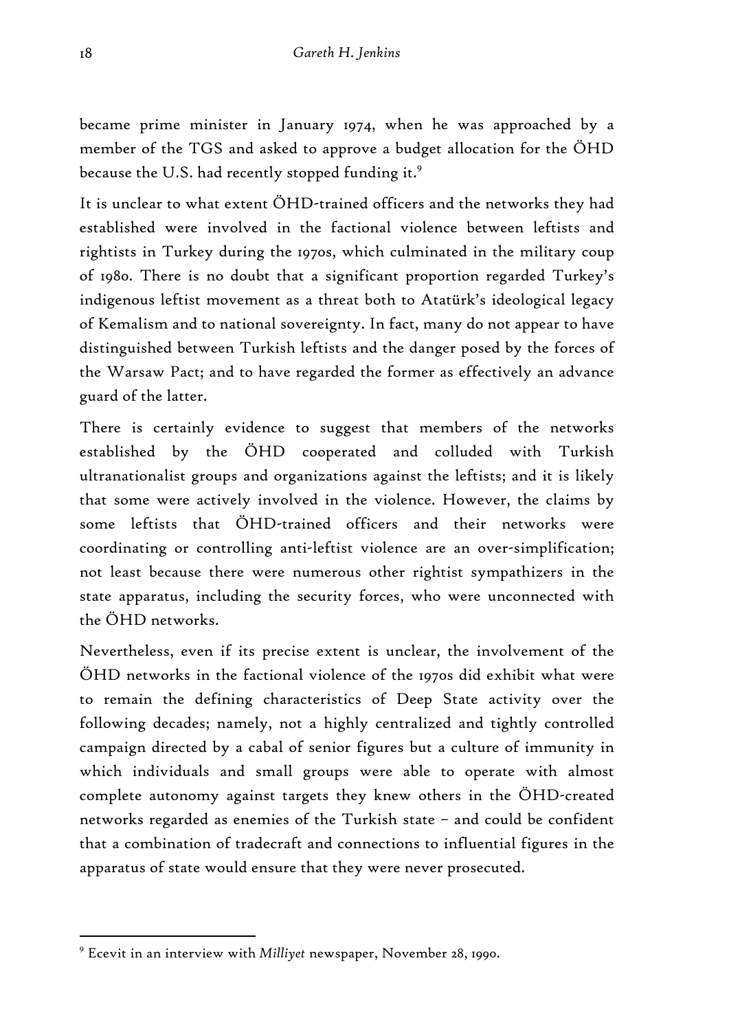became prime minister in January 1974, when he was approached by a member of the TGS and asked to approve a budget allocation for the ÖHD because the U.S. had recently stopped funding it.[9]

It is unclear to what extent ÖHD-trained officers and the networks they had established were involved in the factional violence between leftists and rightists in Turkey during the 1970s, which culminated in the military coup of 1980. There is no doubt that a significant proportion regarded Turkey's indigenous leftist movement as a threat both to Atatürk's ideological legacy of Kemalism and to national sovereignty. In fact, many do not appear to have distinguished between Turkish leftists and the danger posed by the forces of the Warsaw Pact; and to have regarded the former as effectively an advance guard of the latter.

There is certainly evidence to suggest that members of the networks established by the ÖHD cooperated and colluded with Turkish ultranationalist groups and organizations against the leftists; and it is likely that some were actively involved in the violence. However, the claims by some leftists that ÖHD-trained officers and their networks were coordinating or controlling anti-leftist violence are an over-simplification; not least because there were numerous other rightist sympathizers in the state apparatus, including the security forces, who were unconnected with the ÖHD networks.

Nevertheless, even if its precise extent is unclear, the involvement of the ÖHD networks in the factional violence of the 1970s did exhibit what were to remain the defining characteristics of Deep State activity over the following decades; namely, not a highly centralized and tightly controlled campaign directed by a cabal of senior figures but a culture of immunity in which individuals and small groups were able to operate with almost complete autonomy against targets they knew others in the ÖHD-created networks regarded as enemies of the Turkish state – and could be confident that a combination of tradecraft and connections to influential figures in the apparatus of state would ensure that they were never prosecuted.

---

[9] Ecevit in an interview with *Milliyet* newspaper, November 28, 1990.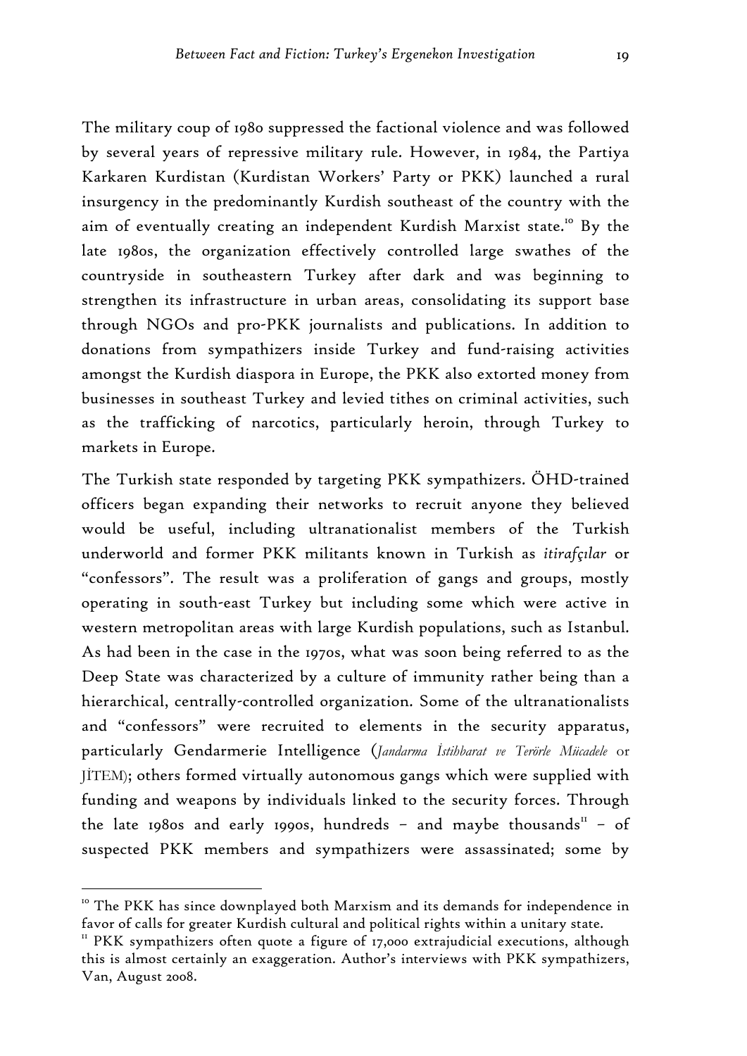The military coup of 1980 suppressed the factional violence and was followed by several years of repressive military rule. However, in 1984, the Partiya Karkaren Kurdistan (Kurdistan Workers' Party or PKK) launched a rural insurgency in the predominantly Kurdish southeast of the country with the aim of eventually creating an independent Kurdish Marxist state.[10] By the late 1980s, the organization effectively controlled large swathes of the countryside in southeastern Turkey after dark and was beginning to strengthen its infrastructure in urban areas, consolidating its support base through NGOs and pro-PKK journalists and publications. In addition to donations from sympathizers inside Turkey and fund-raising activities amongst the Kurdish diaspora in Europe, the PKK also extorted money from businesses in southeast Turkey and levied tithes on criminal activities, such as the trafficking of narcotics, particularly heroin, through Turkey to markets in Europe.

The Turkish state responded by targeting PKK sympathizers. ÖHD-trained officers began expanding their networks to recruit anyone they believed would be useful, including ultranationalist members of the Turkish underworld and former PKK militants known in Turkish as *itirafçılar* or "confessors". The result was a proliferation of gangs and groups, mostly operating in south-east Turkey but including some which were active in western metropolitan areas with large Kurdish populations, such as Istanbul. As had been in the case in the 1970s, what was soon being referred to as the Deep State was characterized by a culture of immunity rather being than a hierarchical, centrally-controlled organization. Some of the ultranationalists and "confessors" were recruited to elements in the security apparatus, particularly Gendarmerie Intelligence (*Jandarma İstihbarat ve Terörle Mücadele* or JİTEM); others formed virtually autonomous gangs which were supplied with funding and weapons by individuals linked to the security forces. Through the late 1980s and early 1990s, hundreds – and maybe thousands[11] – of suspected PKK members and sympathizers were assassinated; some by

---

[10] The PKK has since downplayed both Marxism and its demands for independence in favor of calls for greater Kurdish cultural and political rights within a unitary state.

[11] PKK sympathizers often quote a figure of 17,000 extrajudicial executions, although this is almost certainly an exaggeration. Author's interviews with PKK sympathizers, Van, August 2008.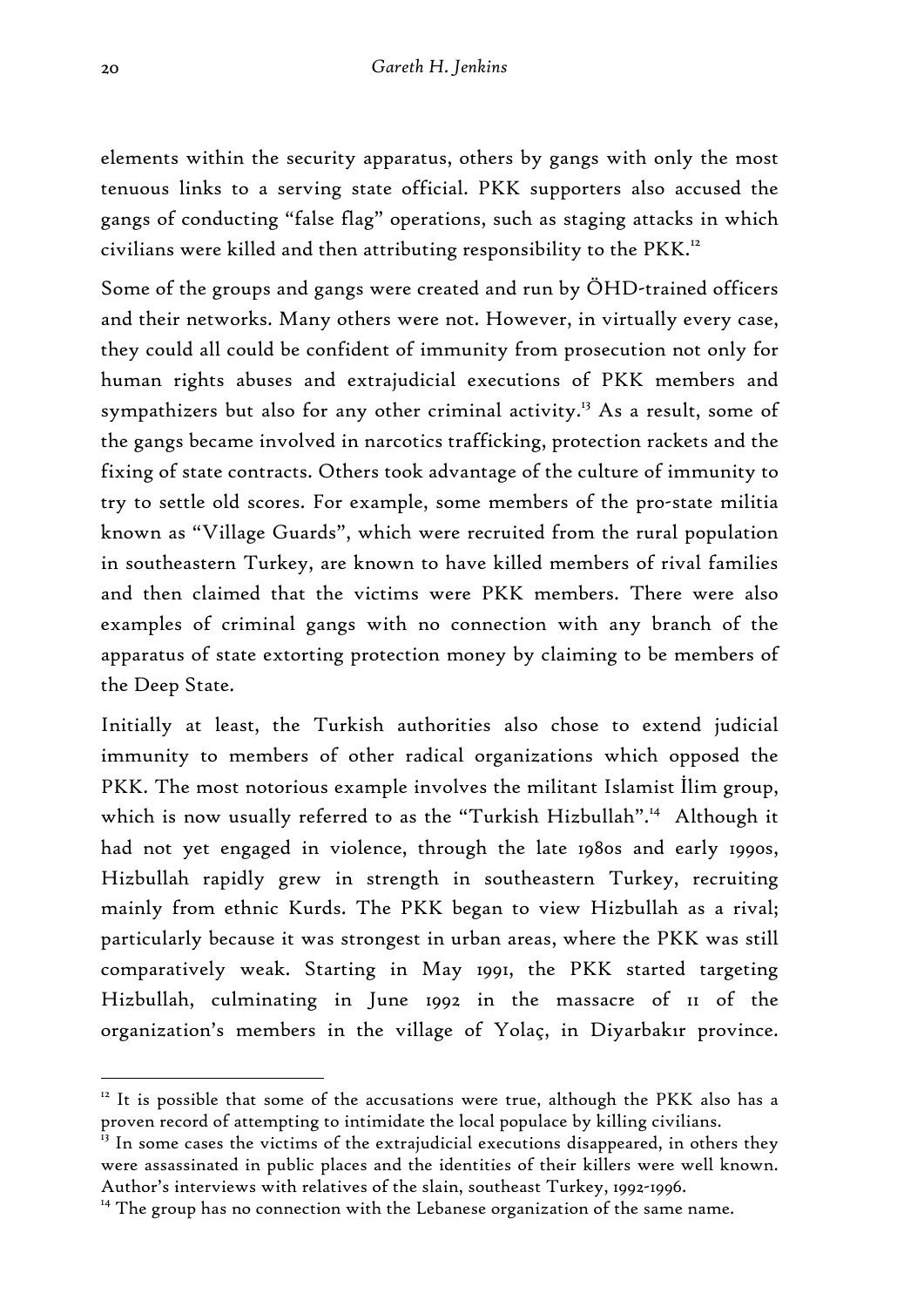elements within the security apparatus, others by gangs with only the most tenuous links to a serving state official. PKK supporters also accused the gangs of conducting "false flag" operations, such as staging attacks in which civilians were killed and then attributing responsibility to the PKK.[12]

Some of the groups and gangs were created and run by ÖHD-trained officers and their networks. Many others were not. However, in virtually every case, they could all could be confident of immunity from prosecution not only for human rights abuses and extrajudicial executions of PKK members and sympathizers but also for any other criminal activity.[13] As a result, some of the gangs became involved in narcotics trafficking, protection rackets and the fixing of state contracts. Others took advantage of the culture of immunity to try to settle old scores. For example, some members of the pro-state militia known as "Village Guards", which were recruited from the rural population in southeastern Turkey, are known to have killed members of rival families and then claimed that the victims were PKK members. There were also examples of criminal gangs with no connection with any branch of the apparatus of state extorting protection money by claiming to be members of the Deep State.

Initially at least, the Turkish authorities also chose to extend judicial immunity to members of other radical organizations which opposed the PKK. The most notorious example involves the militant Islamist İlim group, which is now usually referred to as the "Turkish Hizbullah".[14] Although it had not yet engaged in violence, through the late 1980s and early 1990s, Hizbullah rapidly grew in strength in southeastern Turkey, recruiting mainly from ethnic Kurds. The PKK began to view Hizbullah as a rival; particularly because it was strongest in urban areas, where the PKK was still comparatively weak. Starting in May 1991, the PKK started targeting Hizbullah, culminating in June 1992 in the massacre of 11 of the organization's members in the village of Yolaç, in Diyarbakır province.

---

[12] It is possible that some of the accusations were true, although the PKK also has a proven record of attempting to intimidate the local populace by killing civilians.

[13] In some cases the victims of the extrajudicial executions disappeared, in others they were assassinated in public places and the identities of their killers were well known. Author's interviews with relatives of the slain, southeast Turkey, 1992-1996.

[14] The group has no connection with the Lebanese organization of the same name.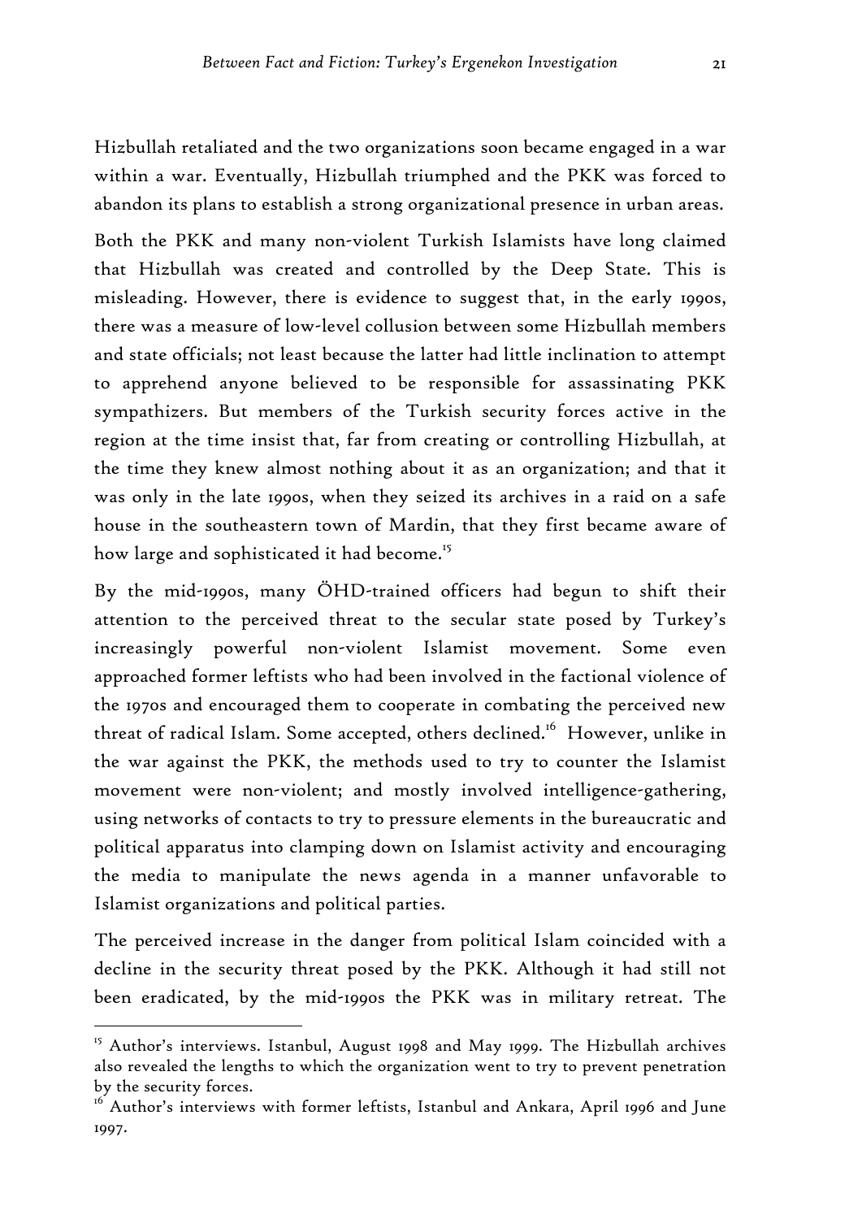Hizbullah retaliated and the two organizations soon became engaged in a war within a war. Eventually, Hizbullah triumphed and the PKK was forced to abandon its plans to establish a strong organizational presence in urban areas.

Both the PKK and many non-violent Turkish Islamists have long claimed that Hizbullah was created and controlled by the Deep State. This is misleading. However, there is evidence to suggest that, in the early 1990s, there was a measure of low-level collusion between some Hizbullah members and state officials; not least because the latter had little inclination to attempt to apprehend anyone believed to be responsible for assassinating PKK sympathizers. But members of the Turkish security forces active in the region at the time insist that, far from creating or controlling Hizbullah, at the time they knew almost nothing about it as an organization; and that it was only in the late 1990s, when they seized its archives in a raid on a safe house in the southeastern town of Mardin, that they first became aware of how large and sophisticated it had become.[15]

By the mid-1990s, many ÖHD-trained officers had begun to shift their attention to the perceived threat to the secular state posed by Turkey's increasingly powerful non-violent Islamist movement. Some even approached former leftists who had been involved in the factional violence of the 1970s and encouraged them to cooperate in combating the perceived new threat of radical Islam. Some accepted, others declined.[16] However, unlike in the war against the PKK, the methods used to try to counter the Islamist movement were non-violent; and mostly involved intelligence-gathering, using networks of contacts to try to pressure elements in the bureaucratic and political apparatus into clamping down on Islamist activity and encouraging the media to manipulate the news agenda in a manner unfavorable to Islamist organizations and political parties.

The perceived increase in the danger from political Islam coincided with a decline in the security threat posed by the PKK. Although it had still not been eradicated, by the mid-1990s the PKK was in military retreat. The

---

[15] Author's interviews. Istanbul, August 1998 and May 1999. The Hizbullah archives also revealed the lengths to which the organization went to try to prevent penetration by the security forces.

[16] Author's interviews with former leftists, Istanbul and Ankara, April 1996 and June 1997.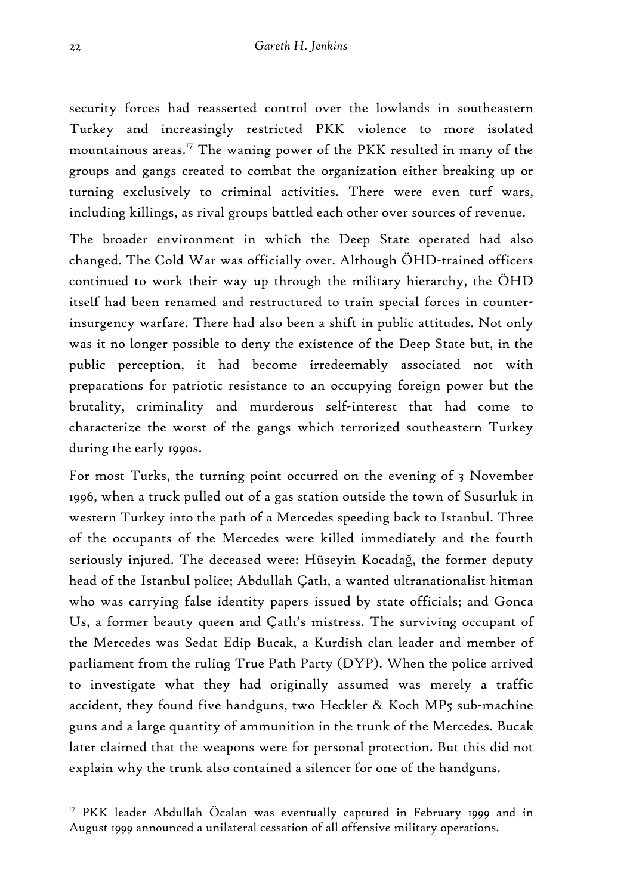security forces had reasserted control over the lowlands in southeastern Turkey and increasingly restricted PKK violence to more isolated mountainous areas.[17] The waning power of the PKK resulted in many of the groups and gangs created to combat the organization either breaking up or turning exclusively to criminal activities. There were even turf wars, including killings, as rival groups battled each other over sources of revenue.

The broader environment in which the Deep State operated had also changed. The Cold War was officially over. Although ÖHD-trained officers continued to work their way up through the military hierarchy, the ÖHD itself had been renamed and restructured to train special forces in counter-insurgency warfare. There had also been a shift in public attitudes. Not only was it no longer possible to deny the existence of the Deep State but, in the public perception, it had become irredeemably associated not with preparations for patriotic resistance to an occupying foreign power but the brutality, criminality and murderous self-interest that had come to characterize the worst of the gangs which terrorized southeastern Turkey during the early 1990s.

For most Turks, the turning point occurred on the evening of 3 November 1996, when a truck pulled out of a gas station outside the town of Susurluk in western Turkey into the path of a Mercedes speeding back to Istanbul. Three of the occupants of the Mercedes were killed immediately and the fourth seriously injured. The deceased were: Hüseyin Kocadağ, the former deputy head of the Istanbul police; Abdullah Çatlı, a wanted ultranationalist hitman who was carrying false identity papers issued by state officials; and Gonca Us, a former beauty queen and Çatlı's mistress. The surviving occupant of the Mercedes was Sedat Edip Bucak, a Kurdish clan leader and member of parliament from the ruling True Path Party (DYP). When the police arrived to investigate what they had originally assumed was merely a traffic accident, they found five handguns, two Heckler & Koch MP5 sub-machine guns and a large quantity of ammunition in the trunk of the Mercedes. Bucak later claimed that the weapons were for personal protection. But this did not explain why the trunk also contained a silencer for one of the handguns.

---

[17] PKK leader Abdullah Öcalan was eventually captured in February 1999 and in August 1999 announced a unilateral cessation of all offensive military operations.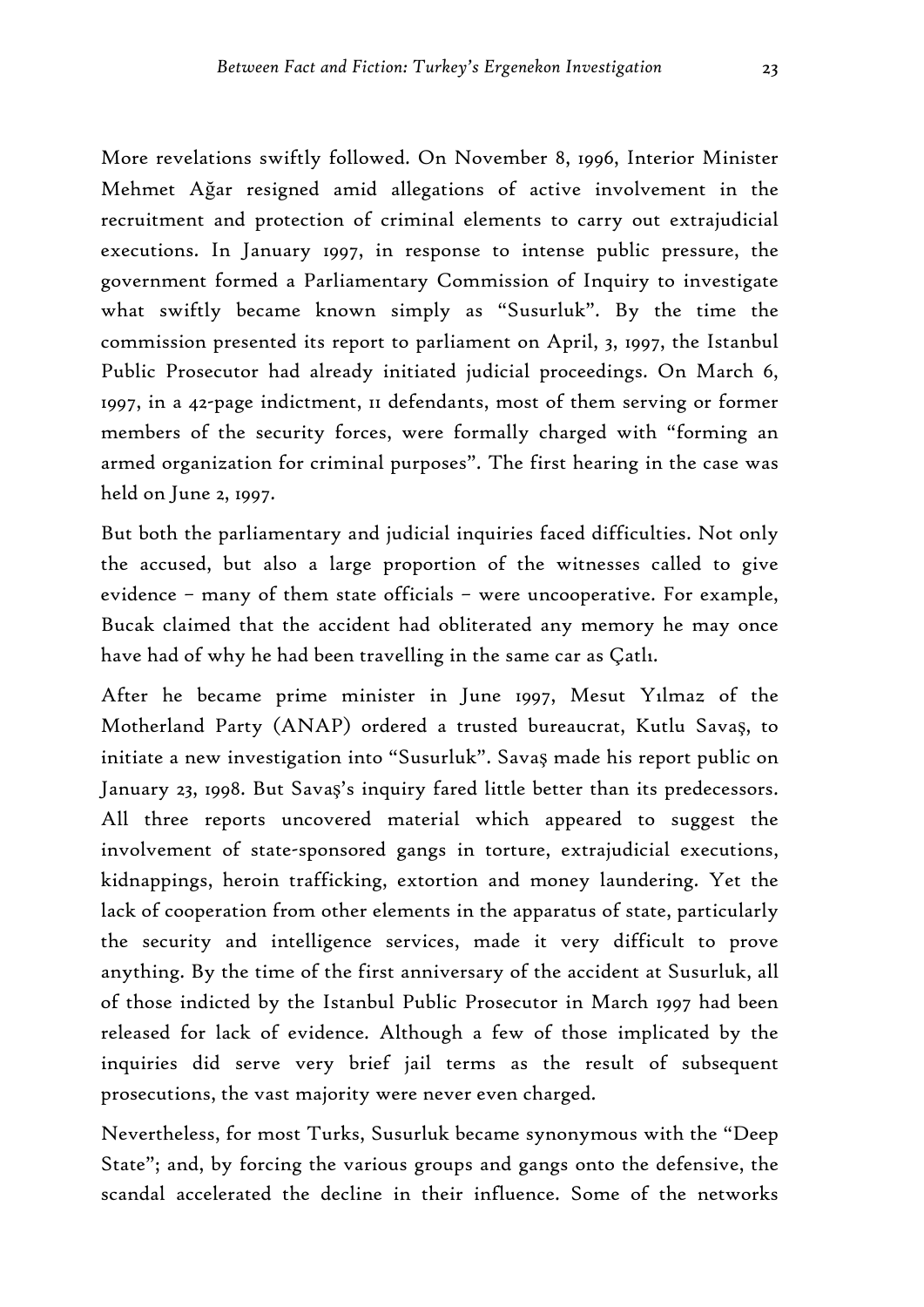More revelations swiftly followed. On November 8, 1996, Interior Minister Mehmet Ağar resigned amid allegations of active involvement in the recruitment and protection of criminal elements to carry out extrajudicial executions. In January 1997, in response to intense public pressure, the government formed a Parliamentary Commission of Inquiry to investigate what swiftly became known simply as "Susurluk". By the time the commission presented its report to parliament on April, 3, 1997, the Istanbul Public Prosecutor had already initiated judicial proceedings. On March 6, 1997, in a 42-page indictment, 11 defendants, most of them serving or former members of the security forces, were formally charged with "forming an armed organization for criminal purposes". The first hearing in the case was held on June 2, 1997.

But both the parliamentary and judicial inquiries faced difficulties. Not only the accused, but also a large proportion of the witnesses called to give evidence – many of them state officials – were uncooperative. For example, Bucak claimed that the accident had obliterated any memory he may once have had of why he had been travelling in the same car as Çatlı.

After he became prime minister in June 1997, Mesut Yılmaz of the Motherland Party (ANAP) ordered a trusted bureaucrat, Kutlu Savaş, to initiate a new investigation into "Susurluk". Savaş made his report public on January 23, 1998. But Savaş's inquiry fared little better than its predecessors. All three reports uncovered material which appeared to suggest the involvement of state-sponsored gangs in torture, extrajudicial executions, kidnappings, heroin trafficking, extortion and money laundering. Yet the lack of cooperation from other elements in the apparatus of state, particularly the security and intelligence services, made it very difficult to prove anything. By the time of the first anniversary of the accident at Susurluk, all of those indicted by the Istanbul Public Prosecutor in March 1997 had been released for lack of evidence. Although a few of those implicated by the inquiries did serve very brief jail terms as the result of subsequent prosecutions, the vast majority were never even charged.

Nevertheless, for most Turks, Susurluk became synonymous with the "Deep State"; and, by forcing the various groups and gangs onto the defensive, the scandal accelerated the decline in their influence. Some of the networks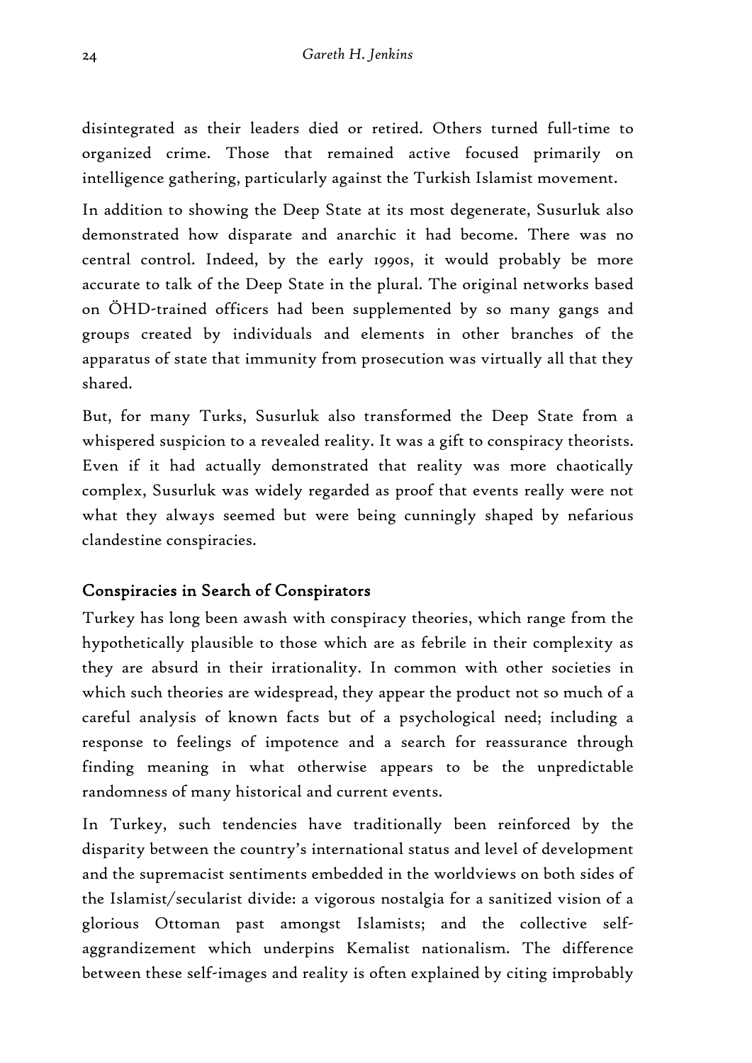disintegrated as their leaders died or retired. Others turned full-time to organized crime. Those that remained active focused primarily on intelligence gathering, particularly against the Turkish Islamist movement.

In addition to showing the Deep State at its most degenerate, Susurluk also demonstrated how disparate and anarchic it had become. There was no central control. Indeed, by the early 1990s, it would probably be more accurate to talk of the Deep State in the plural. The original networks based on ÖHD-trained officers had been supplemented by so many gangs and groups created by individuals and elements in other branches of the apparatus of state that immunity from prosecution was virtually all that they shared.

But, for many Turks, Susurluk also transformed the Deep State from a whispered suspicion to a revealed reality. It was a gift to conspiracy theorists. Even if it had actually demonstrated that reality was more chaotically complex, Susurluk was widely regarded as proof that events really were not what they always seemed but were being cunningly shaped by nefarious clandestine conspiracies.

## Conspiracies in Search of Conspirators

Turkey has long been awash with conspiracy theories, which range from the hypothetically plausible to those which are as febrile in their complexity as they are absurd in their irrationality. In common with other societies in which such theories are widespread, they appear the product not so much of a careful analysis of known facts but of a psychological need; including a response to feelings of impotence and a search for reassurance through finding meaning in what otherwise appears to be the unpredictable randomness of many historical and current events.

In Turkey, such tendencies have traditionally been reinforced by the disparity between the country's international status and level of development and the supremacist sentiments embedded in the worldviews on both sides of the Islamist/secularist divide: a vigorous nostalgia for a sanitized vision of a glorious Ottoman past amongst Islamists; and the collective self-aggrandizement which underpins Kemalist nationalism. The difference between these self-images and reality is often explained by citing improbably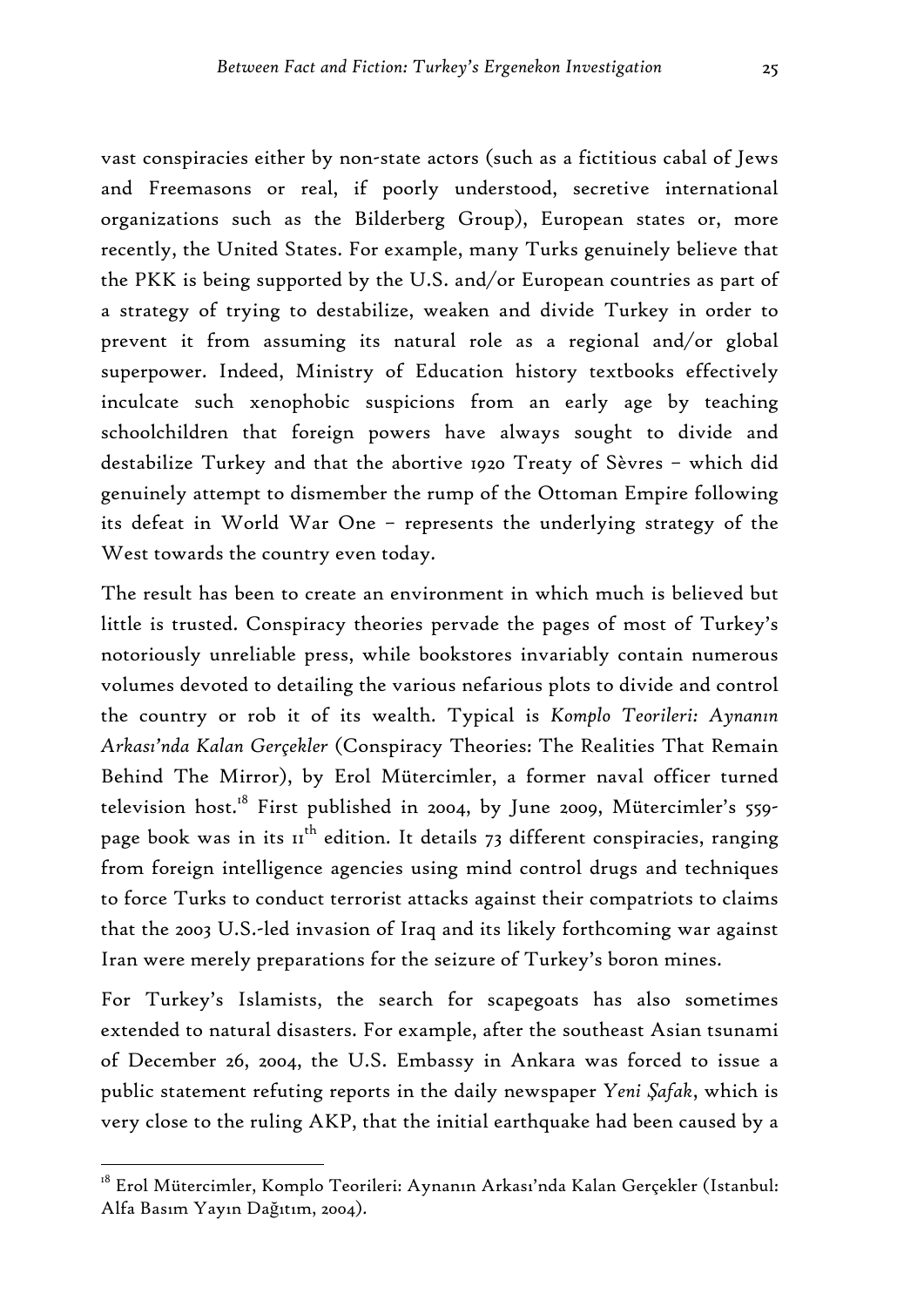vast conspiracies either by non-state actors (such as a fictitious cabal of Jews and Freemasons or real, if poorly understood, secretive international organizations such as the Bilderberg Group), European states or, more recently, the United States. For example, many Turks genuinely believe that the PKK is being supported by the U.S. and/or European countries as part of a strategy of trying to destabilize, weaken and divide Turkey in order to prevent it from assuming its natural role as a regional and/or global superpower. Indeed, Ministry of Education history textbooks effectively inculcate such xenophobic suspicions from an early age by teaching schoolchildren that foreign powers have always sought to divide and destabilize Turkey and that the abortive 1920 Treaty of Sèvres – which did genuinely attempt to dismember the rump of the Ottoman Empire following its defeat in World War One – represents the underlying strategy of the West towards the country even today.

The result has been to create an environment in which much is believed but little is trusted. Conspiracy theories pervade the pages of most of Turkey's notoriously unreliable press, while bookstores invariably contain numerous volumes devoted to detailing the various nefarious plots to divide and control the country or rob it of its wealth. Typical is *Komplo Teorileri: Aynanın Arkası'nda Kalan Gerçekler* (Conspiracy Theories: The Realities That Remain Behind The Mirror), by Erol Mütercimler, a former naval officer turned television host.[18] First published in 2004, by June 2009, Mütercimler's 559-page book was in its 11th edition. It details 73 different conspiracies, ranging from foreign intelligence agencies using mind control drugs and techniques to force Turks to conduct terrorist attacks against their compatriots to claims that the 2003 U.S.-led invasion of Iraq and its likely forthcoming war against Iran were merely preparations for the seizure of Turkey's boron mines.

For Turkey's Islamists, the search for scapegoats has also sometimes extended to natural disasters. For example, after the southeast Asian tsunami of December 26, 2004, the U.S. Embassy in Ankara was forced to issue a public statement refuting reports in the daily newspaper *Yeni Şafak*, which is very close to the ruling AKP, that the initial earthquake had been caused by a

[18] Erol Mütercimler, Komplo Teorileri: Aynanın Arkası'nda Kalan Gerçekler (Istanbul: Alfa Basım Yayın Dağıtım, 2004).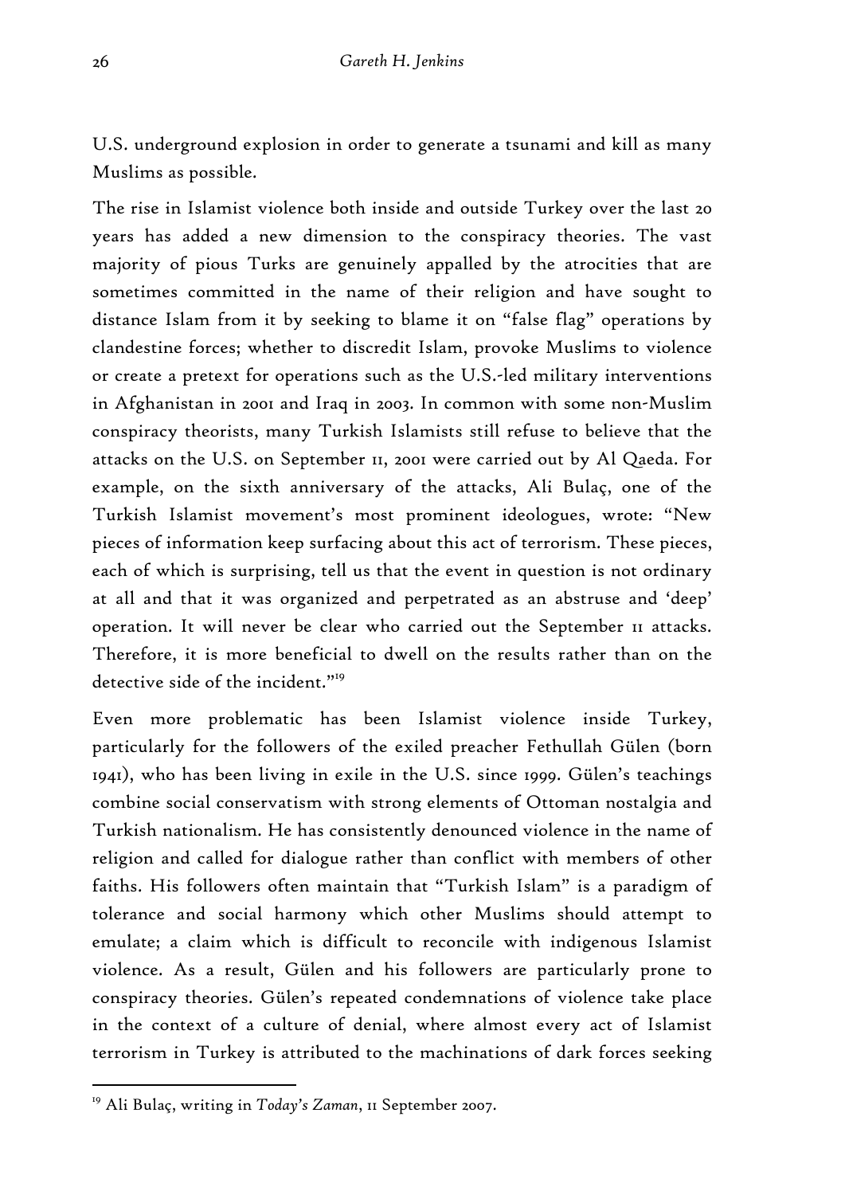U.S. underground explosion in order to generate a tsunami and kill as many Muslims as possible.

The rise in Islamist violence both inside and outside Turkey over the last 20 years has added a new dimension to the conspiracy theories. The vast majority of pious Turks are genuinely appalled by the atrocities that are sometimes committed in the name of their religion and have sought to distance Islam from it by seeking to blame it on "false flag" operations by clandestine forces; whether to discredit Islam, provoke Muslims to violence or create a pretext for operations such as the U.S.-led military interventions in Afghanistan in 2001 and Iraq in 2003. In common with some non-Muslim conspiracy theorists, many Turkish Islamists still refuse to believe that the attacks on the U.S. on September 11, 2001 were carried out by Al Qaeda. For example, on the sixth anniversary of the attacks, Ali Bulaç, one of the Turkish Islamist movement's most prominent ideologues, wrote: "New pieces of information keep surfacing about this act of terrorism. These pieces, each of which is surprising, tell us that the event in question is not ordinary at all and that it was organized and perpetrated as an abstruse and 'deep' operation. It will never be clear who carried out the September 11 attacks. Therefore, it is more beneficial to dwell on the results rather than on the detective side of the incident."[19]

Even more problematic has been Islamist violence inside Turkey, particularly for the followers of the exiled preacher Fethullah Gülen (born 1941), who has been living in exile in the U.S. since 1999. Gülen's teachings combine social conservatism with strong elements of Ottoman nostalgia and Turkish nationalism. He has consistently denounced violence in the name of religion and called for dialogue rather than conflict with members of other faiths. His followers often maintain that "Turkish Islam" is a paradigm of tolerance and social harmony which other Muslims should attempt to emulate; a claim which is difficult to reconcile with indigenous Islamist violence. As a result, Gülen and his followers are particularly prone to conspiracy theories. Gülen's repeated condemnations of violence take place in the context of a culture of denial, where almost every act of Islamist terrorism in Turkey is attributed to the machinations of dark forces seeking

[19] Ali Bulaç, writing in *Today's Zaman*, 11 September 2007.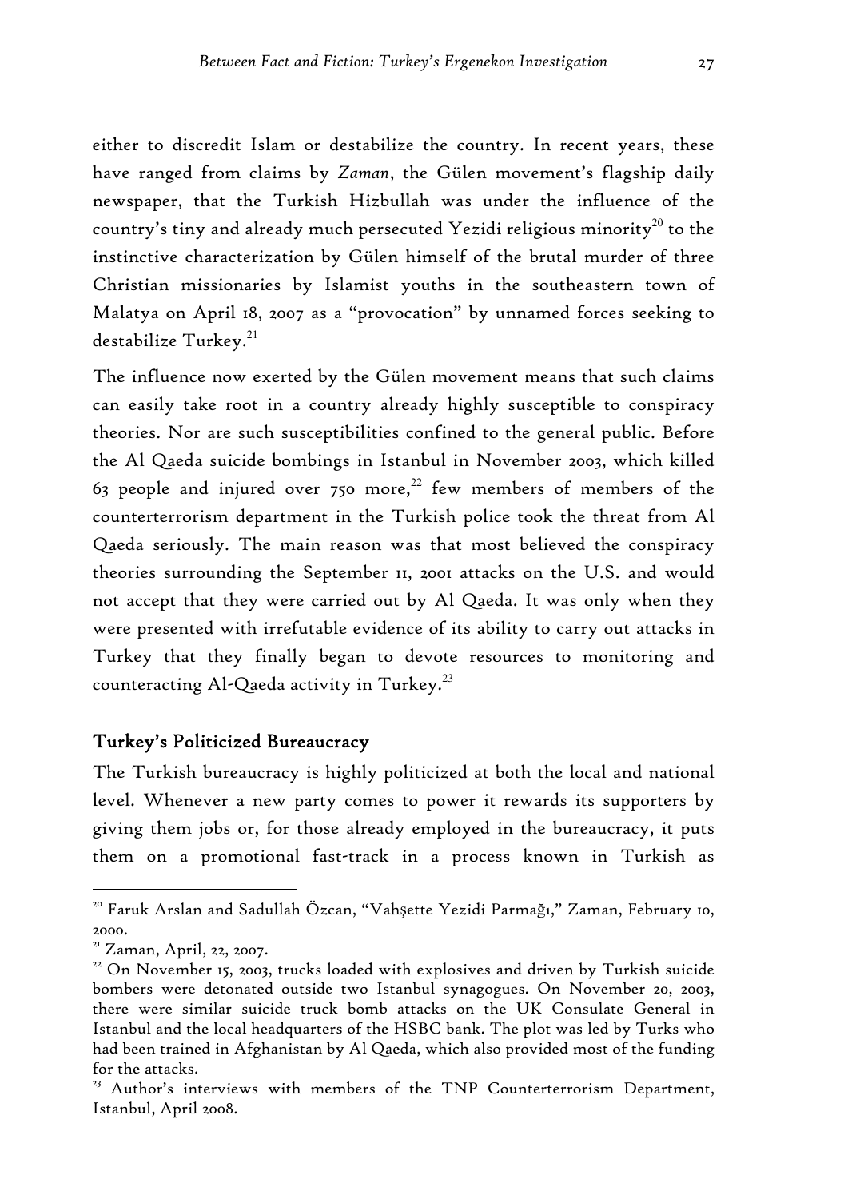either to discredit Islam or destabilize the country. In recent years, these have ranged from claims by *Zaman*, the Gülen movement's flagship daily newspaper, that the Turkish Hizbullah was under the influence of the country's tiny and already much persecuted Yezidi religious minority[20] to the instinctive characterization by Gülen himself of the brutal murder of three Christian missionaries by Islamist youths in the southeastern town of Malatya on April 18, 2007 as a "provocation" by unnamed forces seeking to destabilize Turkey.[21]

The influence now exerted by the Gülen movement means that such claims can easily take root in a country already highly susceptible to conspiracy theories. Nor are such susceptibilities confined to the general public. Before the Al Qaeda suicide bombings in Istanbul in November 2003, which killed 63 people and injured over 750 more,[22] few members of members of the counterterrorism department in the Turkish police took the threat from Al Qaeda seriously. The main reason was that most believed the conspiracy theories surrounding the September 11, 2001 attacks on the U.S. and would not accept that they were carried out by Al Qaeda. It was only when they were presented with irrefutable evidence of its ability to carry out attacks in Turkey that they finally began to devote resources to monitoring and counteracting Al-Qaeda activity in Turkey.[23]

## Turkey's Politicized Bureaucracy

The Turkish bureaucracy is highly politicized at both the local and national level. Whenever a new party comes to power it rewards its supporters by giving them jobs or, for those already employed in the bureaucracy, it puts them on a promotional fast-track in a process known in Turkish as

---

[20] Faruk Arslan and Sadullah Özcan, "Vahşette Yezidi Parmağı," Zaman, February 10, 2000.

[21] Zaman, April, 22, 2007.

[22] On November 15, 2003, trucks loaded with explosives and driven by Turkish suicide bombers were detonated outside two Istanbul synagogues. On November 20, 2003, there were similar suicide truck bomb attacks on the UK Consulate General in Istanbul and the local headquarters of the HSBC bank. The plot was led by Turks who had been trained in Afghanistan by Al Qaeda, which also provided most of the funding for the attacks.

[23] Author's interviews with members of the TNP Counterterrorism Department, Istanbul, April 2008.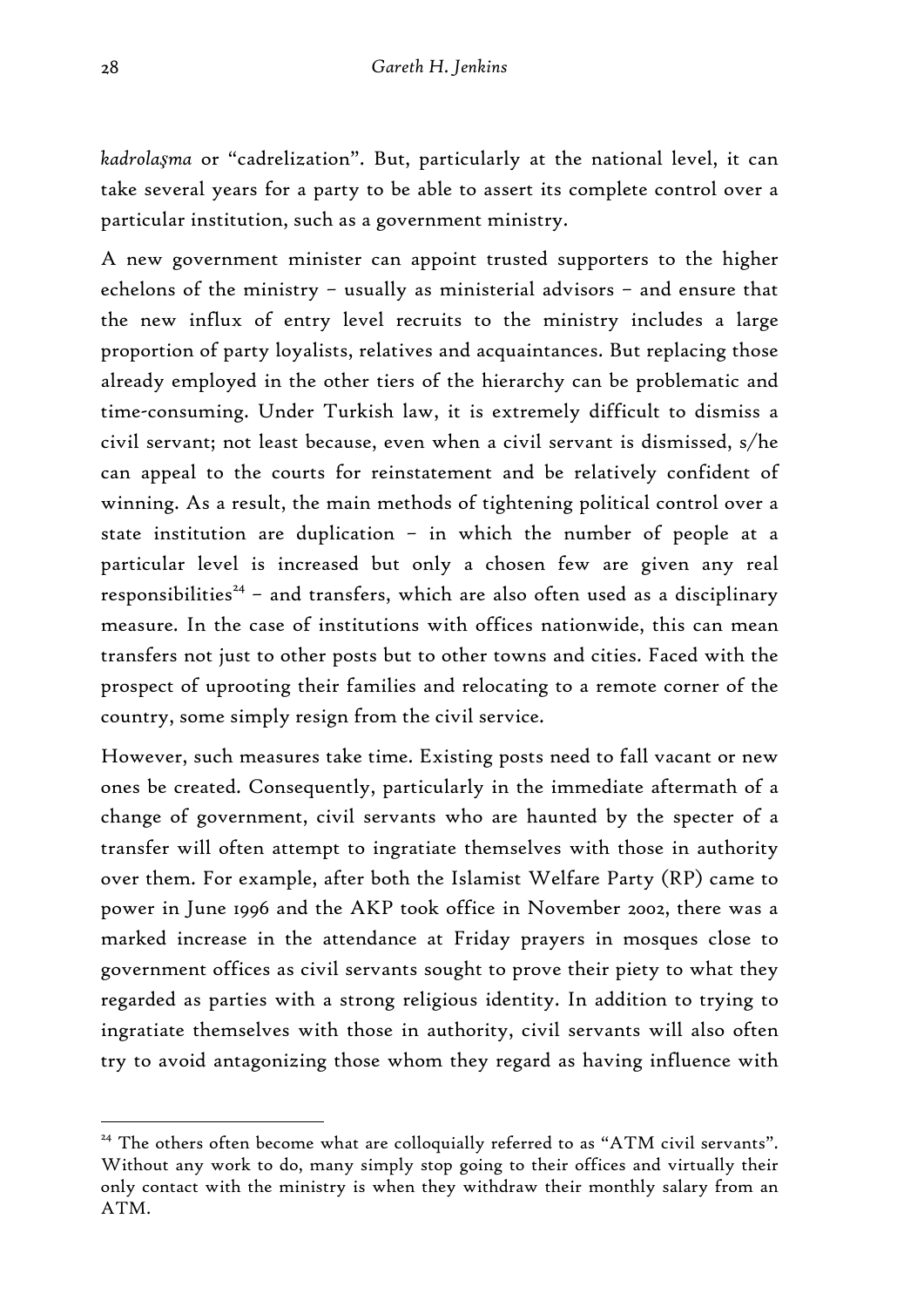*kadrolaşma* or "cadrelization". But, particularly at the national level, it can take several years for a party to be able to assert its complete control over a particular institution, such as a government ministry.

A new government minister can appoint trusted supporters to the higher echelons of the ministry – usually as ministerial advisors – and ensure that the new influx of entry level recruits to the ministry includes a large proportion of party loyalists, relatives and acquaintances. But replacing those already employed in the other tiers of the hierarchy can be problematic and time-consuming. Under Turkish law, it is extremely difficult to dismiss a civil servant; not least because, even when a civil servant is dismissed, s/he can appeal to the courts for reinstatement and be relatively confident of winning. As a result, the main methods of tightening political control over a state institution are duplication – in which the number of people at a particular level is increased but only a chosen few are given any real responsibilities[24] – and transfers, which are also often used as a disciplinary measure. In the case of institutions with offices nationwide, this can mean transfers not just to other posts but to other towns and cities. Faced with the prospect of uprooting their families and relocating to a remote corner of the country, some simply resign from the civil service.

However, such measures take time. Existing posts need to fall vacant or new ones be created. Consequently, particularly in the immediate aftermath of a change of government, civil servants who are haunted by the specter of a transfer will often attempt to ingratiate themselves with those in authority over them. For example, after both the Islamist Welfare Party (RP) came to power in June 1996 and the AKP took office in November 2002, there was a marked increase in the attendance at Friday prayers in mosques close to government offices as civil servants sought to prove their piety to what they regarded as parties with a strong religious identity. In addition to trying to ingratiate themselves with those in authority, civil servants will also often try to avoid antagonizing those whom they regard as having influence with

[24] The others often become what are colloquially referred to as "ATM civil servants". Without any work to do, many simply stop going to their offices and virtually their only contact with the ministry is when they withdraw their monthly salary from an ATM.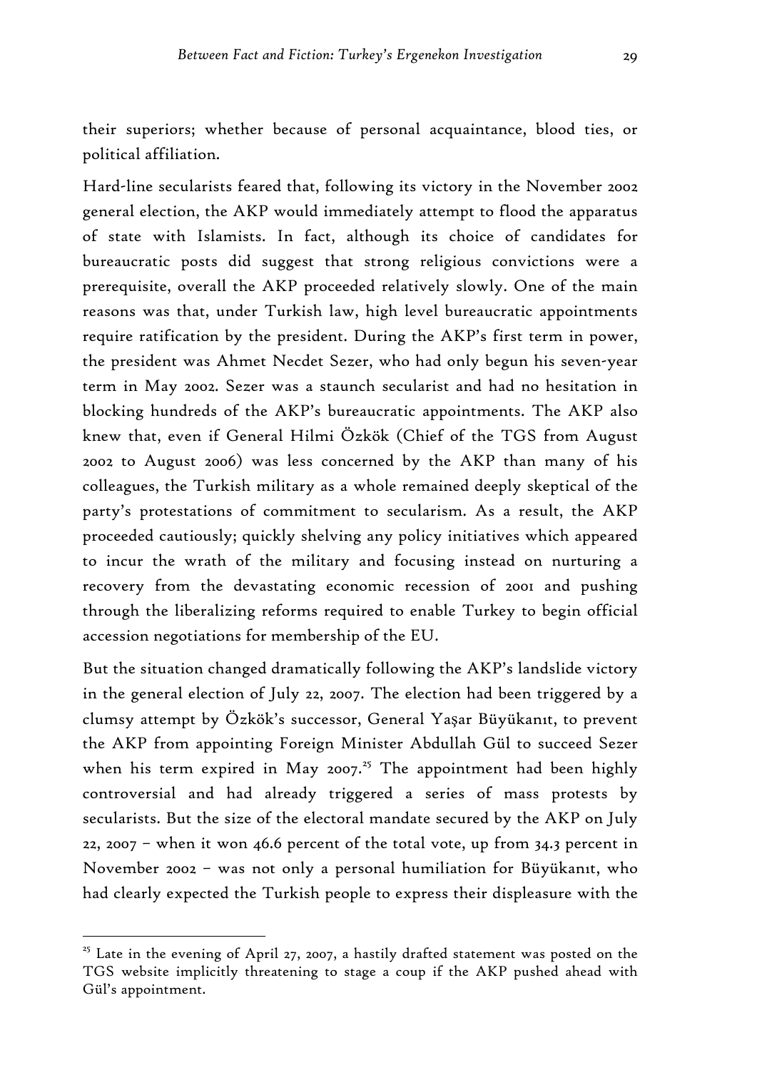their superiors; whether because of personal acquaintance, blood ties, or political affiliation.

Hard-line secularists feared that, following its victory in the November 2002 general election, the AKP would immediately attempt to flood the apparatus of state with Islamists. In fact, although its choice of candidates for bureaucratic posts did suggest that strong religious convictions were a prerequisite, overall the AKP proceeded relatively slowly. One of the main reasons was that, under Turkish law, high level bureaucratic appointments require ratification by the president. During the AKP's first term in power, the president was Ahmet Necdet Sezer, who had only begun his seven-year term in May 2002. Sezer was a staunch secularist and had no hesitation in blocking hundreds of the AKP's bureaucratic appointments. The AKP also knew that, even if General Hilmi Özkök (Chief of the TGS from August 2002 to August 2006) was less concerned by the AKP than many of his colleagues, the Turkish military as a whole remained deeply skeptical of the party's protestations of commitment to secularism. As a result, the AKP proceeded cautiously; quickly shelving any policy initiatives which appeared to incur the wrath of the military and focusing instead on nurturing a recovery from the devastating economic recession of 2001 and pushing through the liberalizing reforms required to enable Turkey to begin official accession negotiations for membership of the EU.

But the situation changed dramatically following the AKP's landslide victory in the general election of July 22, 2007. The election had been triggered by a clumsy attempt by Özkök's successor, General Yaşar Büyükanıt, to prevent the AKP from appointing Foreign Minister Abdullah Gül to succeed Sezer when his term expired in May 2007.[25] The appointment had been highly controversial and had already triggered a series of mass protests by secularists. But the size of the electoral mandate secured by the AKP on July 22, 2007 – when it won 46.6 percent of the total vote, up from 34.3 percent in November 2002 – was not only a personal humiliation for Büyükanıt, who had clearly expected the Turkish people to express their displeasure with the

[25] Late in the evening of April 27, 2007, a hastily drafted statement was posted on the TGS website implicitly threatening to stage a coup if the AKP pushed ahead with Gül's appointment.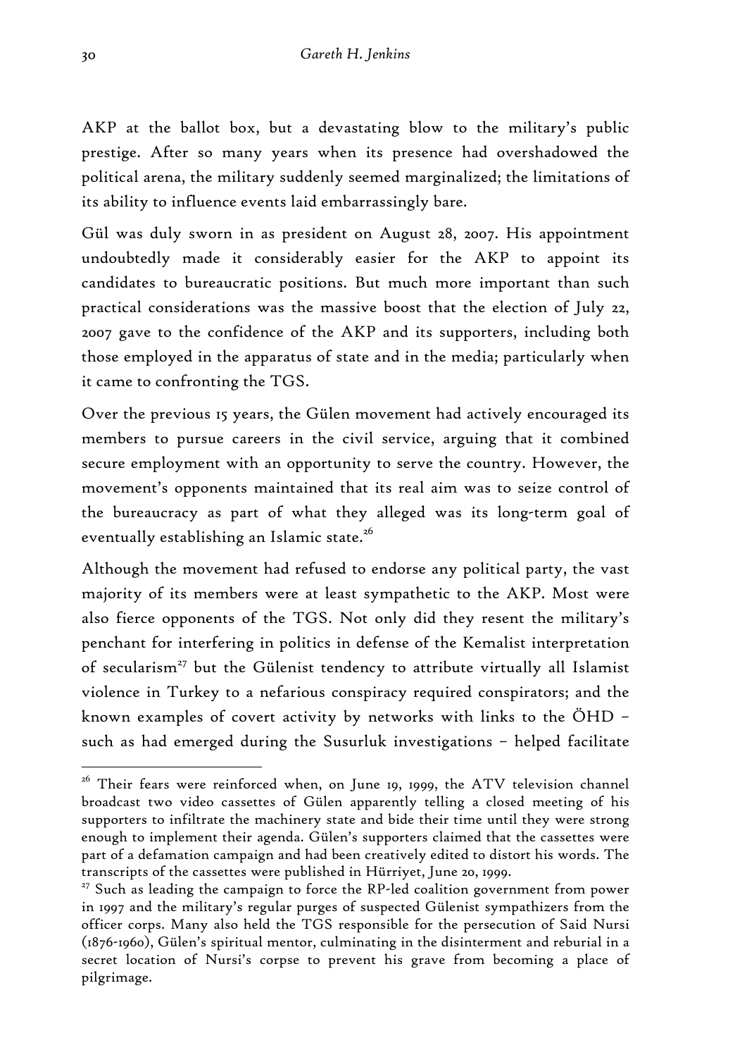AKP at the ballot box, but a devastating blow to the military's public prestige. After so many years when its presence had overshadowed the political arena, the military suddenly seemed marginalized; the limitations of its ability to influence events laid embarrassingly bare.

Gül was duly sworn in as president on August 28, 2007. His appointment undoubtedly made it considerably easier for the AKP to appoint its candidates to bureaucratic positions. But much more important than such practical considerations was the massive boost that the election of July 22, 2007 gave to the confidence of the AKP and its supporters, including both those employed in the apparatus of state and in the media; particularly when it came to confronting the TGS.

Over the previous 15 years, the Gülen movement had actively encouraged its members to pursue careers in the civil service, arguing that it combined secure employment with an opportunity to serve the country. However, the movement's opponents maintained that its real aim was to seize control of the bureaucracy as part of what they alleged was its long-term goal of eventually establishing an Islamic state.[26]

Although the movement had refused to endorse any political party, the vast majority of its members were at least sympathetic to the AKP. Most were also fierce opponents of the TGS. Not only did they resent the military's penchant for interfering in politics in defense of the Kemalist interpretation of secularism[27] but the Gülenist tendency to attribute virtually all Islamist violence in Turkey to a nefarious conspiracy required conspirators; and the known examples of covert activity by networks with links to the ÖHD – such as had emerged during the Susurluk investigations – helped facilitate

---

[26] Their fears were reinforced when, on June 19, 1999, the ATV television channel broadcast two video cassettes of Gülen apparently telling a closed meeting of his supporters to infiltrate the machinery state and bide their time until they were strong enough to implement their agenda. Gülen's supporters claimed that the cassettes were part of a defamation campaign and had been creatively edited to distort his words. The transcripts of the cassettes were published in Hürriyet, June 20, 1999.

[27] Such as leading the campaign to force the RP-led coalition government from power in 1997 and the military's regular purges of suspected Gülenist sympathizers from the officer corps. Many also held the TGS responsible for the persecution of Said Nursi (1876-1960), Gülen's spiritual mentor, culminating in the disinterment and reburial in a secret location of Nursi's corpse to prevent his grave from becoming a place of pilgrimage.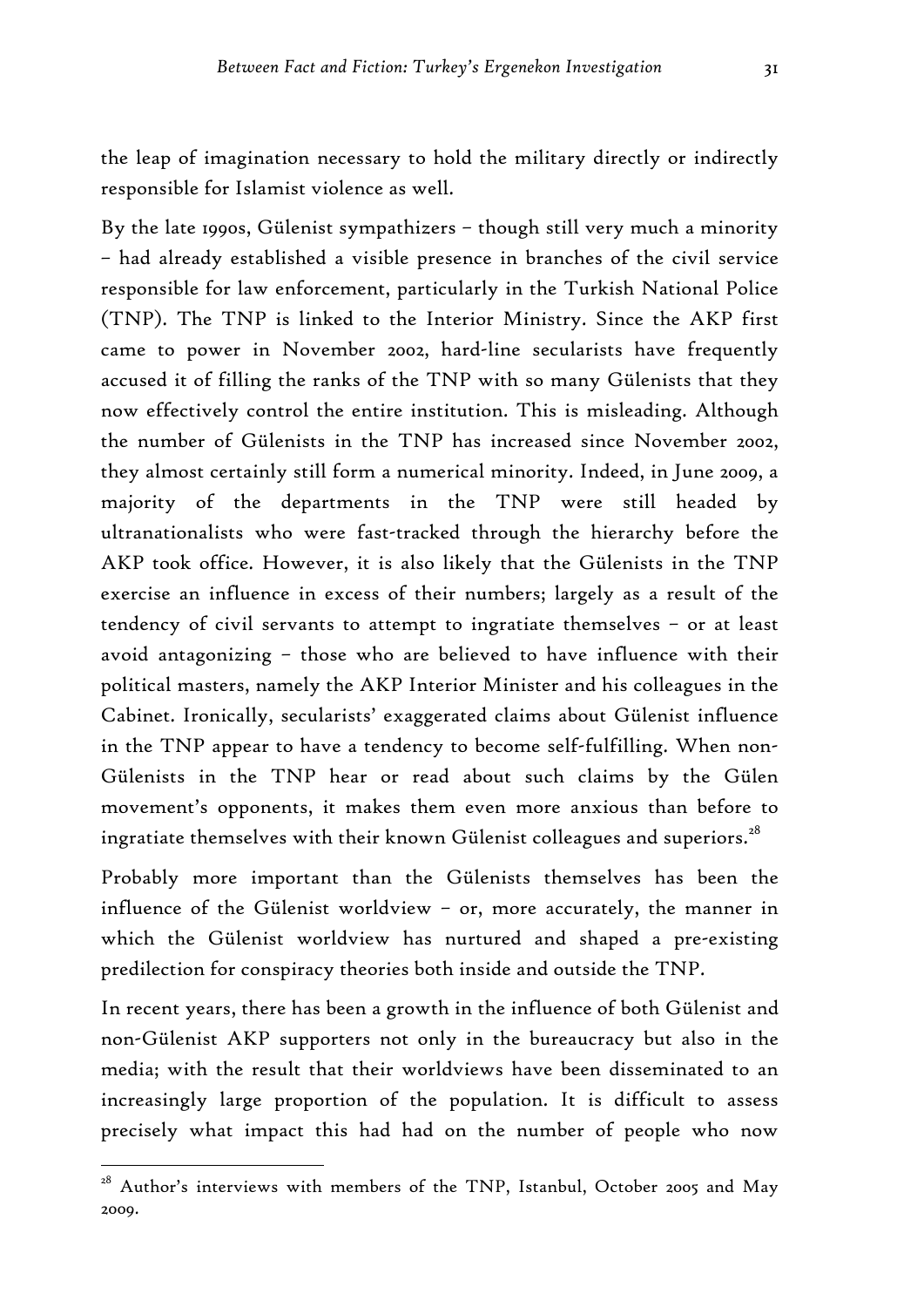the leap of imagination necessary to hold the military directly or indirectly responsible for Islamist violence as well.

By the late 1990s, Gülenist sympathizers – though still very much a minority – had already established a visible presence in branches of the civil service responsible for law enforcement, particularly in the Turkish National Police (TNP). The TNP is linked to the Interior Ministry. Since the AKP first came to power in November 2002, hard-line secularists have frequently accused it of filling the ranks of the TNP with so many Gülenists that they now effectively control the entire institution. This is misleading. Although the number of Gülenists in the TNP has increased since November 2002, they almost certainly still form a numerical minority. Indeed, in June 2009, a majority of the departments in the TNP were still headed by ultranationalists who were fast-tracked through the hierarchy before the AKP took office. However, it is also likely that the Gülenists in the TNP exercise an influence in excess of their numbers; largely as a result of the tendency of civil servants to attempt to ingratiate themselves – or at least avoid antagonizing – those who are believed to have influence with their political masters, namely the AKP Interior Minister and his colleagues in the Cabinet. Ironically, secularists' exaggerated claims about Gülenist influence in the TNP appear to have a tendency to become self-fulfilling. When non-Gülenists in the TNP hear or read about such claims by the Gülen movement's opponents, it makes them even more anxious than before to ingratiate themselves with their known Gülenist colleagues and superiors.[28]

Probably more important than the Gülenists themselves has been the influence of the Gülenist worldview – or, more accurately, the manner in which the Gülenist worldview has nurtured and shaped a pre-existing predilection for conspiracy theories both inside and outside the TNP.

In recent years, there has been a growth in the influence of both Gülenist and non-Gülenist AKP supporters not only in the bureaucracy but also in the media; with the result that their worldviews have been disseminated to an increasingly large proportion of the population. It is difficult to assess precisely what impact this had had on the number of people who now

---

[28] Author's interviews with members of the TNP, Istanbul, October 2005 and May 2009.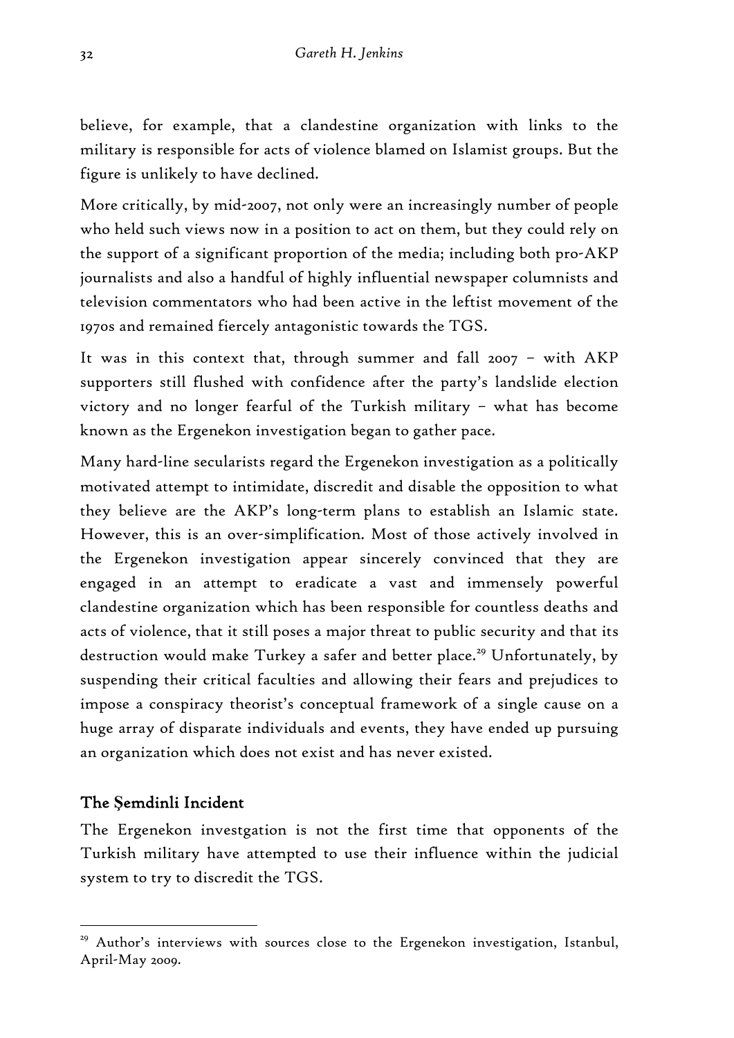believe, for example, that a clandestine organization with links to the military is responsible for acts of violence blamed on Islamist groups. But the figure is unlikely to have declined.

More critically, by mid-2007, not only were an increasingly number of people who held such views now in a position to act on them, but they could rely on the support of a significant proportion of the media; including both pro-AKP journalists and also a handful of highly influential newspaper columnists and television commentators who had been active in the leftist movement of the 1970s and remained fiercely antagonistic towards the TGS.

It was in this context that, through summer and fall 2007 – with AKP supporters still flushed with confidence after the party's landslide election victory and no longer fearful of the Turkish military – what has become known as the Ergenekon investigation began to gather pace.

Many hard-line secularists regard the Ergenekon investigation as a politically motivated attempt to intimidate, discredit and disable the opposition to what they believe are the AKP's long-term plans to establish an Islamic state. However, this is an over-simplification. Most of those actively involved in the Ergenekon investigation appear sincerely convinced that they are engaged in an attempt to eradicate a vast and immensely powerful clandestine organization which has been responsible for countless deaths and acts of violence, that it still poses a major threat to public security and that its destruction would make Turkey a safer and better place.[29] Unfortunately, by suspending their critical faculties and allowing their fears and prejudices to impose a conspiracy theorist's conceptual framework of a single cause on a huge array of disparate individuals and events, they have ended up pursuing an organization which does not exist and has never existed.

## The Şemdinli Incident

The Ergenekon investgation is not the first time that opponents of the Turkish military have attempted to use their influence within the judicial system to try to discredit the TGS.

---

[29] Author's interviews with sources close to the Ergenekon investigation, Istanbul, April-May 2009.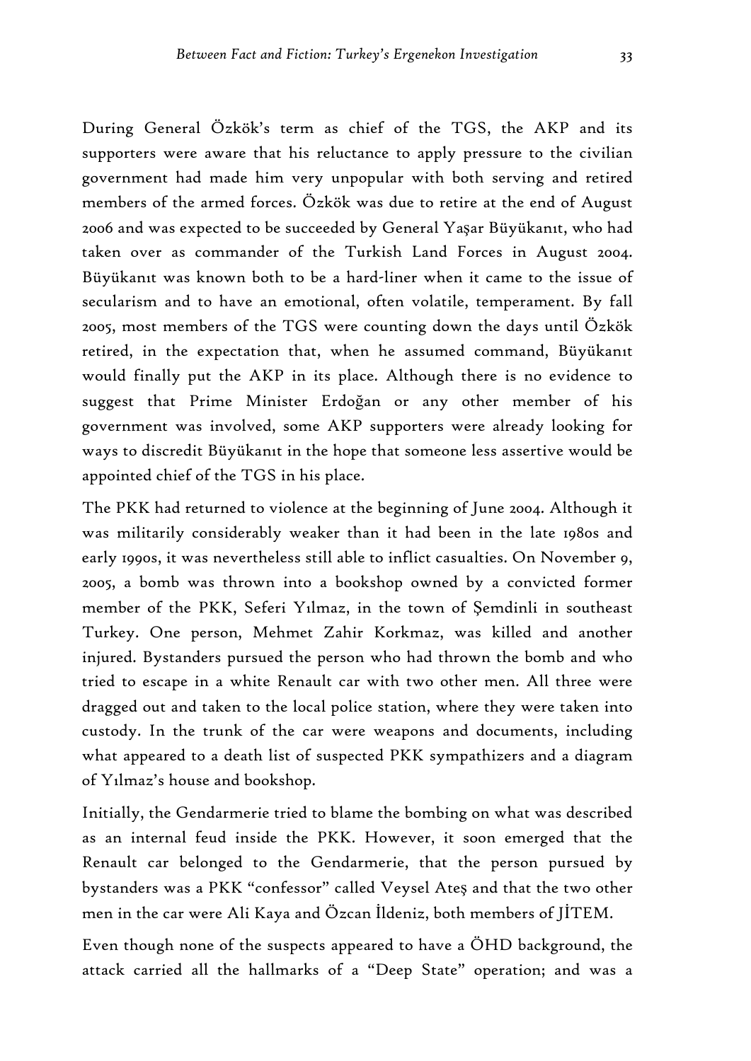During General Özkök's term as chief of the TGS, the AKP and its supporters were aware that his reluctance to apply pressure to the civilian government had made him very unpopular with both serving and retired members of the armed forces. Özkök was due to retire at the end of August 2006 and was expected to be succeeded by General Yaşar Büyükanıt, who had taken over as commander of the Turkish Land Forces in August 2004. Büyükanıt was known both to be a hard-liner when it came to the issue of secularism and to have an emotional, often volatile, temperament. By fall 2005, most members of the TGS were counting down the days until Özkök retired, in the expectation that, when he assumed command, Büyükanıt would finally put the AKP in its place. Although there is no evidence to suggest that Prime Minister Erdoğan or any other member of his government was involved, some AKP supporters were already looking for ways to discredit Büyükanıt in the hope that someone less assertive would be appointed chief of the TGS in his place.

The PKK had returned to violence at the beginning of June 2004. Although it was militarily considerably weaker than it had been in the late 1980s and early 1990s, it was nevertheless still able to inflict casualties. On November 9, 2005, a bomb was thrown into a bookshop owned by a convicted former member of the PKK, Seferi Yılmaz, in the town of Şemdinli in southeast Turkey. One person, Mehmet Zahir Korkmaz, was killed and another injured. Bystanders pursued the person who had thrown the bomb and who tried to escape in a white Renault car with two other men. All three were dragged out and taken to the local police station, where they were taken into custody. In the trunk of the car were weapons and documents, including what appeared to a death list of suspected PKK sympathizers and a diagram of Yılmaz's house and bookshop.

Initially, the Gendarmerie tried to blame the bombing on what was described as an internal feud inside the PKK. However, it soon emerged that the Renault car belonged to the Gendarmerie, that the person pursued by bystanders was a PKK "confessor" called Veysel Ateş and that the two other men in the car were Ali Kaya and Özcan İldeniz, both members of JİTEM.

Even though none of the suspects appeared to have a ÖHD background, the attack carried all the hallmarks of a "Deep State" operation; and was a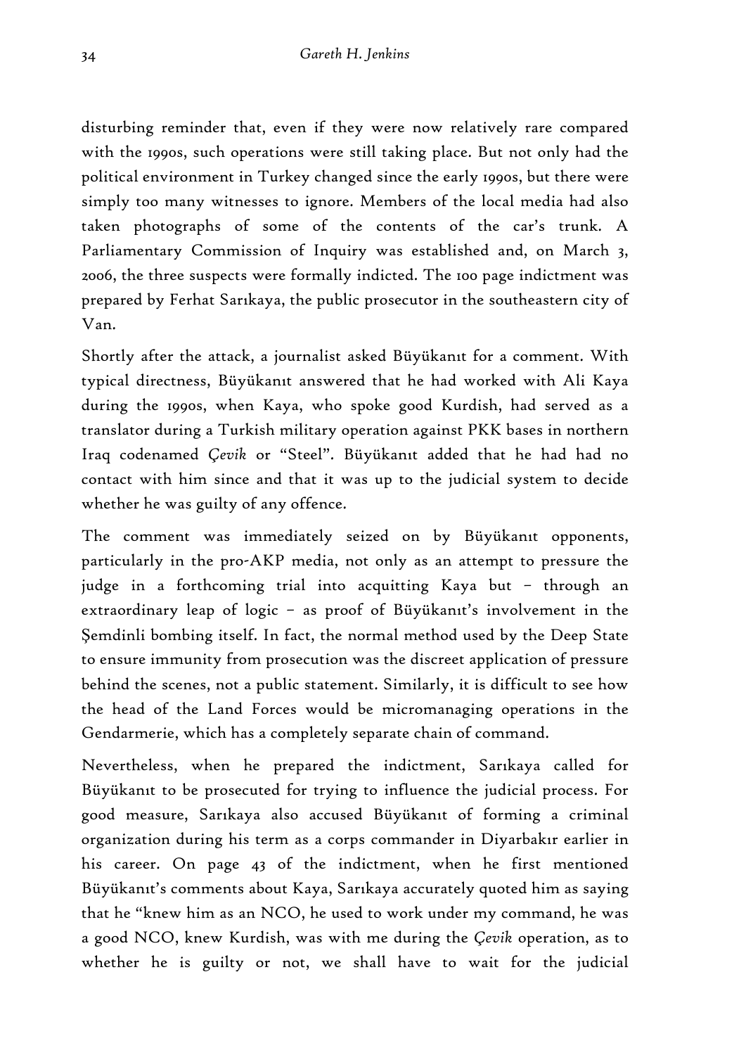disturbing reminder that, even if they were now relatively rare compared with the 1990s, such operations were still taking place. But not only had the political environment in Turkey changed since the early 1990s, but there were simply too many witnesses to ignore. Members of the local media had also taken photographs of some of the contents of the car's trunk. A Parliamentary Commission of Inquiry was established and, on March 3, 2006, the three suspects were formally indicted. The 100 page indictment was prepared by Ferhat Sarıkaya, the public prosecutor in the southeastern city of Van.

Shortly after the attack, a journalist asked Büyükanıt for a comment. With typical directness, Büyükanıt answered that he had worked with Ali Kaya during the 1990s, when Kaya, who spoke good Kurdish, had served as a translator during a Turkish military operation against PKK bases in northern Iraq codenamed *Çevik* or "Steel". Büyükanıt added that he had had no contact with him since and that it was up to the judicial system to decide whether he was guilty of any offence.

The comment was immediately seized on by Büyükanıt opponents, particularly in the pro-AKP media, not only as an attempt to pressure the judge in a forthcoming trial into acquitting Kaya but – through an extraordinary leap of logic – as proof of Büyükanıt's involvement in the Şemdinli bombing itself. In fact, the normal method used by the Deep State to ensure immunity from prosecution was the discreet application of pressure behind the scenes, not a public statement. Similarly, it is difficult to see how the head of the Land Forces would be micromanaging operations in the Gendarmerie, which has a completely separate chain of command.

Nevertheless, when he prepared the indictment, Sarıkaya called for Büyükanıt to be prosecuted for trying to influence the judicial process. For good measure, Sarıkaya also accused Büyükanıt of forming a criminal organization during his term as a corps commander in Diyarbakır earlier in his career. On page 43 of the indictment, when he first mentioned Büyükanıt's comments about Kaya, Sarıkaya accurately quoted him as saying that he "knew him as an NCO, he used to work under my command, he was a good NCO, knew Kurdish, was with me during the *Çevik* operation, as to whether he is guilty or not, we shall have to wait for the judicial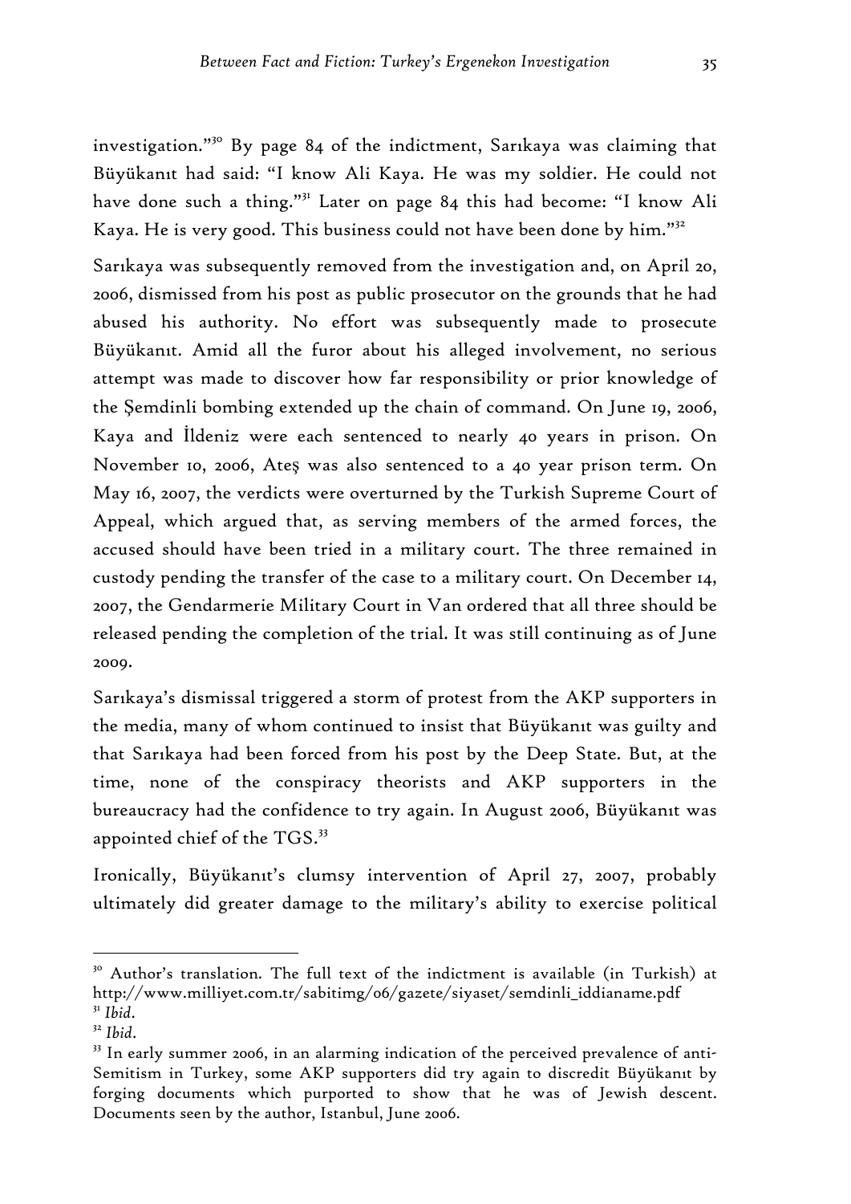investigation."[30] By page 84 of the indictment, Sarıkaya was claiming that Büyükanıt had said: "I know Ali Kaya. He was my soldier. He could not have done such a thing."[31] Later on page 84 this had become: "I know Ali Kaya. He is very good. This business could not have been done by him."[32]

Sarıkaya was subsequently removed from the investigation and, on April 20, 2006, dismissed from his post as public prosecutor on the grounds that he had abused his authority. No effort was subsequently made to prosecute Büyükanıt. Amid all the furor about his alleged involvement, no serious attempt was made to discover how far responsibility or prior knowledge of the Şemdinli bombing extended up the chain of command. On June 19, 2006, Kaya and İldeniz were each sentenced to nearly 40 years in prison. On November 10, 2006, Ateş was also sentenced to a 40 year prison term. On May 16, 2007, the verdicts were overturned by the Turkish Supreme Court of Appeal, which argued that, as serving members of the armed forces, the accused should have been tried in a military court. The three remained in custody pending the transfer of the case to a military court. On December 14, 2007, the Gendarmerie Military Court in Van ordered that all three should be released pending the completion of the trial. It was still continuing as of June 2009.

Sarıkaya's dismissal triggered a storm of protest from the AKP supporters in the media, many of whom continued to insist that Büyükanıt was guilty and that Sarıkaya had been forced from his post by the Deep State. But, at the time, none of the conspiracy theorists and AKP supporters in the bureaucracy had the confidence to try again. In August 2006, Büyükanıt was appointed chief of the TGS.[33]

Ironically, Büyükanıt's clumsy intervention of April 27, 2007, probably ultimately did greater damage to the military's ability to exercise political

---

[30] Author's translation. The full text of the indictment is available (in Turkish) at http://www.milliyet.com.tr/sabitimg/06/gazete/siyaset/semdinli_iddianame.pdf

[31] *Ibid*.

[32] *Ibid*.

[33] In early summer 2006, in an alarming indication of the perceived prevalence of anti-Semitism in Turkey, some AKP supporters did try again to discredit Büyükanıt by forging documents which purported to show that he was of Jewish descent. Documents seen by the author, Istanbul, June 2006.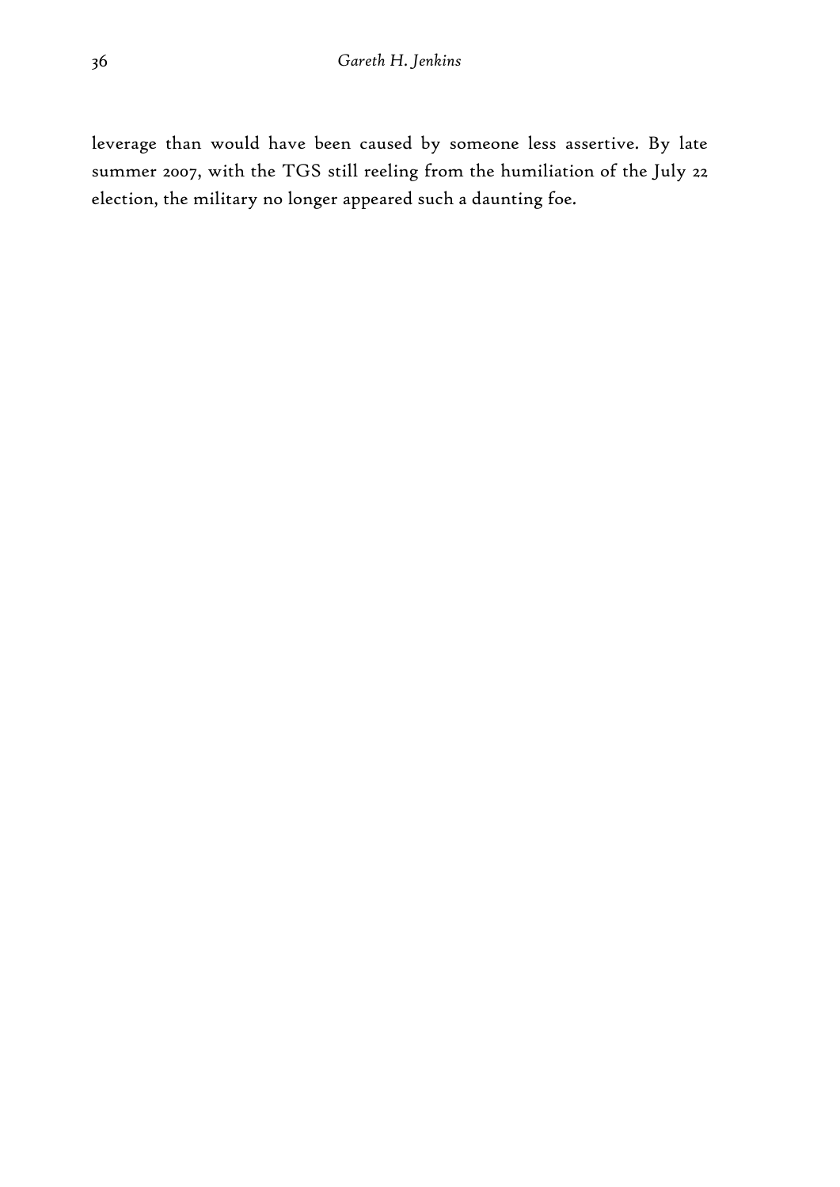leverage than would have been caused by someone less assertive. By late summer 2007, with the TGS still reeling from the humiliation of the July 22 election, the military no longer appeared such a daunting foe.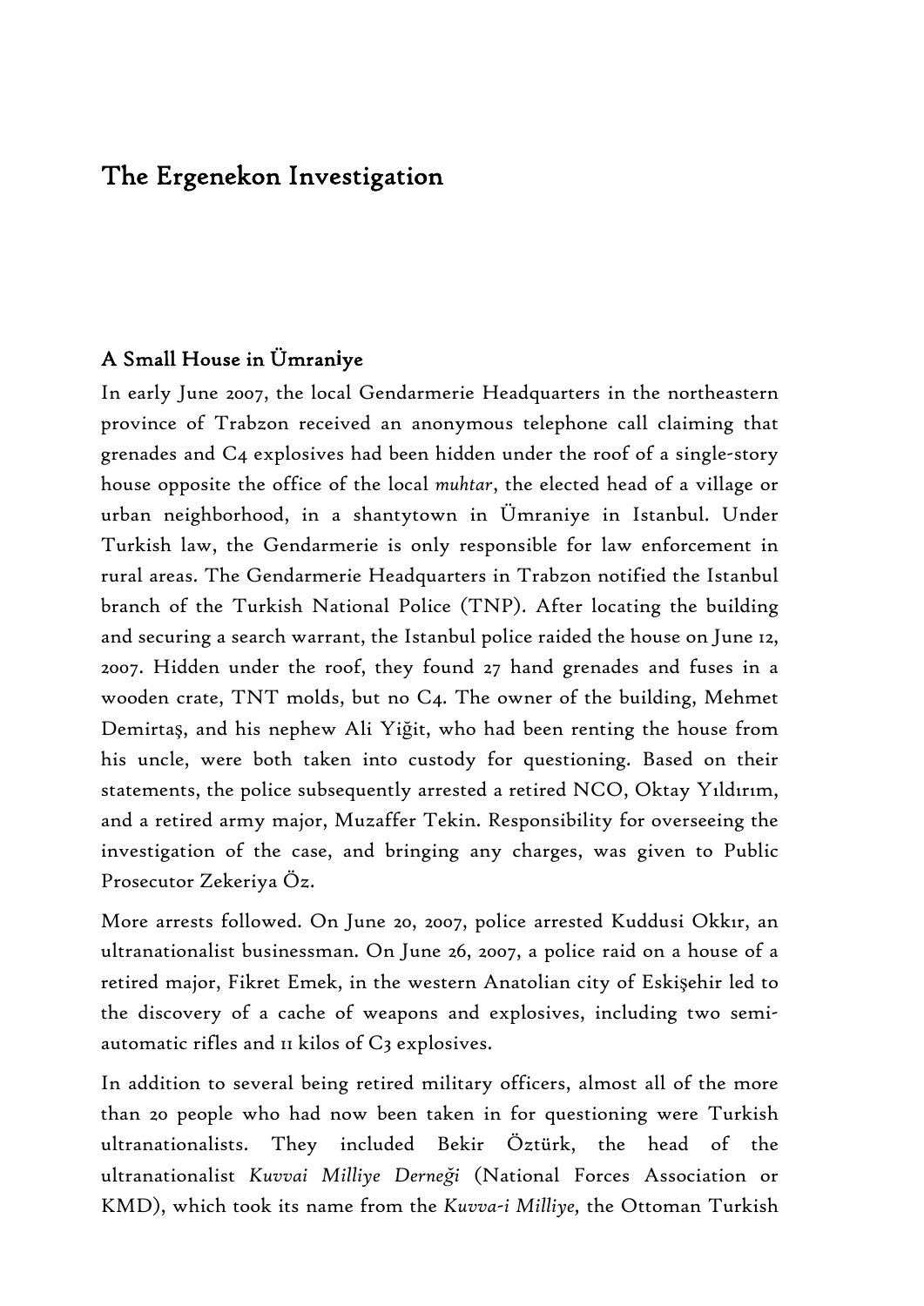# The Ergenekon Investigation

## A Small House in Ümraniye

In early June 2007, the local Gendarmerie Headquarters in the northeastern province of Trabzon received an anonymous telephone call claiming that grenades and C4 explosives had been hidden under the roof of a single-story house opposite the office of the local *muhtar*, the elected head of a village or urban neighborhood, in a shantytown in Ümraniye in Istanbul. Under Turkish law, the Gendarmerie is only responsible for law enforcement in rural areas. The Gendarmerie Headquarters in Trabzon notified the Istanbul branch of the Turkish National Police (TNP). After locating the building and securing a search warrant, the Istanbul police raided the house on June 12, 2007. Hidden under the roof, they found 27 hand grenades and fuses in a wooden crate, TNT molds, but no C4. The owner of the building, Mehmet Demirtaş, and his nephew Ali Yiğit, who had been renting the house from his uncle, were both taken into custody for questioning. Based on their statements, the police subsequently arrested a retired NCO, Oktay Yıldırım, and a retired army major, Muzaffer Tekin. Responsibility for overseeing the investigation of the case, and bringing any charges, was given to Public Prosecutor Zekeriya Öz.

More arrests followed. On June 20, 2007, police arrested Kuddusi Okkır, an ultranationalist businessman. On June 26, 2007, a police raid on a house of a retired major, Fikret Emek, in the western Anatolian city of Eskişehir led to the discovery of a cache of weapons and explosives, including two semi-automatic rifles and 11 kilos of C3 explosives.

In addition to several being retired military officers, almost all of the more than 20 people who had now been taken in for questioning were Turkish ultranationalists. They included Bekir Öztürk, the head of the ultranationalist *Kuvvai Milliye Derneği* (National Forces Association or KMD), which took its name from the *Kuvva-i Milliye,* the Ottoman Turkish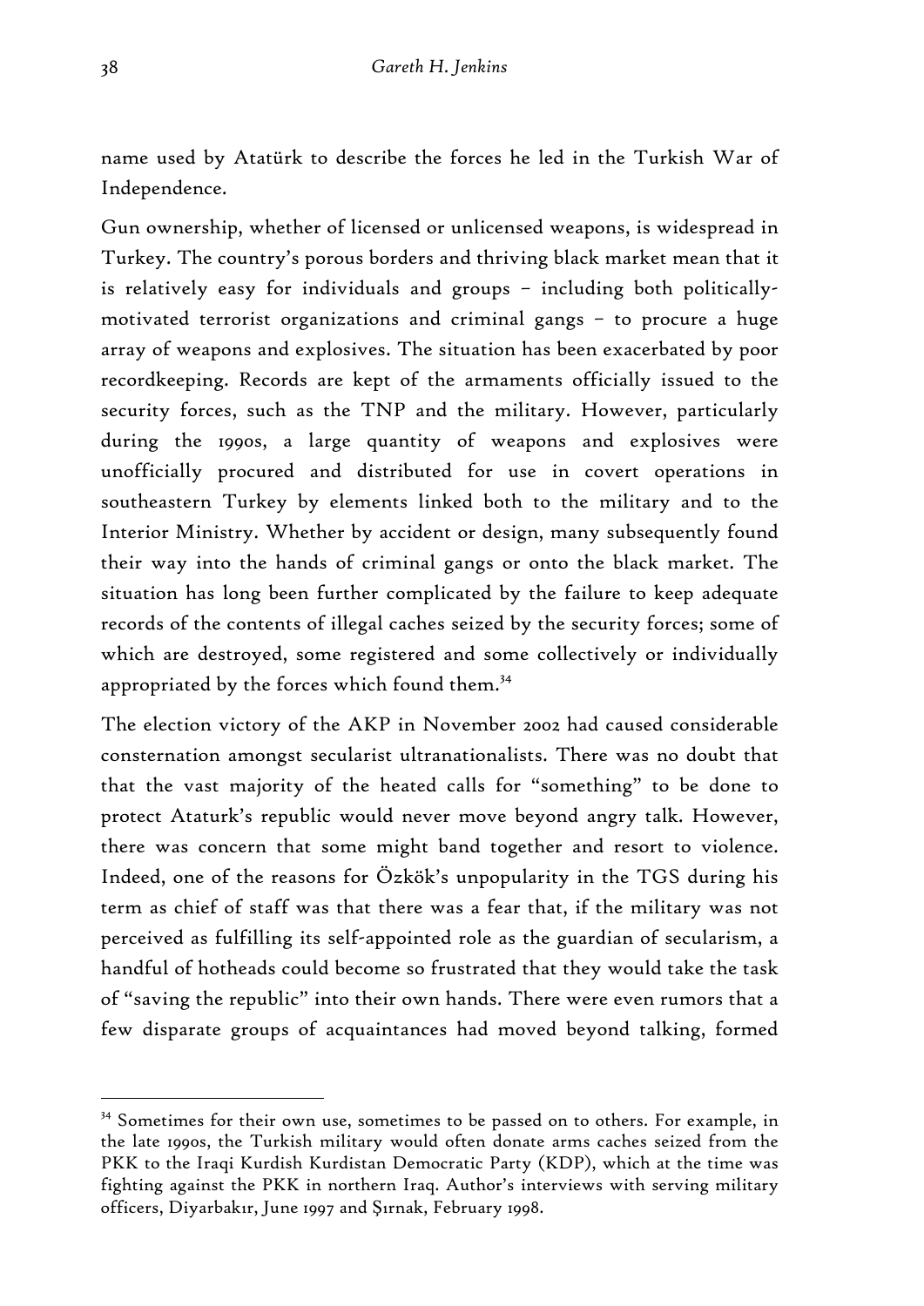name used by Atatürk to describe the forces he led in the Turkish War of Independence.

Gun ownership, whether of licensed or unlicensed weapons, is widespread in Turkey. The country's porous borders and thriving black market mean that it is relatively easy for individuals and groups – including both politically-motivated terrorist organizations and criminal gangs – to procure a huge array of weapons and explosives. The situation has been exacerbated by poor recordkeeping. Records are kept of the armaments officially issued to the security forces, such as the TNP and the military. However, particularly during the 1990s, a large quantity of weapons and explosives were unofficially procured and distributed for use in covert operations in southeastern Turkey by elements linked both to the military and to the Interior Ministry. Whether by accident or design, many subsequently found their way into the hands of criminal gangs or onto the black market. The situation has long been further complicated by the failure to keep adequate records of the contents of illegal caches seized by the security forces; some of which are destroyed, some registered and some collectively or individually appropriated by the forces which found them.[34]

The election victory of the AKP in November 2002 had caused considerable consternation amongst secularist ultranationalists. There was no doubt that that the vast majority of the heated calls for "something" to be done to protect Ataturk's republic would never move beyond angry talk. However, there was concern that some might band together and resort to violence. Indeed, one of the reasons for Özkök's unpopularity in the TGS during his term as chief of staff was that there was a fear that, if the military was not perceived as fulfilling its self-appointed role as the guardian of secularism, a handful of hotheads could become so frustrated that they would take the task of "saving the republic" into their own hands. There were even rumors that a few disparate groups of acquaintances had moved beyond talking, formed

---

[34] Sometimes for their own use, sometimes to be passed on to others. For example, in the late 1990s, the Turkish military would often donate arms caches seized from the PKK to the Iraqi Kurdish Kurdistan Democratic Party (KDP), which at the time was fighting against the PKK in northern Iraq. Author's interviews with serving military officers, Diyarbakır, June 1997 and Şırnak, February 1998.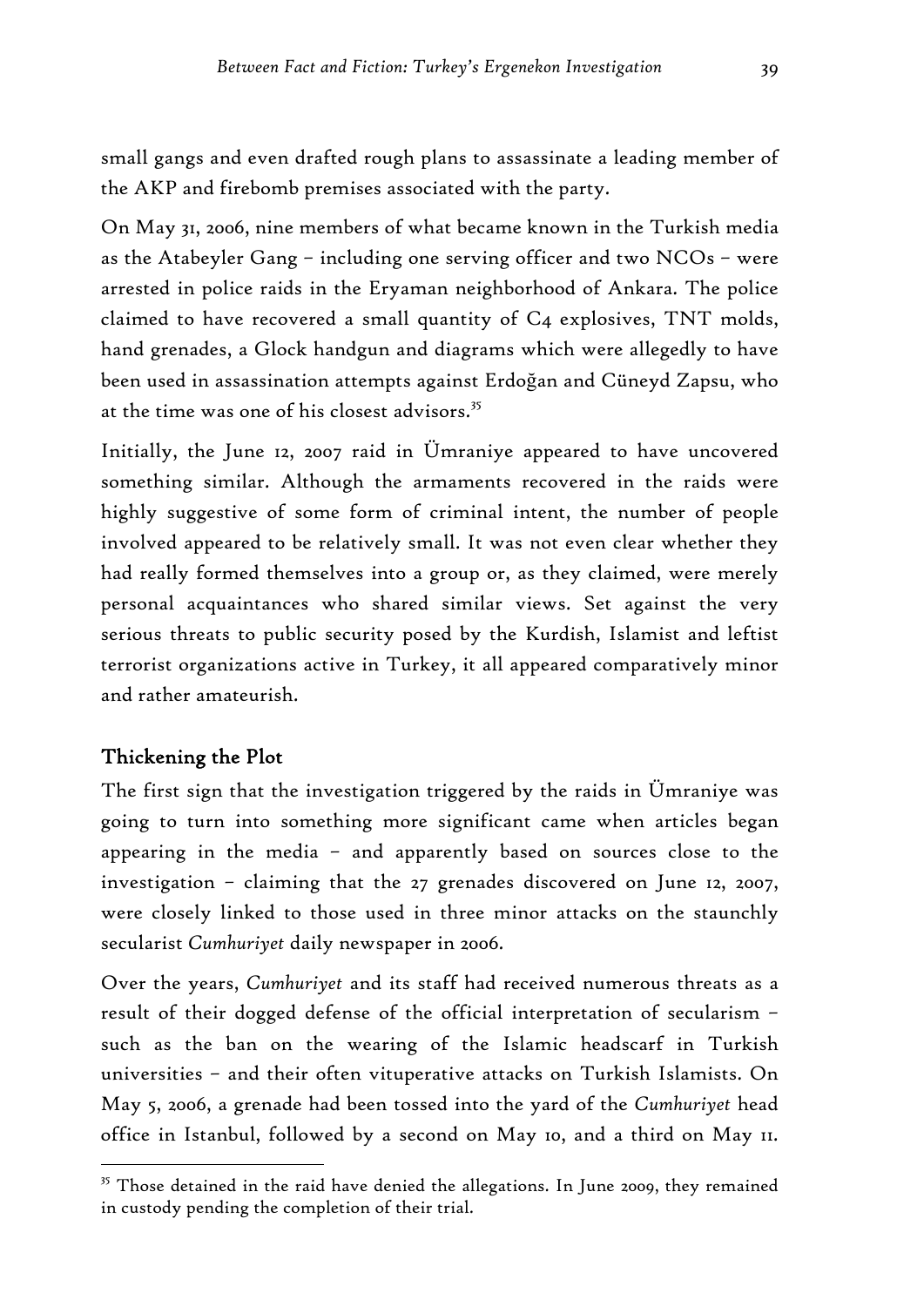small gangs and even drafted rough plans to assassinate a leading member of the AKP and firebomb premises associated with the party.

On May 31, 2006, nine members of what became known in the Turkish media as the Atabeyler Gang – including one serving officer and two NCOs – were arrested in police raids in the Eryaman neighborhood of Ankara. The police claimed to have recovered a small quantity of C4 explosives, TNT molds, hand grenades, a Glock handgun and diagrams which were allegedly to have been used in assassination attempts against Erdoğan and Cüneyd Zapsu, who at the time was one of his closest advisors.[35]

Initially, the June 12, 2007 raid in Ümraniye appeared to have uncovered something similar. Although the armaments recovered in the raids were highly suggestive of some form of criminal intent, the number of people involved appeared to be relatively small. It was not even clear whether they had really formed themselves into a group or, as they claimed, were merely personal acquaintances who shared similar views. Set against the very serious threats to public security posed by the Kurdish, Islamist and leftist terrorist organizations active in Turkey, it all appeared comparatively minor and rather amateurish.

## Thickening the Plot

The first sign that the investigation triggered by the raids in Ümraniye was going to turn into something more significant came when articles began appearing in the media – and apparently based on sources close to the investigation – claiming that the 27 grenades discovered on June 12, 2007, were closely linked to those used in three minor attacks on the staunchly secularist *Cumhuriyet* daily newspaper in 2006.

Over the years, *Cumhuriyet* and its staff had received numerous threats as a result of their dogged defense of the official interpretation of secularism – such as the ban on the wearing of the Islamic headscarf in Turkish universities – and their often vituperative attacks on Turkish Islamists. On May 5, 2006, a grenade had been tossed into the yard of the *Cumhuriyet* head office in Istanbul, followed by a second on May 10, and a third on May 11.

---

[35] Those detained in the raid have denied the allegations. In June 2009, they remained in custody pending the completion of their trial.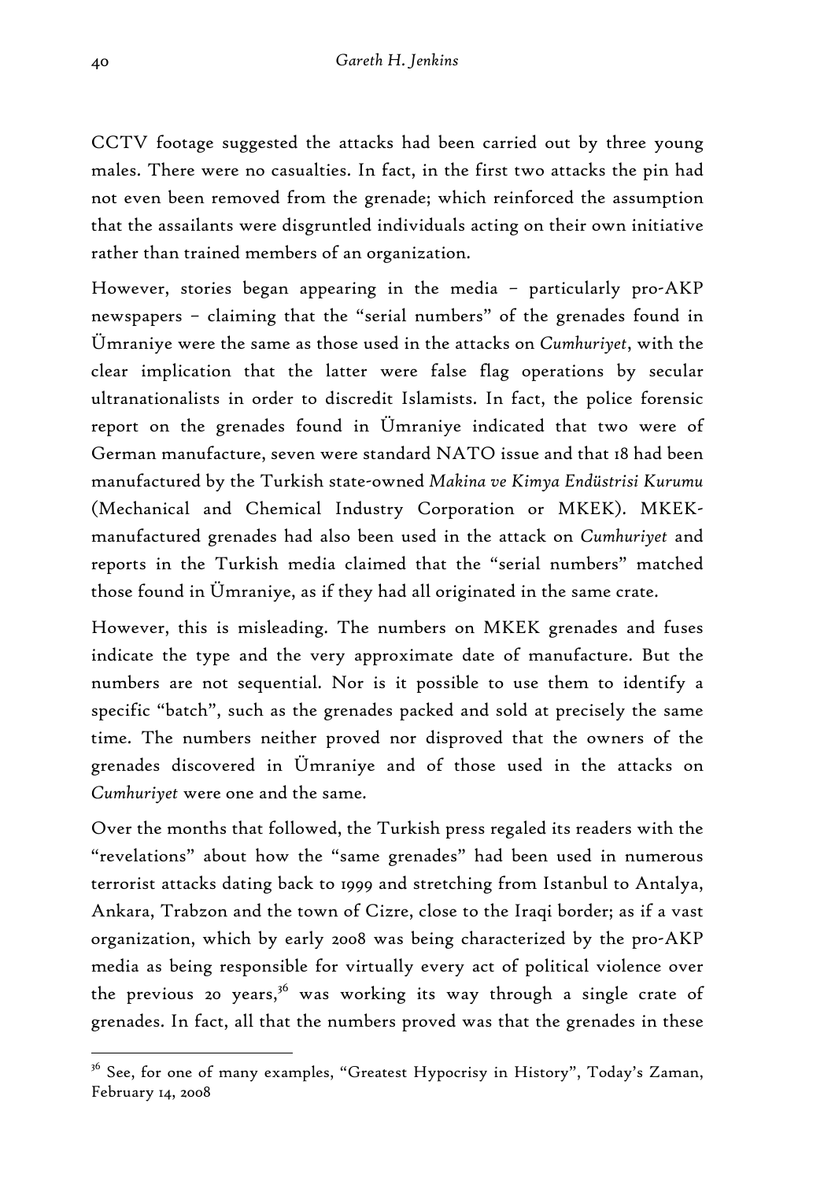CCTV footage suggested the attacks had been carried out by three young males. There were no casualties. In fact, in the first two attacks the pin had not even been removed from the grenade; which reinforced the assumption that the assailants were disgruntled individuals acting on their own initiative rather than trained members of an organization.

However, stories began appearing in the media – particularly pro-AKP newspapers – claiming that the "serial numbers" of the grenades found in Ümraniye were the same as those used in the attacks on *Cumhuriyet*, with the clear implication that the latter were false flag operations by secular ultranationalists in order to discredit Islamists. In fact, the police forensic report on the grenades found in Ümraniye indicated that two were of German manufacture, seven were standard NATO issue and that 18 had been manufactured by the Turkish state-owned *Makina ve Kimya Endüstrisi Kurumu* (Mechanical and Chemical Industry Corporation or MKEK). MKEK-manufactured grenades had also been used in the attack on *Cumhuriyet* and reports in the Turkish media claimed that the "serial numbers" matched those found in Ümraniye, as if they had all originated in the same crate.

However, this is misleading. The numbers on MKEK grenades and fuses indicate the type and the very approximate date of manufacture. But the numbers are not sequential. Nor is it possible to use them to identify a specific "batch", such as the grenades packed and sold at precisely the same time. The numbers neither proved nor disproved that the owners of the grenades discovered in Ümraniye and of those used in the attacks on *Cumhuriyet* were one and the same.

Over the months that followed, the Turkish press regaled its readers with the "revelations" about how the "same grenades" had been used in numerous terrorist attacks dating back to 1999 and stretching from Istanbul to Antalya, Ankara, Trabzon and the town of Cizre, close to the Iraqi border; as if a vast organization, which by early 2008 was being characterized by the pro-AKP media as being responsible for virtually every act of political violence over the previous 20 years,[36] was working its way through a single crate of grenades. In fact, all that the numbers proved was that the grenades in these

[36] See, for one of many examples, "Greatest Hypocrisy in History", Today's Zaman, February 14, 2008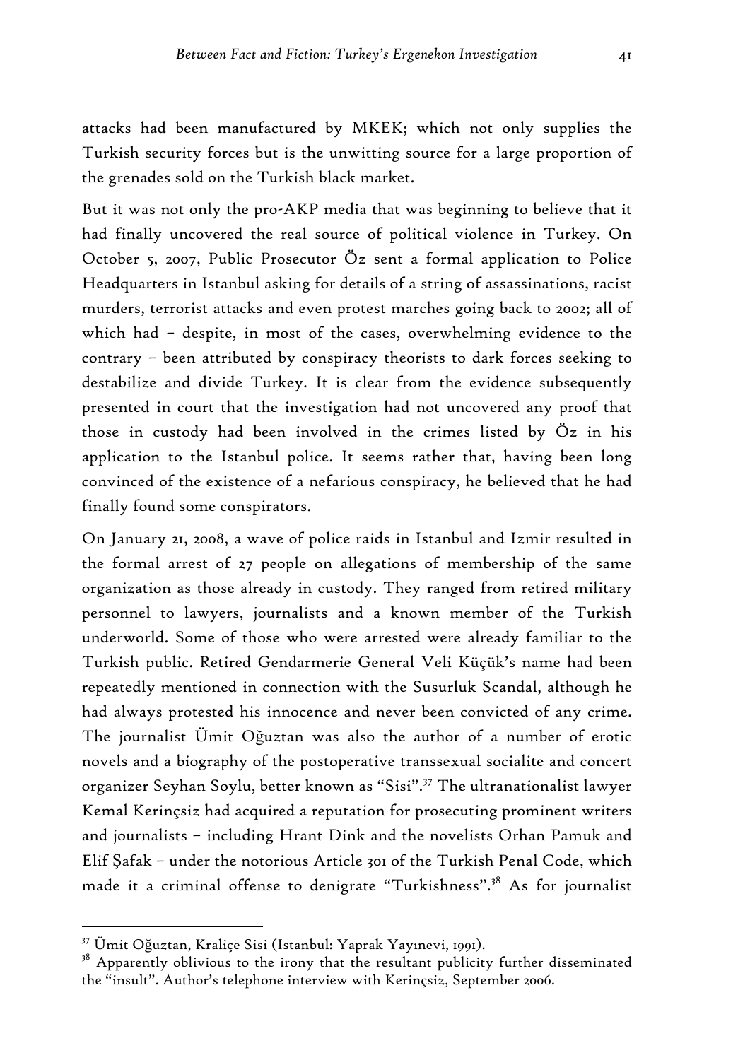attacks had been manufactured by MKEK; which not only supplies the Turkish security forces but is the unwitting source for a large proportion of the grenades sold on the Turkish black market.

But it was not only the pro-AKP media that was beginning to believe that it had finally uncovered the real source of political violence in Turkey. On October 5, 2007, Public Prosecutor Öz sent a formal application to Police Headquarters in Istanbul asking for details of a string of assassinations, racist murders, terrorist attacks and even protest marches going back to 2002; all of which had – despite, in most of the cases, overwhelming evidence to the contrary – been attributed by conspiracy theorists to dark forces seeking to destabilize and divide Turkey. It is clear from the evidence subsequently presented in court that the investigation had not uncovered any proof that those in custody had been involved in the crimes listed by Öz in his application to the Istanbul police. It seems rather that, having been long convinced of the existence of a nefarious conspiracy, he believed that he had finally found some conspirators.

On January 21, 2008, a wave of police raids in Istanbul and Izmir resulted in the formal arrest of 27 people on allegations of membership of the same organization as those already in custody. They ranged from retired military personnel to lawyers, journalists and a known member of the Turkish underworld. Some of those who were arrested were already familiar to the Turkish public. Retired Gendarmerie General Veli Küçük's name had been repeatedly mentioned in connection with the Susurluk Scandal, although he had always protested his innocence and never been convicted of any crime. The journalist Ümit Oğuztan was also the author of a number of erotic novels and a biography of the postoperative transsexual socialite and concert organizer Seyhan Soylu, better known as "Sisi".[37] The ultranationalist lawyer Kemal Kerinçsiz had acquired a reputation for prosecuting prominent writers and journalists – including Hrant Dink and the novelists Orhan Pamuk and Elif Şafak – under the notorious Article 301 of the Turkish Penal Code, which made it a criminal offense to denigrate "Turkishness".[38] As for journalist

---

[37] Ümit Oğuztan, Kraliçe Sisi (Istanbul: Yaprak Yayınevi, 1991).

[38] Apparently oblivious to the irony that the resultant publicity further disseminated the "insult". Author's telephone interview with Kerinçsiz, September 2006.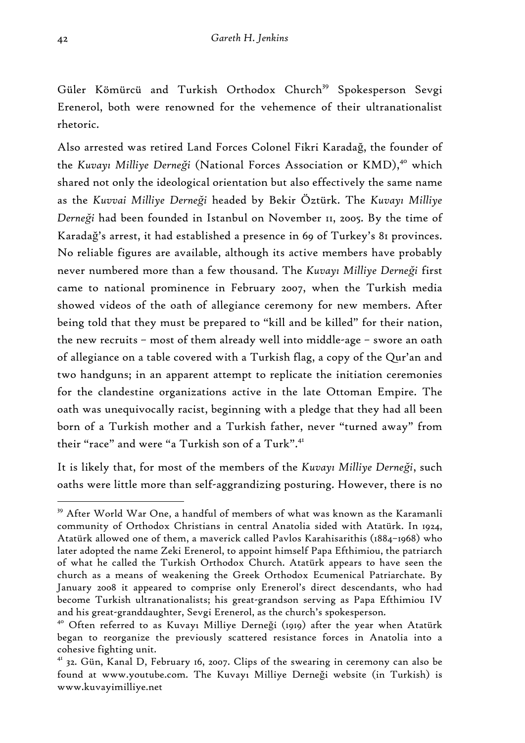Güler Kömürcü and Turkish Orthodox Church[39] Spokesperson Sevgi Erenerol, both were renowned for the vehemence of their ultranationalist rhetoric.

Also arrested was retired Land Forces Colonel Fikri Karadağ, the founder of the *Kuvayı Milliye Derneği* (National Forces Association or KMD),[40] which shared not only the ideological orientation but also effectively the same name as the *Kuvvai Milliye Derneği* headed by Bekir Öztürk. The *Kuvayı Milliye Derneği* had been founded in Istanbul on November 11, 2005. By the time of Karadağ's arrest, it had established a presence in 69 of Turkey's 81 provinces. No reliable figures are available, although its active members have probably never numbered more than a few thousand. The *Kuvayı Milliye Derneği* first came to national prominence in February 2007, when the Turkish media showed videos of the oath of allegiance ceremony for new members. After being told that they must be prepared to "kill and be killed" for their nation, the new recruits – most of them already well into middle-age – swore an oath of allegiance on a table covered with a Turkish flag, a copy of the Qur'an and two handguns; in an apparent attempt to replicate the initiation ceremonies for the clandestine organizations active in the late Ottoman Empire. The oath was unequivocally racist, beginning with a pledge that they had all been born of a Turkish mother and a Turkish father, never "turned away" from their "race" and were "a Turkish son of a Turk".[41]

It is likely that, for most of the members of the *Kuvayı Milliye Derneği*, such oaths were little more than self-aggrandizing posturing. However, there is no

---

[39] After World War One, a handful of members of what was known as the Karamanli community of Orthodox Christians in central Anatolia sided with Atatürk. In 1924, Atatürk allowed one of them, a maverick called Pavlos Karahisarithis (1884–1968) who later adopted the name Zeki Erenerol, to appoint himself Papa Efthimiou, the patriarch of what he called the Turkish Orthodox Church. Atatürk appears to have seen the church as a means of weakening the Greek Orthodox Ecumenical Patriarchate. By January 2008 it appeared to comprise only Erenerol's direct descendants, who had become Turkish ultranationalists; his great-grandson serving as Papa Efthimiou IV and his great-granddaughter, Sevgi Erenerol, as the church's spokesperson.

[40] Often referred to as Kuvayı Milliye Derneği (1919) after the year when Atatürk began to reorganize the previously scattered resistance forces in Anatolia into a cohesive fighting unit.

[41] 32. Gün, Kanal D, February 16, 2007. Clips of the swearing in ceremony can also be found at www.youtube.com. The Kuvayı Milliye Derneği website (in Turkish) is www.kuvayimilliye.net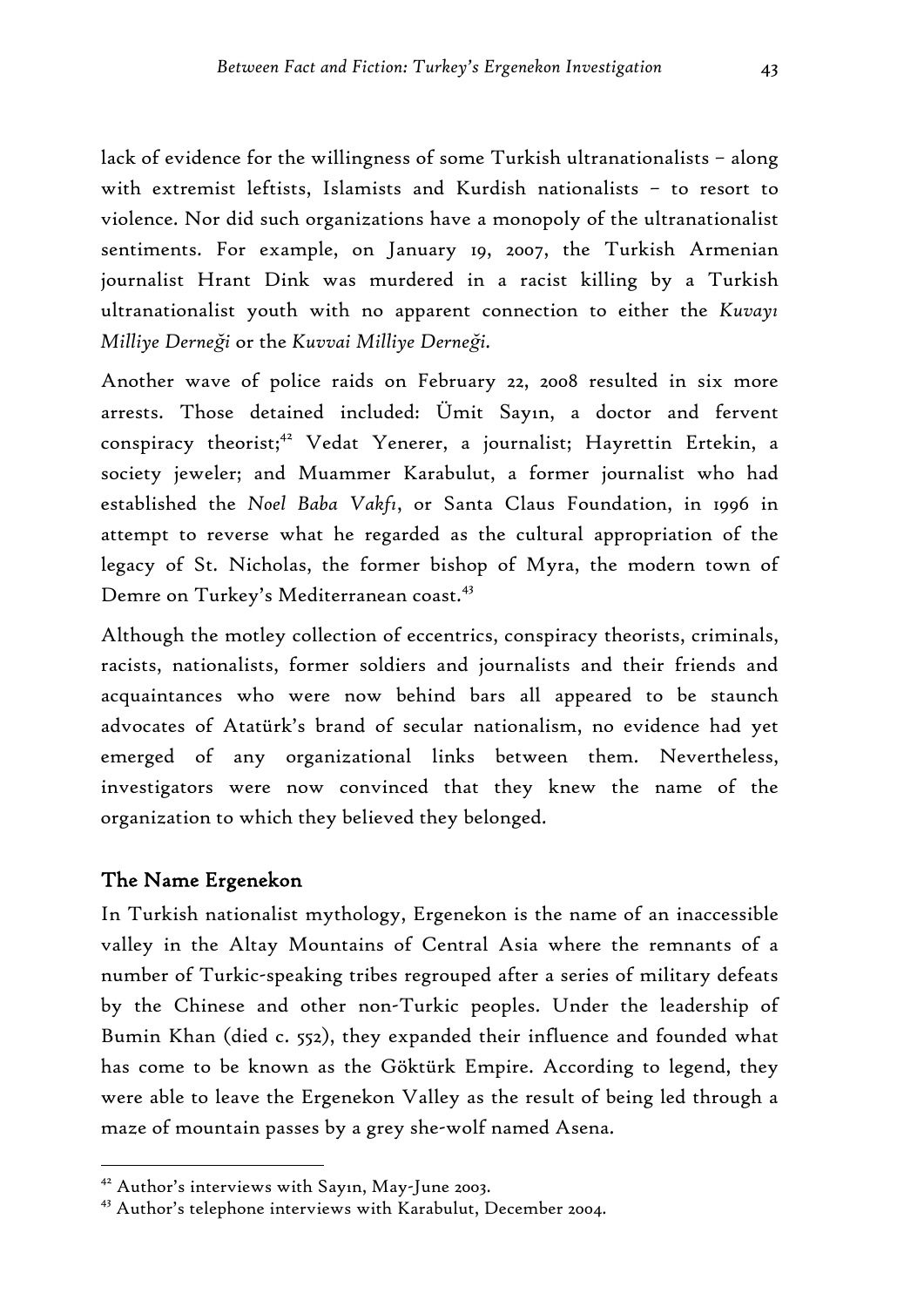lack of evidence for the willingness of some Turkish ultranationalists – along with extremist leftists, Islamists and Kurdish nationalists – to resort to violence. Nor did such organizations have a monopoly of the ultranationalist sentiments. For example, on January 19, 2007, the Turkish Armenian journalist Hrant Dink was murdered in a racist killing by a Turkish ultranationalist youth with no apparent connection to either the *Kuvayı Milliye Derneği* or the *Kuvvai Milliye Derneği*.

Another wave of police raids on February 22, 2008 resulted in six more arrests. Those detained included: Ümit Sayın, a doctor and fervent conspiracy theorist;[42] Vedat Yenerer, a journalist; Hayrettin Ertekin, a society jeweler; and Muammer Karabulut, a former journalist who had established the *Noel Baba Vakfı*, or Santa Claus Foundation, in 1996 in attempt to reverse what he regarded as the cultural appropriation of the legacy of St. Nicholas, the former bishop of Myra, the modern town of Demre on Turkey's Mediterranean coast.[43]

Although the motley collection of eccentrics, conspiracy theorists, criminals, racists, nationalists, former soldiers and journalists and their friends and acquaintances who were now behind bars all appeared to be staunch advocates of Atatürk's brand of secular nationalism, no evidence had yet emerged of any organizational links between them. Nevertheless, investigators were now convinced that they knew the name of the organization to which they believed they belonged.

## The Name Ergenekon

In Turkish nationalist mythology, Ergenekon is the name of an inaccessible valley in the Altay Mountains of Central Asia where the remnants of a number of Turkic-speaking tribes regrouped after a series of military defeats by the Chinese and other non-Turkic peoples. Under the leadership of Bumin Khan (died c. 552), they expanded their influence and founded what has come to be known as the Göktürk Empire. According to legend, they were able to leave the Ergenekon Valley as the result of being led through a maze of mountain passes by a grey she-wolf named Asena.

---

[42] Author's interviews with Sayın, May-June 2003.

[43] Author's telephone interviews with Karabulut, December 2004.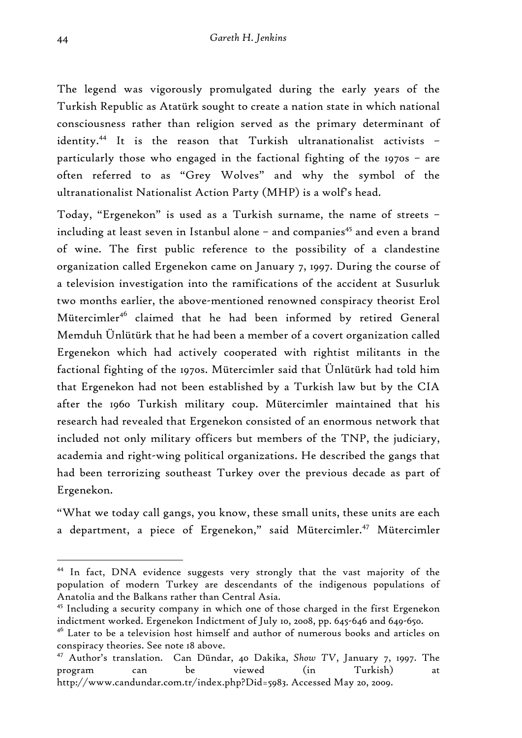The legend was vigorously promulgated during the early years of the Turkish Republic as Atatürk sought to create a nation state in which national consciousness rather than religion served as the primary determinant of identity.[44] It is the reason that Turkish ultranationalist activists – particularly those who engaged in the factional fighting of the 1970s – are often referred to as "Grey Wolves" and why the symbol of the ultranationalist Nationalist Action Party (MHP) is a wolf's head.

Today, "Ergenekon" is used as a Turkish surname, the name of streets – including at least seven in Istanbul alone – and companies[45] and even a brand of wine. The first public reference to the possibility of a clandestine organization called Ergenekon came on January 7, 1997. During the course of a television investigation into the ramifications of the accident at Susurluk two months earlier, the above-mentioned renowned conspiracy theorist Erol Mütercimler[46] claimed that he had been informed by retired General Memduh Ünlütürk that he had been a member of a covert organization called Ergenekon which had actively cooperated with rightist militants in the factional fighting of the 1970s. Mütercimler said that Ünlütürk had told him that Ergenekon had not been established by a Turkish law but by the CIA after the 1960 Turkish military coup. Mütercimler maintained that his research had revealed that Ergenekon consisted of an enormous network that included not only military officers but members of the TNP, the judiciary, academia and right-wing political organizations. He described the gangs that had been terrorizing southeast Turkey over the previous decade as part of Ergenekon.

"What we today call gangs, you know, these small units, these units are each a department, a piece of Ergenekon," said Mütercimler.[47] Mütercimler

---

[44] In fact, DNA evidence suggests very strongly that the vast majority of the population of modern Turkey are descendants of the indigenous populations of Anatolia and the Balkans rather than Central Asia.

[45] Including a security company in which one of those charged in the first Ergenekon indictment worked. Ergenekon Indictment of July 10, 2008, pp. 645-646 and 649-650.

[46] Later to be a television host himself and author of numerous books and articles on conspiracy theories. See note 18 above.

[47] Author's translation. Can Dündar, 40 Dakika, *Show TV*, January 7, 1997. The program can be viewed (in Turkish) at http://www.candundar.com.tr/index.php?Did=5983. Accessed May 20, 2009.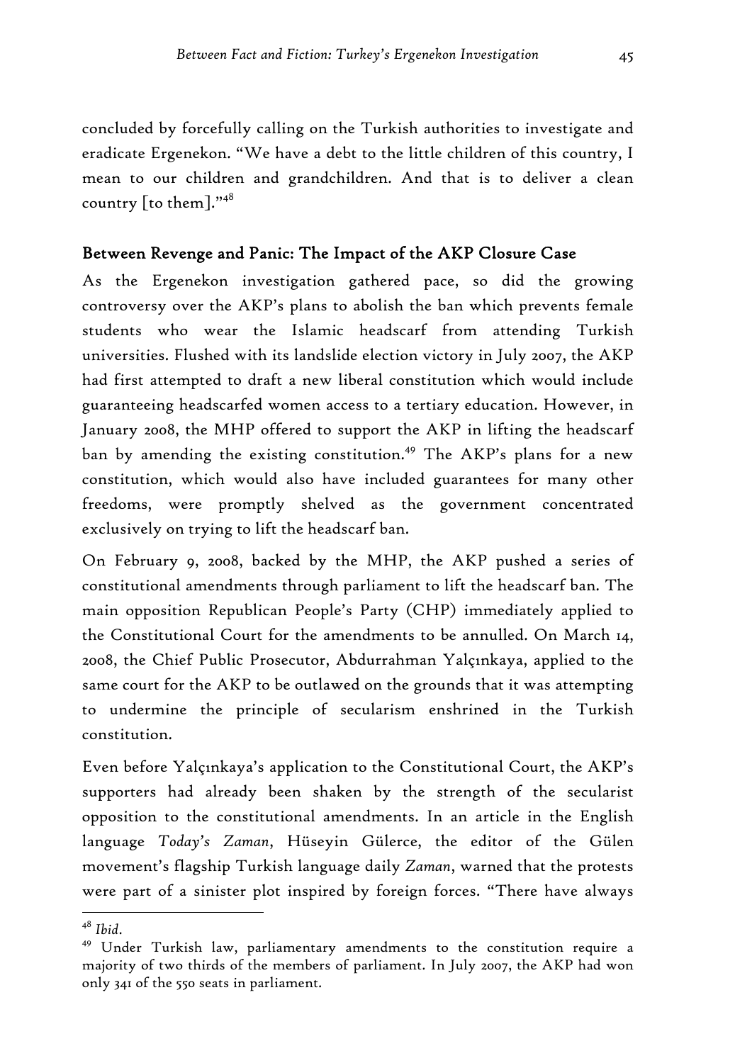concluded by forcefully calling on the Turkish authorities to investigate and eradicate Ergenekon. "We have a debt to the little children of this country, I mean to our children and grandchildren. And that is to deliver a clean country [to them]."[48]

## Between Revenge and Panic: The Impact of the AKP Closure Case

As the Ergenekon investigation gathered pace, so did the growing controversy over the AKP's plans to abolish the ban which prevents female students who wear the Islamic headscarf from attending Turkish universities. Flushed with its landslide election victory in July 2007, the AKP had first attempted to draft a new liberal constitution which would include guaranteeing headscarfed women access to a tertiary education. However, in January 2008, the MHP offered to support the AKP in lifting the headscarf ban by amending the existing constitution.[49] The AKP's plans for a new constitution, which would also have included guarantees for many other freedoms, were promptly shelved as the government concentrated exclusively on trying to lift the headscarf ban.

On February 9, 2008, backed by the MHP, the AKP pushed a series of constitutional amendments through parliament to lift the headscarf ban. The main opposition Republican People's Party (CHP) immediately applied to the Constitutional Court for the amendments to be annulled. On March 14, 2008, the Chief Public Prosecutor, Abdurrahman Yalçınkaya, applied to the same court for the AKP to be outlawed on the grounds that it was attempting to undermine the principle of secularism enshrined in the Turkish constitution.

Even before Yalçınkaya's application to the Constitutional Court, the AKP's supporters had already been shaken by the strength of the secularist opposition to the constitutional amendments. In an article in the English language *Today's Zaman*, Hüseyin Gülerce, the editor of the Gülen movement's flagship Turkish language daily *Zaman*, warned that the protests were part of a sinister plot inspired by foreign forces. "There have always

---

[48] *Ibid*.

[49] Under Turkish law, parliamentary amendments to the constitution require a majority of two thirds of the members of parliament. In July 2007, the AKP had won only 341 of the 550 seats in parliament.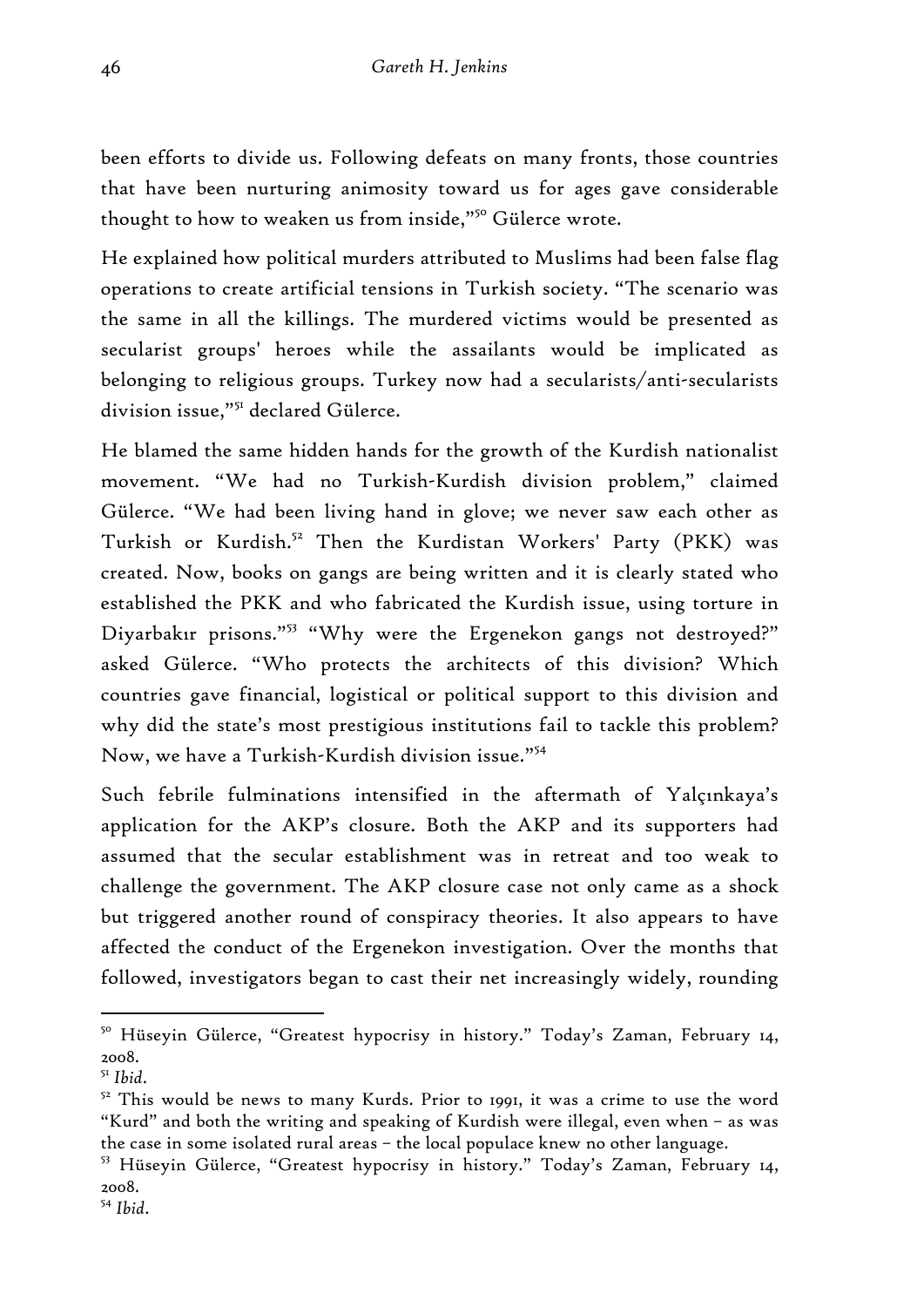been efforts to divide us. Following defeats on many fronts, those countries that have been nurturing animosity toward us for ages gave considerable thought to how to weaken us from inside,"[50] Gülerce wrote.

He explained how political murders attributed to Muslims had been false flag operations to create artificial tensions in Turkish society. "The scenario was the same in all the killings. The murdered victims would be presented as secularist groups' heroes while the assailants would be implicated as belonging to religious groups. Turkey now had a secularists/anti-secularists division issue,"[51] declared Gülerce.

He blamed the same hidden hands for the growth of the Kurdish nationalist movement. "We had no Turkish-Kurdish division problem," claimed Gülerce. "We had been living hand in glove; we never saw each other as Turkish or Kurdish.[52] Then the Kurdistan Workers' Party (PKK) was created. Now, books on gangs are being written and it is clearly stated who established the PKK and who fabricated the Kurdish issue, using torture in Diyarbakır prisons."[53] "Why were the Ergenekon gangs not destroyed?" asked Gülerce. "Who protects the architects of this division? Which countries gave financial, logistical or political support to this division and why did the state's most prestigious institutions fail to tackle this problem? Now, we have a Turkish-Kurdish division issue."[54]

Such febrile fulminations intensified in the aftermath of Yalçınkaya's application for the AKP's closure. Both the AKP and its supporters had assumed that the secular establishment was in retreat and too weak to challenge the government. The AKP closure case not only came as a shock but triggered another round of conspiracy theories. It also appears to have affected the conduct of the Ergenekon investigation. Over the months that followed, investigators began to cast their net increasingly widely, rounding

---

[50] Hüseyin Gülerce, "Greatest hypocrisy in history." Today's Zaman, February 14, 2008.

[51] *Ibid*.

[52] This would be news to many Kurds. Prior to 1991, it was a crime to use the word "Kurd" and both the writing and speaking of Kurdish were illegal, even when – as was the case in some isolated rural areas – the local populace knew no other language.

[53] Hüseyin Gülerce, "Greatest hypocrisy in history." Today's Zaman, February 14, 2008.

[54] *Ibid*.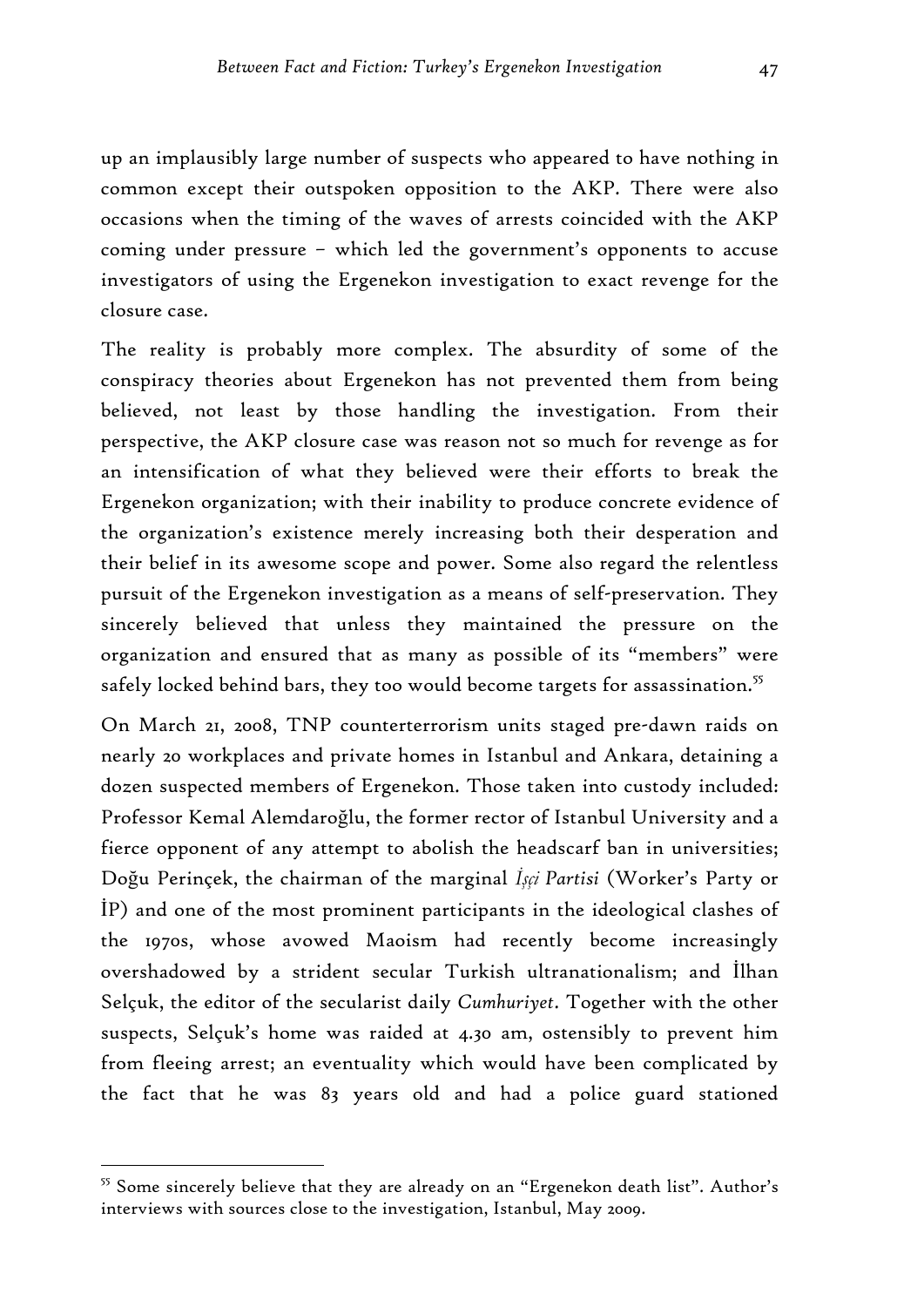up an implausibly large number of suspects who appeared to have nothing in common except their outspoken opposition to the AKP. There were also occasions when the timing of the waves of arrests coincided with the AKP coming under pressure – which led the government's opponents to accuse investigators of using the Ergenekon investigation to exact revenge for the closure case.

The reality is probably more complex. The absurdity of some of the conspiracy theories about Ergenekon has not prevented them from being believed, not least by those handling the investigation. From their perspective, the AKP closure case was reason not so much for revenge as for an intensification of what they believed were their efforts to break the Ergenekon organization; with their inability to produce concrete evidence of the organization's existence merely increasing both their desperation and their belief in its awesome scope and power. Some also regard the relentless pursuit of the Ergenekon investigation as a means of self-preservation. They sincerely believed that unless they maintained the pressure on the organization and ensured that as many as possible of its "members" were safely locked behind bars, they too would become targets for assassination.[55]

On March 21, 2008, TNP counterterrorism units staged pre-dawn raids on nearly 20 workplaces and private homes in Istanbul and Ankara, detaining a dozen suspected members of Ergenekon. Those taken into custody included: Professor Kemal Alemdaroğlu, the former rector of Istanbul University and a fierce opponent of any attempt to abolish the headscarf ban in universities; Doğu Perinçek, the chairman of the marginal *İşçi Partisi* (Worker's Party or İP) and one of the most prominent participants in the ideological clashes of the 1970s, whose avowed Maoism had recently become increasingly overshadowed by a strident secular Turkish ultranationalism; and İlhan Selçuk, the editor of the secularist daily *Cumhuriyet*. Together with the other suspects, Selçuk's home was raided at 4.30 am, ostensibly to prevent him from fleeing arrest; an eventuality which would have been complicated by the fact that he was 83 years old and had a police guard stationed

---

[55] Some sincerely believe that they are already on an "Ergenekon death list". Author's interviews with sources close to the investigation, Istanbul, May 2009.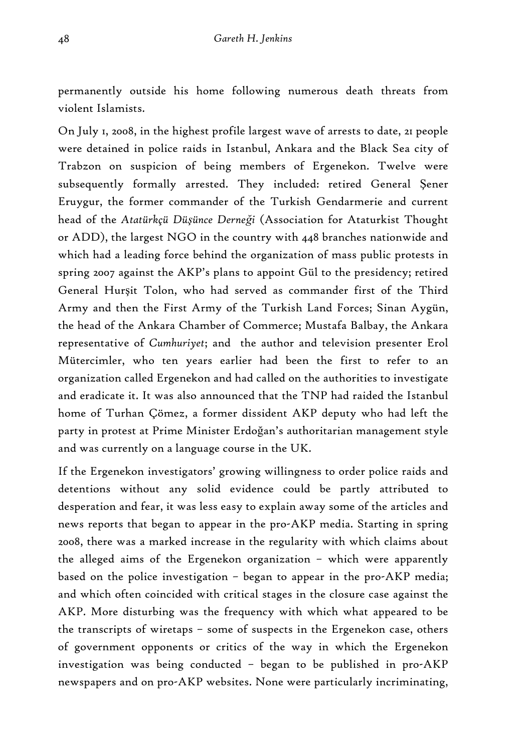permanently outside his home following numerous death threats from violent Islamists.

On July 1, 2008, in the highest profile largest wave of arrests to date, 21 people were detained in police raids in Istanbul, Ankara and the Black Sea city of Trabzon on suspicion of being members of Ergenekon. Twelve were subsequently formally arrested. They included: retired General Şener Eruygur, the former commander of the Turkish Gendarmerie and current head of the *Atatürkçü Düşünce Derneği* (Association for Ataturkist Thought or ADD), the largest NGO in the country with 448 branches nationwide and which had a leading force behind the organization of mass public protests in spring 2007 against the AKP's plans to appoint Gül to the presidency; retired General Hurşit Tolon, who had served as commander first of the Third Army and then the First Army of the Turkish Land Forces; Sinan Aygün, the head of the Ankara Chamber of Commerce; Mustafa Balbay, the Ankara representative of *Cumhuriyet*; and the author and television presenter Erol Mütercimler, who ten years earlier had been the first to refer to an organization called Ergenekon and had called on the authorities to investigate and eradicate it. It was also announced that the TNP had raided the Istanbul home of Turhan Çömez, a former dissident AKP deputy who had left the party in protest at Prime Minister Erdoğan's authoritarian management style and was currently on a language course in the UK.

If the Ergenekon investigators' growing willingness to order police raids and detentions without any solid evidence could be partly attributed to desperation and fear, it was less easy to explain away some of the articles and news reports that began to appear in the pro-AKP media. Starting in spring 2008, there was a marked increase in the regularity with which claims about the alleged aims of the Ergenekon organization – which were apparently based on the police investigation – began to appear in the pro-AKP media; and which often coincided with critical stages in the closure case against the AKP. More disturbing was the frequency with which what appeared to be the transcripts of wiretaps – some of suspects in the Ergenekon case, others of government opponents or critics of the way in which the Ergenekon investigation was being conducted – began to be published in pro-AKP newspapers and on pro-AKP websites. None were particularly incriminating,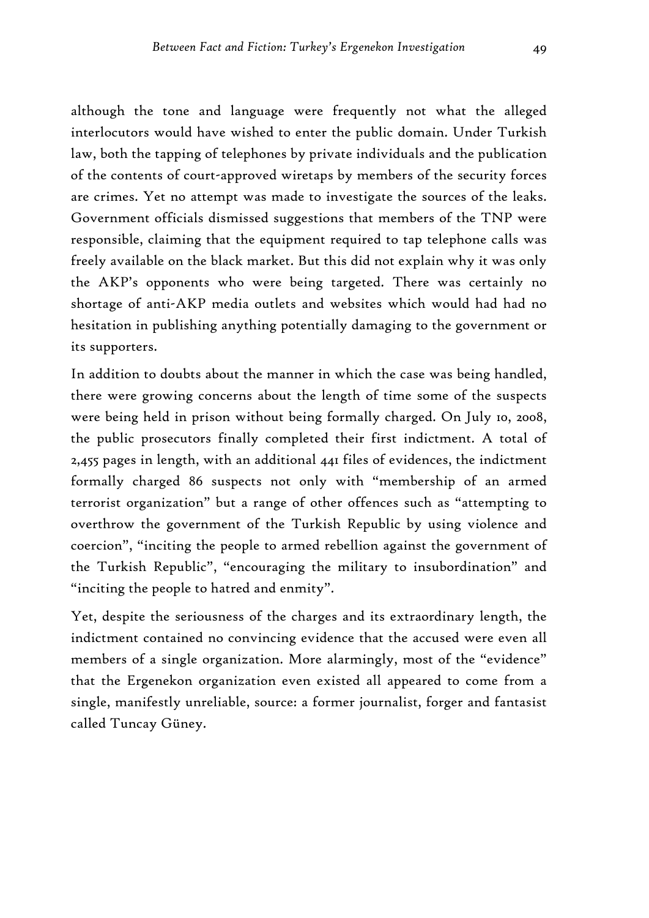although the tone and language were frequently not what the alleged interlocutors would have wished to enter the public domain. Under Turkish law, both the tapping of telephones by private individuals and the publication of the contents of court-approved wiretaps by members of the security forces are crimes. Yet no attempt was made to investigate the sources of the leaks. Government officials dismissed suggestions that members of the TNP were responsible, claiming that the equipment required to tap telephone calls was freely available on the black market. But this did not explain why it was only the AKP's opponents who were being targeted. There was certainly no shortage of anti-AKP media outlets and websites which would had had no hesitation in publishing anything potentially damaging to the government or its supporters.

In addition to doubts about the manner in which the case was being handled, there were growing concerns about the length of time some of the suspects were being held in prison without being formally charged. On July 10, 2008, the public prosecutors finally completed their first indictment. A total of 2,455 pages in length, with an additional 441 files of evidences, the indictment formally charged 86 suspects not only with "membership of an armed terrorist organization" but a range of other offences such as "attempting to overthrow the government of the Turkish Republic by using violence and coercion", "inciting the people to armed rebellion against the government of the Turkish Republic", "encouraging the military to insubordination" and "inciting the people to hatred and enmity".

Yet, despite the seriousness of the charges and its extraordinary length, the indictment contained no convincing evidence that the accused were even all members of a single organization. More alarmingly, most of the "evidence" that the Ergenekon organization even existed all appeared to come from a single, manifestly unreliable, source: a former journalist, forger and fantasist called Tuncay Güney.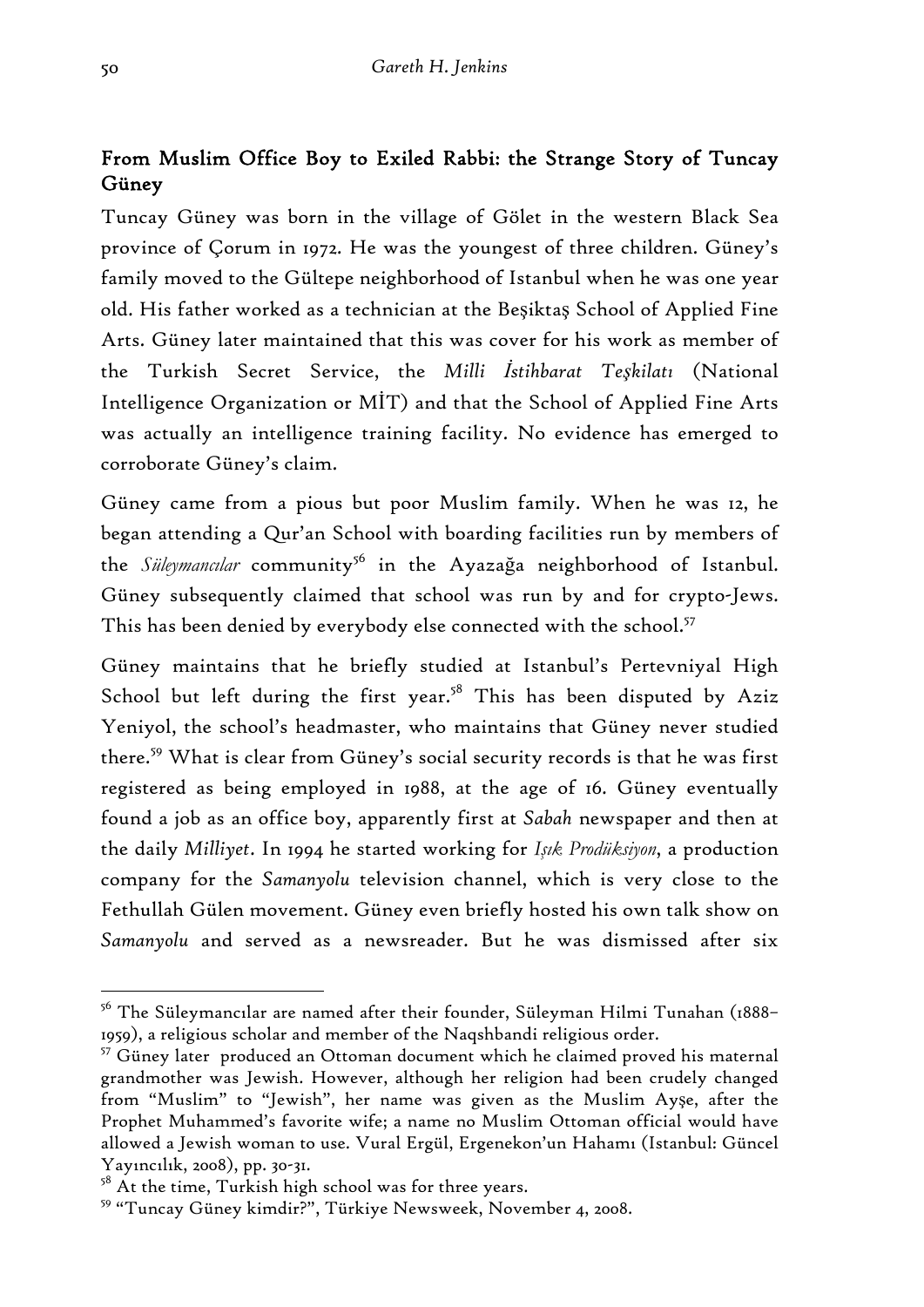## From Muslim Office Boy to Exiled Rabbi: the Strange Story of Tuncay Güney

Tuncay Güney was born in the village of Gölet in the western Black Sea province of Çorum in 1972. He was the youngest of three children. Güney's family moved to the Gültepe neighborhood of Istanbul when he was one year old. His father worked as a technician at the Beşiktaş School of Applied Fine Arts. Güney later maintained that this was cover for his work as member of the Turkish Secret Service, the *Milli İstihbarat Teşkilatı* (National Intelligence Organization or MİT) and that the School of Applied Fine Arts was actually an intelligence training facility. No evidence has emerged to corroborate Güney's claim.

Güney came from a pious but poor Muslim family. When he was 12, he began attending a Qur'an School with boarding facilities run by members of the *Süleymancılar* community[56] in the Ayazağa neighborhood of Istanbul. Güney subsequently claimed that school was run by and for crypto-Jews. This has been denied by everybody else connected with the school.[57]

Güney maintains that he briefly studied at Istanbul's Pertevniyal High School but left during the first year.[58] This has been disputed by Aziz Yeniyol, the school's headmaster, who maintains that Güney never studied there.[59] What is clear from Güney's social security records is that he was first registered as being employed in 1988, at the age of 16. Güney eventually found a job as an office boy, apparently first at *Sabah* newspaper and then at the daily *Milliyet*. In 1994 he started working for *Işık Prodüksiyon*, a production company for the *Samanyolu* television channel, which is very close to the Fethullah Gülen movement. Güney even briefly hosted his own talk show on *Samanyolu* and served as a newsreader. But he was dismissed after six

---

[56] The Süleymancılar are named after their founder, Süleyman Hilmi Tunahan (1888–1959), a religious scholar and member of the Naqshbandi religious order.

[57] Güney later produced an Ottoman document which he claimed proved his maternal grandmother was Jewish. However, although her religion had been crudely changed from "Muslim" to "Jewish", her name was given as the Muslim Ayşe, after the Prophet Muhammed's favorite wife; a name no Muslim Ottoman official would have allowed a Jewish woman to use. Vural Ergül, Ergenekon'un Hahamı (Istanbul: Güncel Yayıncılık, 2008), pp. 30-31.

[58] At the time, Turkish high school was for three years.

[59] "Tuncay Güney kimdir?", Türkiye Newsweek, November 4, 2008.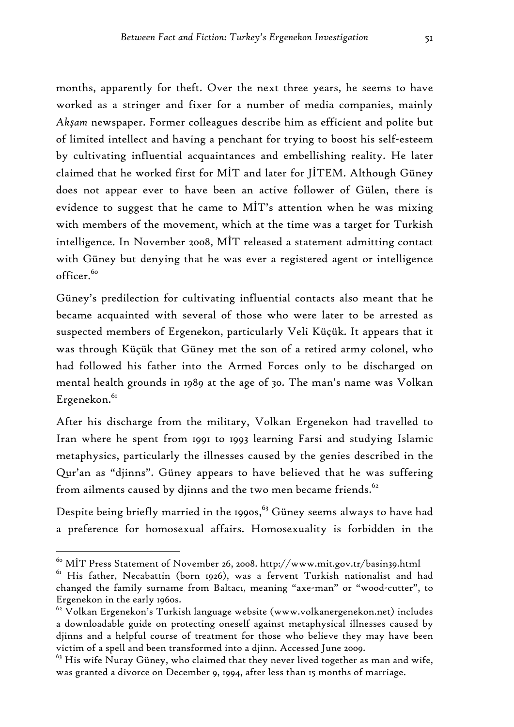months, apparently for theft. Over the next three years, he seems to have worked as a stringer and fixer for a number of media companies, mainly *Akşam* newspaper. Former colleagues describe him as efficient and polite but of limited intellect and having a penchant for trying to boost his self-esteem by cultivating influential acquaintances and embellishing reality. He later claimed that he worked first for MİT and later for JİTEM. Although Güney does not appear ever to have been an active follower of Gülen, there is evidence to suggest that he came to MİT's attention when he was mixing with members of the movement, which at the time was a target for Turkish intelligence. In November 2008, MİT released a statement admitting contact with Güney but denying that he was ever a registered agent or intelligence officer.[60]

Güney's predilection for cultivating influential contacts also meant that he became acquainted with several of those who were later to be arrested as suspected members of Ergenekon, particularly Veli Küçük. It appears that it was through Küçük that Güney met the son of a retired army colonel, who had followed his father into the Armed Forces only to be discharged on mental health grounds in 1989 at the age of 30. The man's name was Volkan Ergenekon.[61]

After his discharge from the military, Volkan Ergenekon had travelled to Iran where he spent from 1991 to 1993 learning Farsi and studying Islamic metaphysics, particularly the illnesses caused by the genies described in the Qur'an as "djinns". Güney appears to have believed that he was suffering from ailments caused by djinns and the two men became friends.[62]

Despite being briefly married in the 1990s,[63] Güney seems always to have had a preference for homosexual affairs. Homosexuality is forbidden in the

---

[60] MİT Press Statement of November 26, 2008. http://www.mit.gov.tr/basin39.html

[61] His father, Necabattin (born 1926), was a fervent Turkish nationalist and had changed the family surname from Baltacı, meaning "axe-man" or "wood-cutter", to Ergenekon in the early 1960s.

[62] Volkan Ergenekon's Turkish language website (www.volkanergenekon.net) includes a downloadable guide on protecting oneself against metaphysical illnesses caused by djinns and a helpful course of treatment for those who believe they may have been victim of a spell and been transformed into a djinn. Accessed June 2009.

[63] His wife Nuray Güney, who claimed that they never lived together as man and wife, was granted a divorce on December 9, 1994, after less than 15 months of marriage.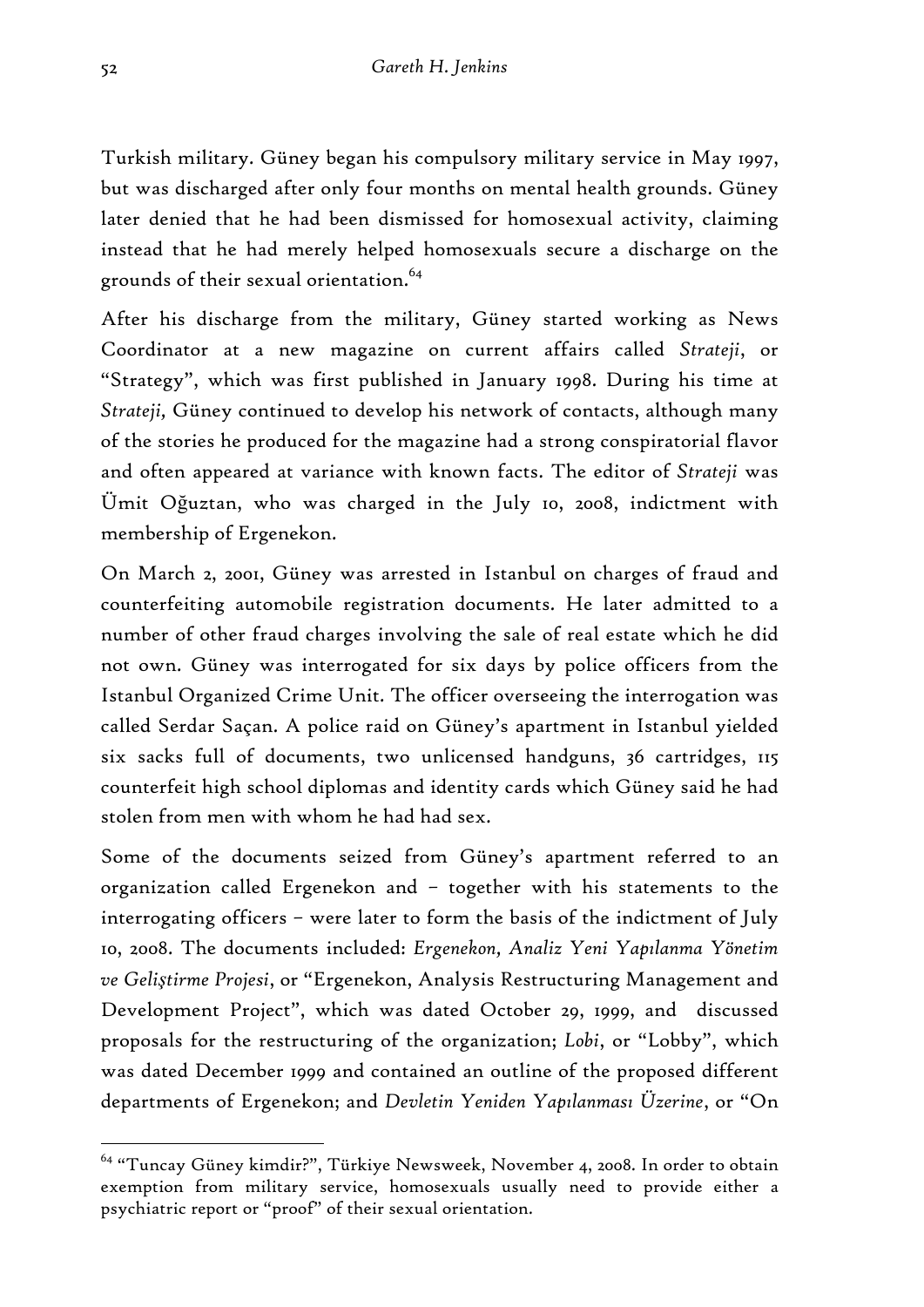Turkish military. Güney began his compulsory military service in May 1997, but was discharged after only four months on mental health grounds. Güney later denied that he had been dismissed for homosexual activity, claiming instead that he had merely helped homosexuals secure a discharge on the grounds of their sexual orientation.[64]

After his discharge from the military, Güney started working as News Coordinator at a new magazine on current affairs called *Strateji*, or "Strategy", which was first published in January 1998. During his time at *Strateji*, Güney continued to develop his network of contacts, although many of the stories he produced for the magazine had a strong conspiratorial flavor and often appeared at variance with known facts. The editor of *Strateji* was Ümit Oğuztan, who was charged in the July 10, 2008, indictment with membership of Ergenekon.

On March 2, 2001, Güney was arrested in Istanbul on charges of fraud and counterfeiting automobile registration documents. He later admitted to a number of other fraud charges involving the sale of real estate which he did not own. Güney was interrogated for six days by police officers from the Istanbul Organized Crime Unit. The officer overseeing the interrogation was called Serdar Saçan. A police raid on Güney's apartment in Istanbul yielded six sacks full of documents, two unlicensed handguns, 36 cartridges, 115 counterfeit high school diplomas and identity cards which Güney said he had stolen from men with whom he had had sex.

Some of the documents seized from Güney's apartment referred to an organization called Ergenekon and – together with his statements to the interrogating officers – were later to form the basis of the indictment of July 10, 2008. The documents included: *Ergenekon, Analiz Yeni Yapılanma Yönetim ve Geliştirme Projesi*, or "Ergenekon, Analysis Restructuring Management and Development Project", which was dated October 29, 1999, and discussed proposals for the restructuring of the organization; *Lobi*, or "Lobby", which was dated December 1999 and contained an outline of the proposed different departments of Ergenekon; and *Devletin Yeniden Yapılanması Üzerine*, or "On

---

[64] "Tuncay Güney kimdir?", Türkiye Newsweek, November 4, 2008. In order to obtain exemption from military service, homosexuals usually need to provide either a psychiatric report or "proof" of their sexual orientation.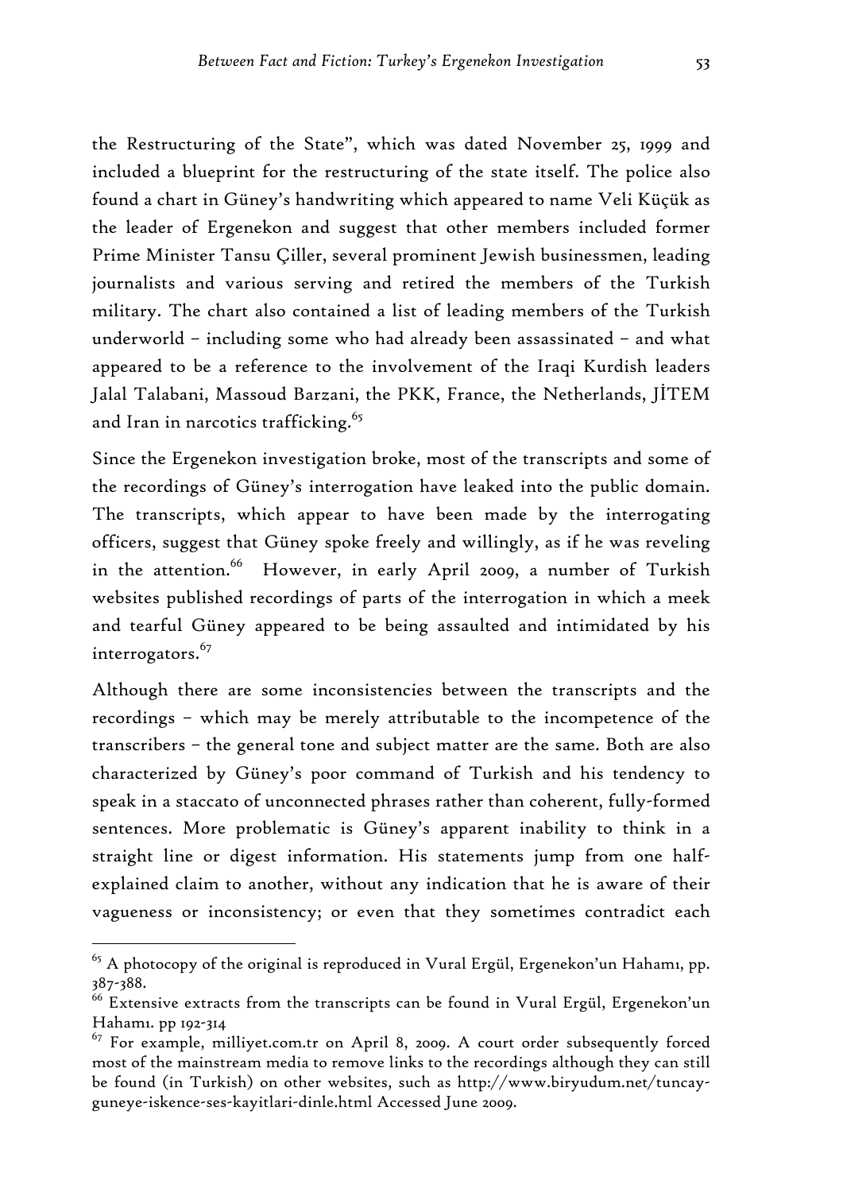the Restructuring of the State", which was dated November 25, 1999 and included a blueprint for the restructuring of the state itself. The police also found a chart in Güney's handwriting which appeared to name Veli Küçük as the leader of Ergenekon and suggest that other members included former Prime Minister Tansu Çiller, several prominent Jewish businessmen, leading journalists and various serving and retired the members of the Turkish military. The chart also contained a list of leading members of the Turkish underworld – including some who had already been assassinated – and what appeared to be a reference to the involvement of the Iraqi Kurdish leaders Jalal Talabani, Massoud Barzani, the PKK, France, the Netherlands, JİTEM and Iran in narcotics trafficking.[65]

Since the Ergenekon investigation broke, most of the transcripts and some of the recordings of Güney's interrogation have leaked into the public domain. The transcripts, which appear to have been made by the interrogating officers, suggest that Güney spoke freely and willingly, as if he was reveling in the attention.[66] However, in early April 2009, a number of Turkish websites published recordings of parts of the interrogation in which a meek and tearful Güney appeared to be being assaulted and intimidated by his interrogators.[67]

Although there are some inconsistencies between the transcripts and the recordings – which may be merely attributable to the incompetence of the transcribers – the general tone and subject matter are the same. Both are also characterized by Güney's poor command of Turkish and his tendency to speak in a staccato of unconnected phrases rather than coherent, fully-formed sentences. More problematic is Güney's apparent inability to think in a straight line or digest information. His statements jump from one half-explained claim to another, without any indication that he is aware of their vagueness or inconsistency; or even that they sometimes contradict each

---

[65] A photocopy of the original is reproduced in Vural Ergül, Ergenekon'un Hahamı, pp. 387-388.

[66] Extensive extracts from the transcripts can be found in Vural Ergül, Ergenekon'un Hahamı. pp 192-314

[67] For example, milliyet.com.tr on April 8, 2009. A court order subsequently forced most of the mainstream media to remove links to the recordings although they can still be found (in Turkish) on other websites, such as http://www.biryudum.net/tuncay-guneye-iskence-ses-kayitlari-dinle.html Accessed June 2009.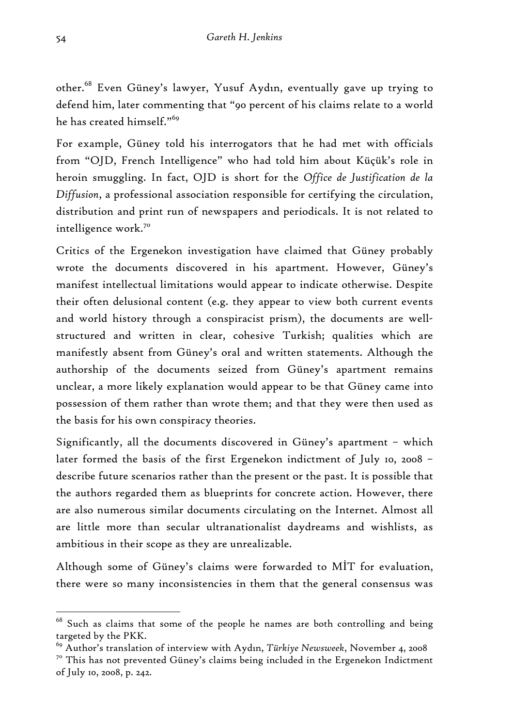other.[68] Even Güney's lawyer, Yusuf Aydın, eventually gave up trying to defend him, later commenting that "90 percent of his claims relate to a world he has created himself."[69]

For example, Güney told his interrogators that he had met with officials from "OJD, French Intelligence" who had told him about Küçük's role in heroin smuggling. In fact, OJD is short for the *Office de Justification de la Diffusion*, a professional association responsible for certifying the circulation, distribution and print run of newspapers and periodicals. It is not related to intelligence work.[70]

Critics of the Ergenekon investigation have claimed that Güney probably wrote the documents discovered in his apartment. However, Güney's manifest intellectual limitations would appear to indicate otherwise. Despite their often delusional content (e.g. they appear to view both current events and world history through a conspiracist prism), the documents are well-structured and written in clear, cohesive Turkish; qualities which are manifestly absent from Güney's oral and written statements. Although the authorship of the documents seized from Güney's apartment remains unclear, a more likely explanation would appear to be that Güney came into possession of them rather than wrote them; and that they were then used as the basis for his own conspiracy theories.

Significantly, all the documents discovered in Güney's apartment – which later formed the basis of the first Ergenekon indictment of July 10, 2008 – describe future scenarios rather than the present or the past. It is possible that the authors regarded them as blueprints for concrete action. However, there are also numerous similar documents circulating on the Internet. Almost all are little more than secular ultranationalist daydreams and wishlists, as ambitious in their scope as they are unrealizable.

Although some of Güney's claims were forwarded to MİT for evaluation, there were so many inconsistencies in them that the general consensus was

---

[68] Such as claims that some of the people he names are both controlling and being targeted by the PKK.

[69] Author's translation of interview with Aydın, *Türkiye Newsweek*, November 4, 2008

[70] This has not prevented Güney's claims being included in the Ergenekon Indictment of July 10, 2008, p. 242.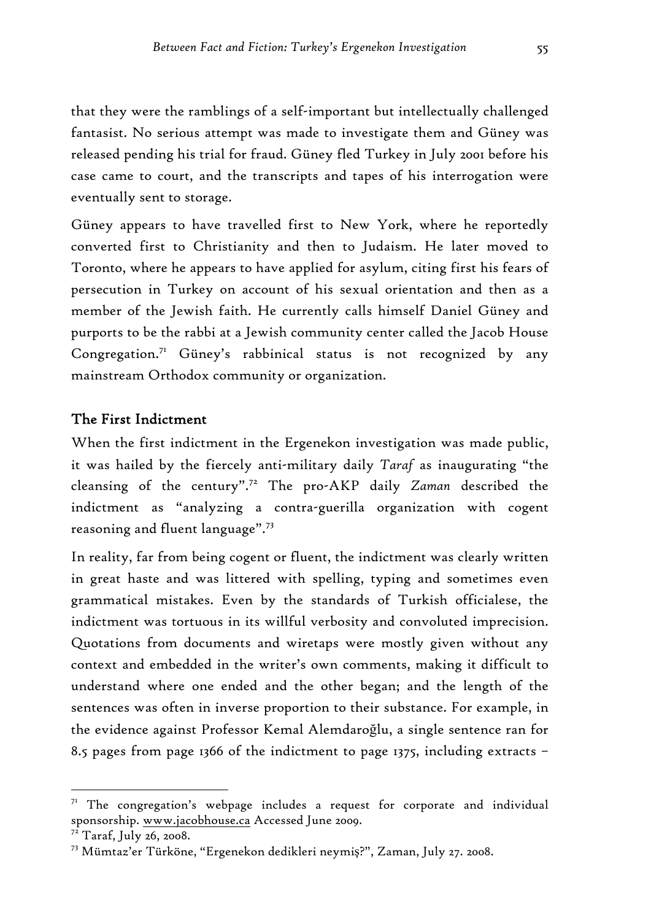that they were the ramblings of a self-important but intellectually challenged fantasist. No serious attempt was made to investigate them and Güney was released pending his trial for fraud. Güney fled Turkey in July 2001 before his case came to court, and the transcripts and tapes of his interrogation were eventually sent to storage.

Güney appears to have travelled first to New York, where he reportedly converted first to Christianity and then to Judaism. He later moved to Toronto, where he appears to have applied for asylum, citing first his fears of persecution in Turkey on account of his sexual orientation and then as a member of the Jewish faith. He currently calls himself Daniel Güney and purports to be the rabbi at a Jewish community center called the Jacob House Congregation.[71] Güney's rabbinical status is not recognized by any mainstream Orthodox community or organization.

## The First Indictment

When the first indictment in the Ergenekon investigation was made public, it was hailed by the fiercely anti-military daily *Taraf* as inaugurating "the cleansing of the century".[72] The pro-AKP daily *Zaman* described the indictment as "analyzing a contra-guerilla organization with cogent reasoning and fluent language".[73]

In reality, far from being cogent or fluent, the indictment was clearly written in great haste and was littered with spelling, typing and sometimes even grammatical mistakes. Even by the standards of Turkish officialese, the indictment was tortuous in its willful verbosity and convoluted imprecision. Quotations from documents and wiretaps were mostly given without any context and embedded in the writer's own comments, making it difficult to understand where one ended and the other began; and the length of the sentences was often in inverse proportion to their substance. For example, in the evidence against Professor Kemal Alemdaroğlu, a single sentence ran for 8.5 pages from page 1366 of the indictment to page 1375, including extracts –

---

[71] The congregation's webpage includes a request for corporate and individual sponsorship. www.jacobhouse.ca Accessed June 2009.

[72] Taraf, July 26, 2008.

[73] Mümtaz'er Türköne, "Ergenekon dedikleri neymiş?", Zaman, July 27. 2008.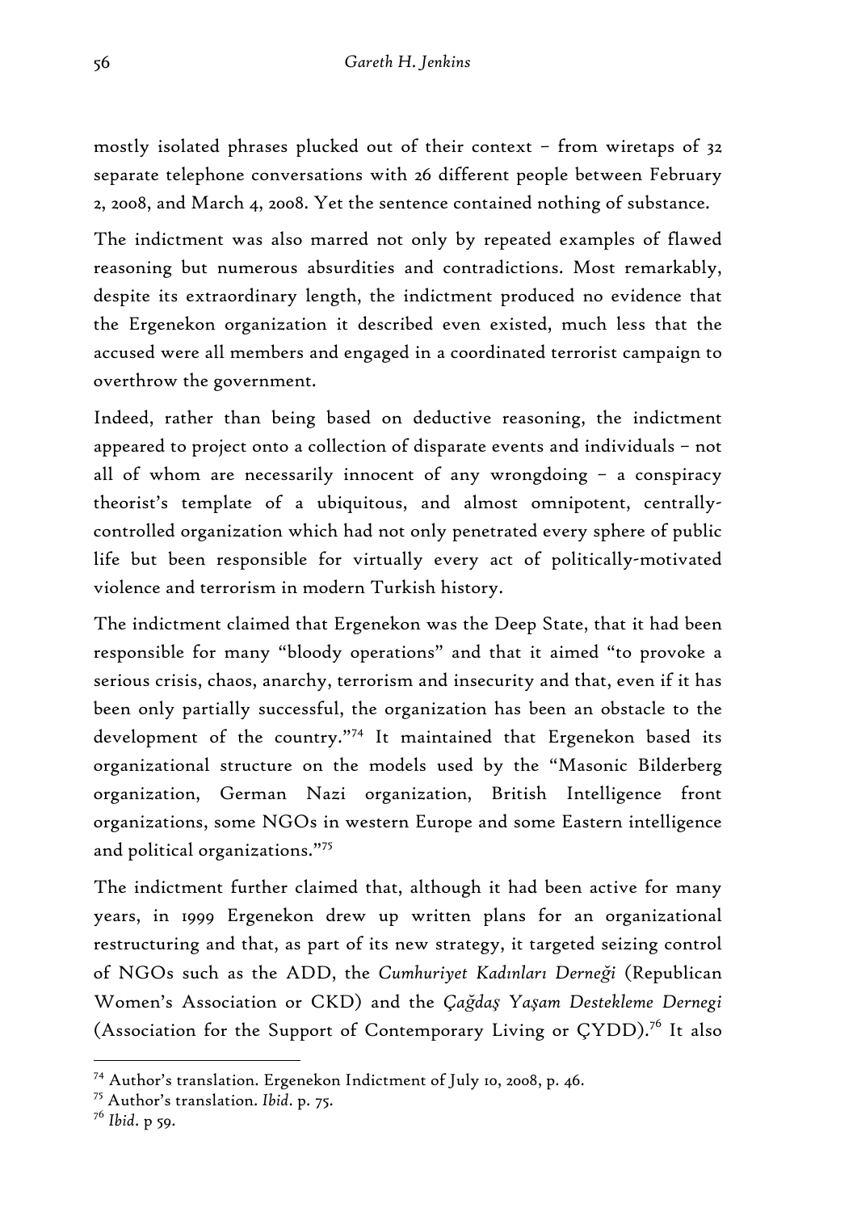mostly isolated phrases plucked out of their context – from wiretaps of 32 separate telephone conversations with 26 different people between February 2, 2008, and March 4, 2008. Yet the sentence contained nothing of substance.

The indictment was also marred not only by repeated examples of flawed reasoning but numerous absurdities and contradictions. Most remarkably, despite its extraordinary length, the indictment produced no evidence that the Ergenekon organization it described even existed, much less that the accused were all members and engaged in a coordinated terrorist campaign to overthrow the government.

Indeed, rather than being based on deductive reasoning, the indictment appeared to project onto a collection of disparate events and individuals – not all of whom are necessarily innocent of any wrongdoing – a conspiracy theorist's template of a ubiquitous, and almost omnipotent, centrally-controlled organization which had not only penetrated every sphere of public life but been responsible for virtually every act of politically-motivated violence and terrorism in modern Turkish history.

The indictment claimed that Ergenekon was the Deep State, that it had been responsible for many "bloody operations" and that it aimed "to provoke a serious crisis, chaos, anarchy, terrorism and insecurity and that, even if it has been only partially successful, the organization has been an obstacle to the development of the country."[74] It maintained that Ergenekon based its organizational structure on the models used by the "Masonic Bilderberg organization, German Nazi organization, British Intelligence front organizations, some NGOs in western Europe and some Eastern intelligence and political organizations."[75]

The indictment further claimed that, although it had been active for many years, in 1999 Ergenekon drew up written plans for an organizational restructuring and that, as part of its new strategy, it targeted seizing control of NGOs such as the ADD, the *Cumhuriyet Kadınları Derneği* (Republican Women's Association or CKD) and the *Çağdaş Yaşam Destekleme Dernegi* (Association for the Support of Contemporary Living or ÇYDD).[76] It also

---

[74] Author's translation. Ergenekon Indictment of July 10, 2008, p. 46.

[75] Author's translation. *Ibid*. p. 75.

[76] *Ibid*. p 59.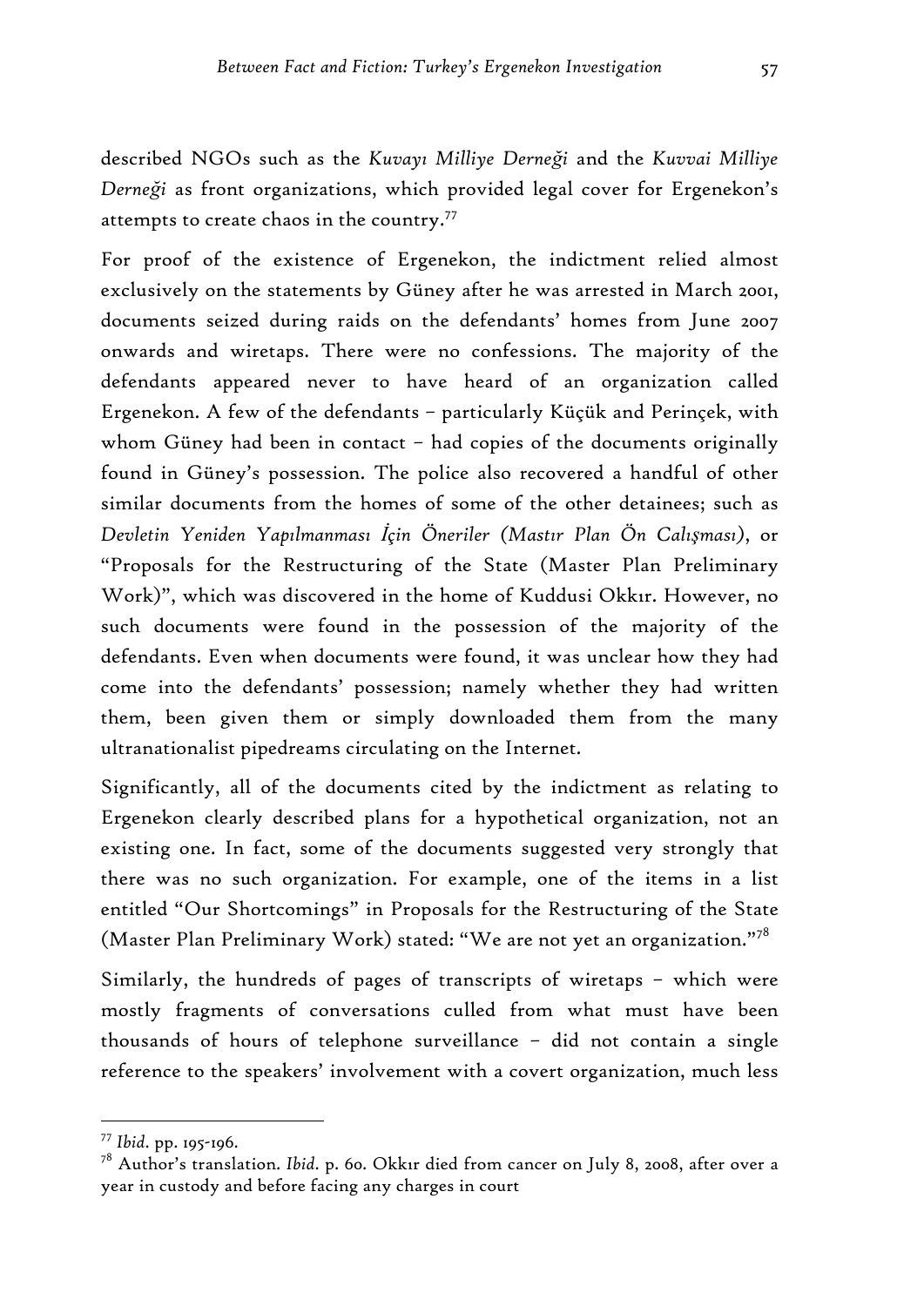described NGOs such as the *Kuvayı Milliye Derneği* and the *Kuvvai Milliye Derneği* as front organizations, which provided legal cover for Ergenekon's attempts to create chaos in the country.[77]

For proof of the existence of Ergenekon, the indictment relied almost exclusively on the statements by Güney after he was arrested in March 2001, documents seized during raids on the defendants' homes from June 2007 onwards and wiretaps. There were no confessions. The majority of the defendants appeared never to have heard of an organization called Ergenekon. A few of the defendants – particularly Küçük and Perinçek, with whom Güney had been in contact – had copies of the documents originally found in Güney's possession. The police also recovered a handful of other similar documents from the homes of some of the other detainees; such as *Devletin Yeniden Yapılmanması İçin Öneriler (Mastır Plan Ön Calışması)*, or "Proposals for the Restructuring of the State (Master Plan Preliminary Work)", which was discovered in the home of Kuddusi Okkır. However, no such documents were found in the possession of the majority of the defendants. Even when documents were found, it was unclear how they had come into the defendants' possession; namely whether they had written them, been given them or simply downloaded them from the many ultranationalist pipedreams circulating on the Internet.

Significantly, all of the documents cited by the indictment as relating to Ergenekon clearly described plans for a hypothetical organization, not an existing one. In fact, some of the documents suggested very strongly that there was no such organization. For example, one of the items in a list entitled "Our Shortcomings" in Proposals for the Restructuring of the State (Master Plan Preliminary Work) stated: "We are not yet an organization."[78]

Similarly, the hundreds of pages of transcripts of wiretaps – which were mostly fragments of conversations culled from what must have been thousands of hours of telephone surveillance – did not contain a single reference to the speakers' involvement with a covert organization, much less

---

[77] *Ibid*. pp. 195-196.

[78] Author's translation. *Ibid*. p. 60. Okkır died from cancer on July 8, 2008, after over a year in custody and before facing any charges in court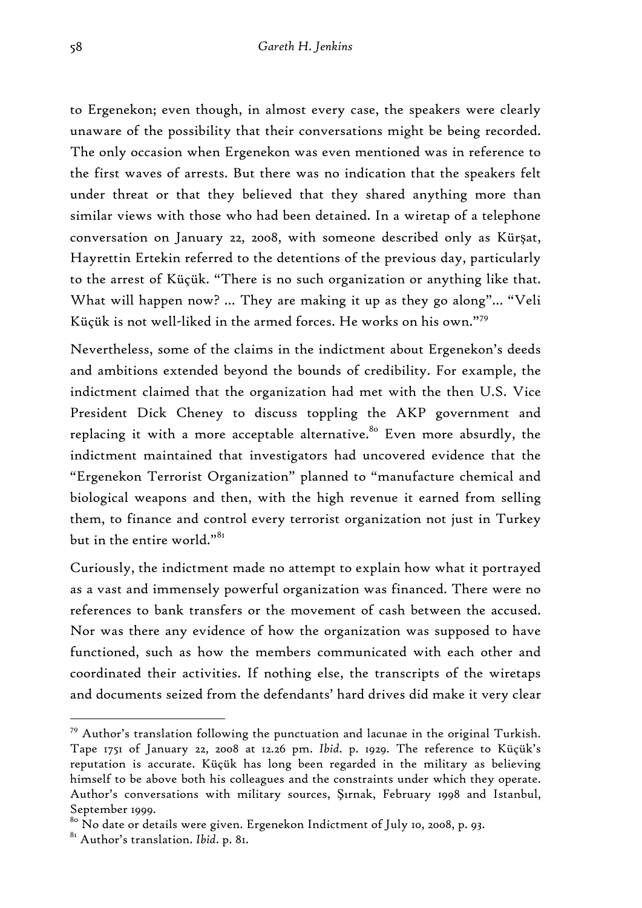to Ergenekon; even though, in almost every case, the speakers were clearly unaware of the possibility that their conversations might be being recorded. The only occasion when Ergenekon was even mentioned was in reference to the first waves of arrests. But there was no indication that the speakers felt under threat or that they believed that they shared anything more than similar views with those who had been detained. In a wiretap of a telephone conversation on January 22, 2008, with someone described only as Kürşat, Hayrettin Ertekin referred to the detentions of the previous day, particularly to the arrest of Küçük. "There is no such organization or anything like that. What will happen now? … They are making it up as they go along"… "Veli Küçük is not well-liked in the armed forces. He works on his own."[79]

Nevertheless, some of the claims in the indictment about Ergenekon's deeds and ambitions extended beyond the bounds of credibility. For example, the indictment claimed that the organization had met with the then U.S. Vice President Dick Cheney to discuss toppling the AKP government and replacing it with a more acceptable alternative.[80] Even more absurdly, the indictment maintained that investigators had uncovered evidence that the "Ergenekon Terrorist Organization" planned to "manufacture chemical and biological weapons and then, with the high revenue it earned from selling them, to finance and control every terrorist organization not just in Turkey but in the entire world."[81]

Curiously, the indictment made no attempt to explain how what it portrayed as a vast and immensely powerful organization was financed. There were no references to bank transfers or the movement of cash between the accused. Nor was there any evidence of how the organization was supposed to have functioned, such as how the members communicated with each other and coordinated their activities. If nothing else, the transcripts of the wiretaps and documents seized from the defendants' hard drives did make it very clear

---

[79] Author's translation following the punctuation and lacunae in the original Turkish. Tape 1751 of January 22, 2008 at 12.26 pm. *Ibid*. p. 1929. The reference to Küçük's reputation is accurate. Küçük has long been regarded in the military as believing himself to be above both his colleagues and the constraints under which they operate. Author's conversations with military sources, Şırnak, February 1998 and Istanbul, September 1999.

[80] No date or details were given. Ergenekon Indictment of July 10, 2008, p. 93.

[81] Author's translation. *Ibid*. p. 81.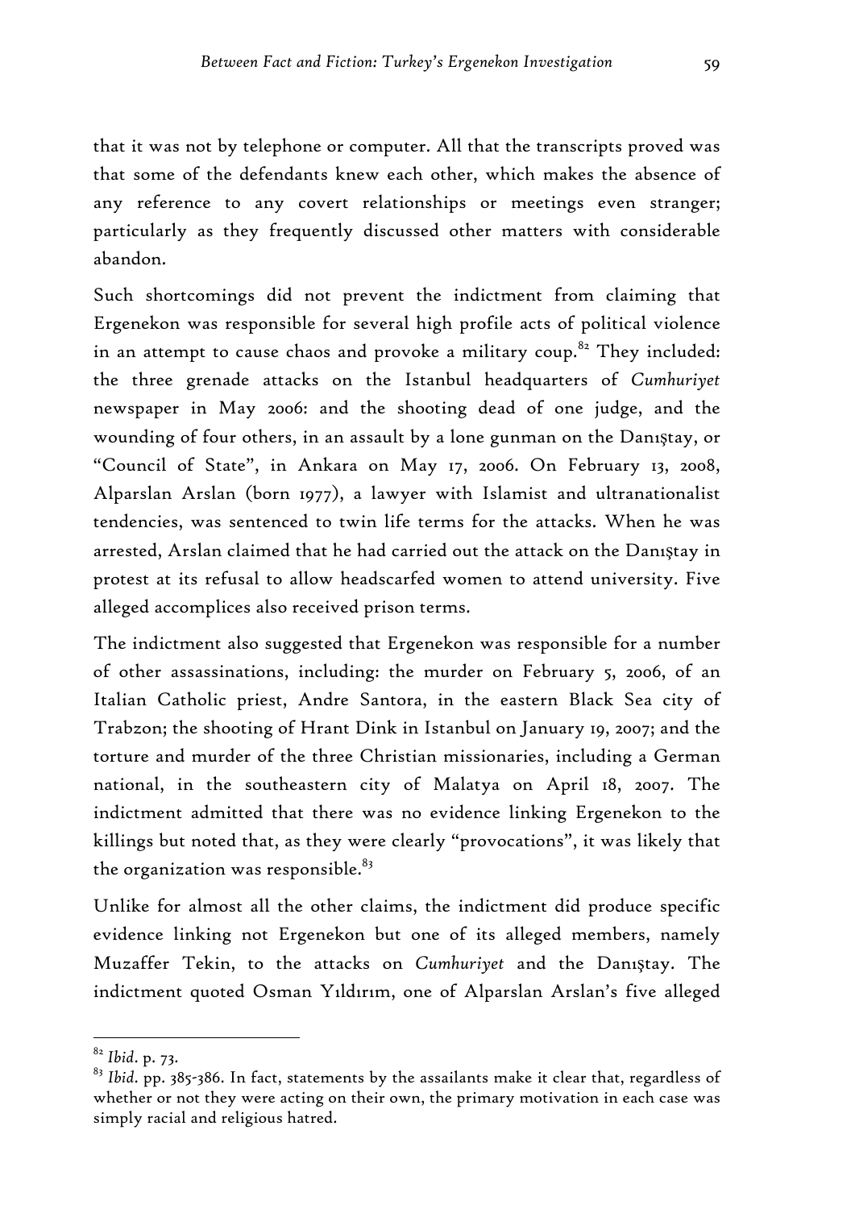that it was not by telephone or computer. All that the transcripts proved was that some of the defendants knew each other, which makes the absence of any reference to any covert relationships or meetings even stranger; particularly as they frequently discussed other matters with considerable abandon.

Such shortcomings did not prevent the indictment from claiming that Ergenekon was responsible for several high profile acts of political violence in an attempt to cause chaos and provoke a military coup.[82] They included: the three grenade attacks on the Istanbul headquarters of *Cumhuriyet* newspaper in May 2006: and the shooting dead of one judge, and the wounding of four others, in an assault by a lone gunman on the Danıştay, or "Council of State", in Ankara on May 17, 2006. On February 13, 2008, Alparslan Arslan (born 1977), a lawyer with Islamist and ultranationalist tendencies, was sentenced to twin life terms for the attacks. When he was arrested, Arslan claimed that he had carried out the attack on the Danıştay in protest at its refusal to allow headscarfed women to attend university. Five alleged accomplices also received prison terms.

The indictment also suggested that Ergenekon was responsible for a number of other assassinations, including: the murder on February 5, 2006, of an Italian Catholic priest, Andre Santora, in the eastern Black Sea city of Trabzon; the shooting of Hrant Dink in Istanbul on January 19, 2007; and the torture and murder of the three Christian missionaries, including a German national, in the southeastern city of Malatya on April 18, 2007. The indictment admitted that there was no evidence linking Ergenekon to the killings but noted that, as they were clearly "provocations", it was likely that the organization was responsible.[83]

Unlike for almost all the other claims, the indictment did produce specific evidence linking not Ergenekon but one of its alleged members, namely Muzaffer Tekin, to the attacks on *Cumhuriyet* and the Danıştay. The indictment quoted Osman Yıldırım, one of Alparslan Arslan's five alleged

---

[82] *Ibid*. p. 73.

[83] *Ibid*. pp. 385-386. In fact, statements by the assailants make it clear that, regardless of whether or not they were acting on their own, the primary motivation in each case was simply racial and religious hatred.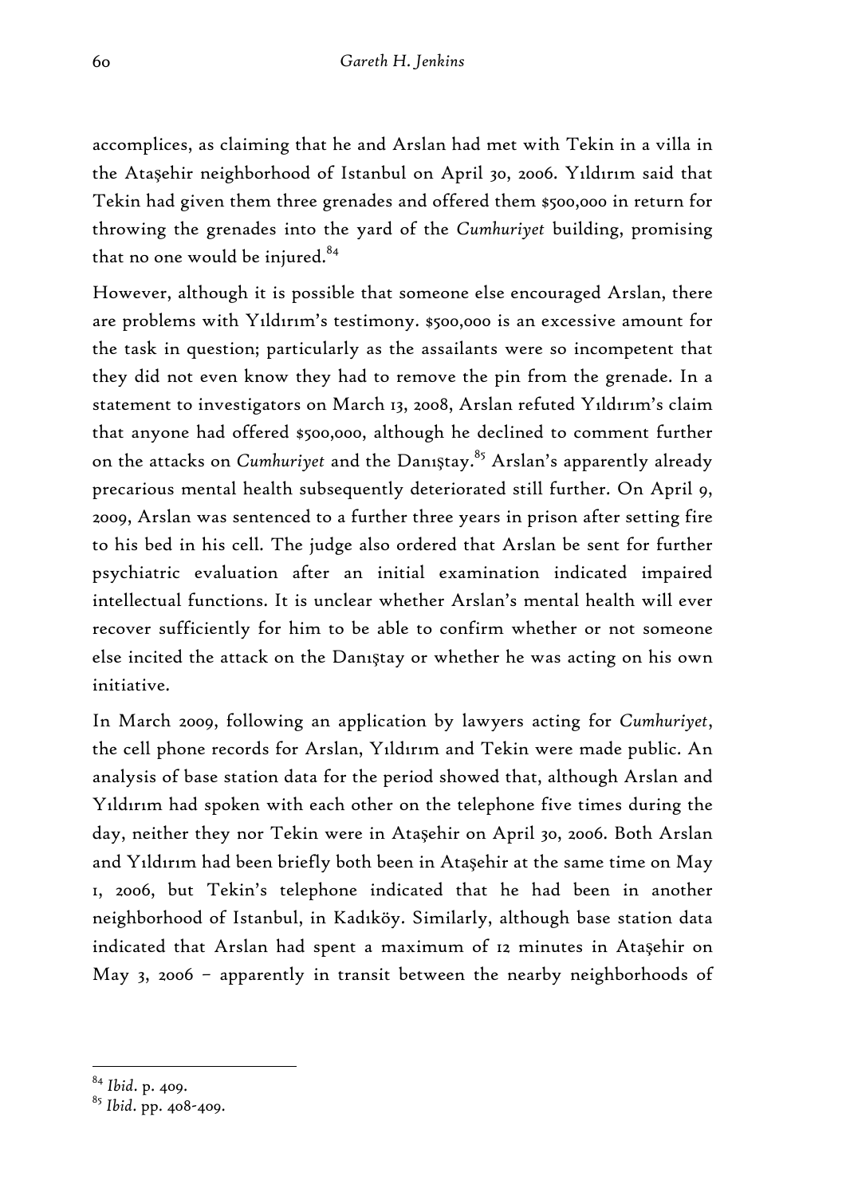accomplices, as claiming that he and Arslan had met with Tekin in a villa in the Ataşehir neighborhood of Istanbul on April 30, 2006. Yıldırım said that Tekin had given them three grenades and offered them $500,000 in return for throwing the grenades into the yard of the *Cumhuriyet* building, promising that no one would be injured.[84]

However, although it is possible that someone else encouraged Arslan, there are problems with Yıldırım's testimony. $500,000 is an excessive amount for the task in question; particularly as the assailants were so incompetent that they did not even know they had to remove the pin from the grenade. In a statement to investigators on March 13, 2008, Arslan refuted Yıldırım's claim that anyone had offered $500,000, although he declined to comment further on the attacks on *Cumhuriyet* and the Danıştay.[85] Arslan's apparently already precarious mental health subsequently deteriorated still further. On April 9, 2009, Arslan was sentenced to a further three years in prison after setting fire to his bed in his cell. The judge also ordered that Arslan be sent for further psychiatric evaluation after an initial examination indicated impaired intellectual functions. It is unclear whether Arslan's mental health will ever recover sufficiently for him to be able to confirm whether or not someone else incited the attack on the Danıştay or whether he was acting on his own initiative.

In March 2009, following an application by lawyers acting for *Cumhuriyet*, the cell phone records for Arslan, Yıldırım and Tekin were made public. An analysis of base station data for the period showed that, although Arslan and Yıldırım had spoken with each other on the telephone five times during the day, neither they nor Tekin were in Ataşehir on April 30, 2006. Both Arslan and Yıldırım had been briefly both been in Ataşehir at the same time on May 1, 2006, but Tekin's telephone indicated that he had been in another neighborhood of Istanbul, in Kadıköy. Similarly, although base station data indicated that Arslan had spent a maximum of 12 minutes in Ataşehir on May 3, 2006 – apparently in transit between the nearby neighborhoods of

---

[84] *Ibid*. p. 409.

[85] *Ibid*. pp. 408-409.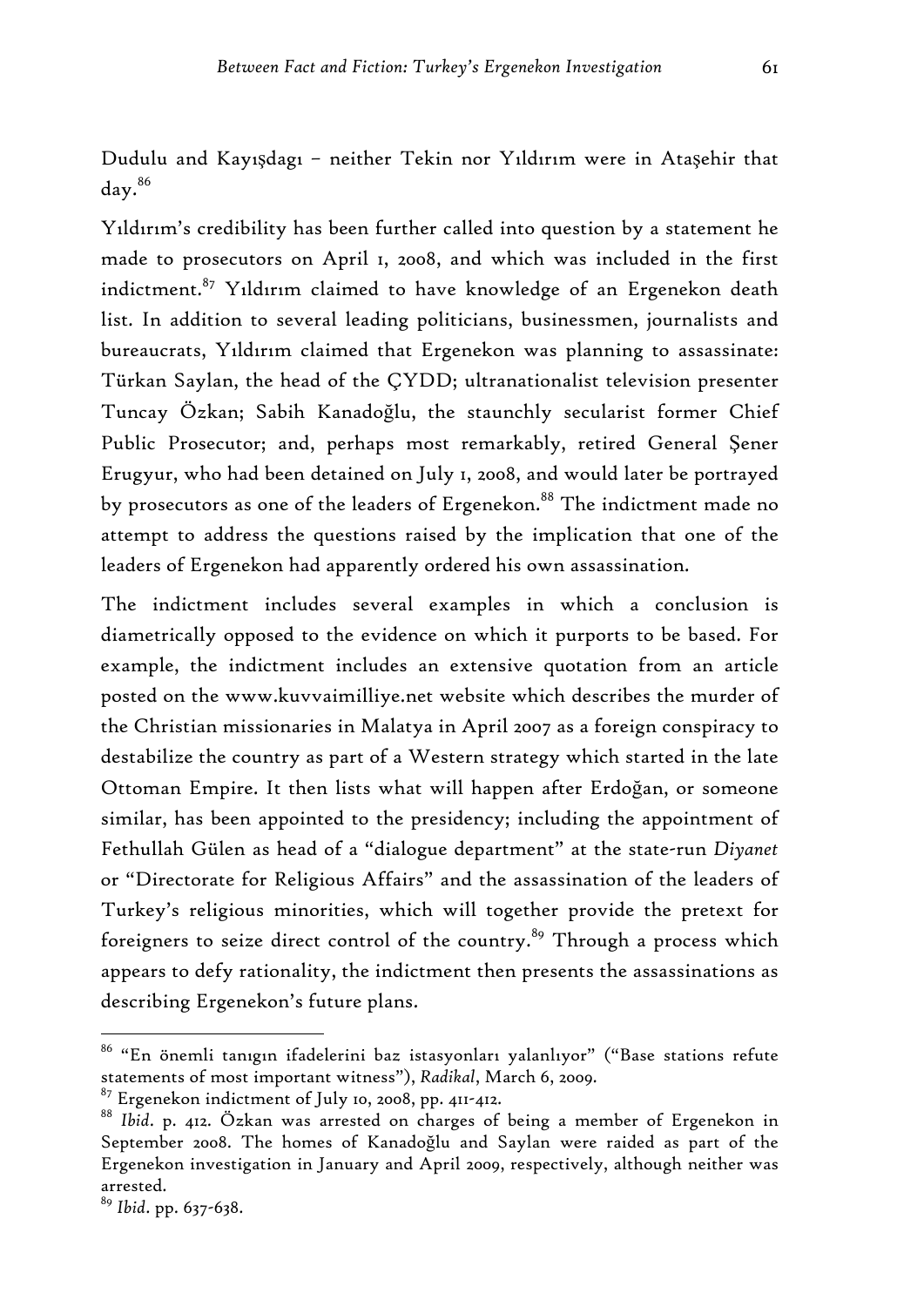Dudulu and Kayışdagı – neither Tekin nor Yıldırım were in Ataşehir that day.[86]

Yıldırım's credibility has been further called into question by a statement he made to prosecutors on April 1, 2008, and which was included in the first indictment.[87] Yıldırım claimed to have knowledge of an Ergenekon death list. In addition to several leading politicians, businessmen, journalists and bureaucrats, Yıldırım claimed that Ergenekon was planning to assassinate: Türkan Saylan, the head of the ÇYDD; ultranationalist television presenter Tuncay Özkan; Sabih Kanadoğlu, the staunchly secularist former Chief Public Prosecutor; and, perhaps most remarkably, retired General Şener Erugyur, who had been detained on July 1, 2008, and would later be portrayed by prosecutors as one of the leaders of Ergenekon.[88] The indictment made no attempt to address the questions raised by the implication that one of the leaders of Ergenekon had apparently ordered his own assassination.

The indictment includes several examples in which a conclusion is diametrically opposed to the evidence on which it purports to be based. For example, the indictment includes an extensive quotation from an article posted on the www.kuvvaimilliye.net website which describes the murder of the Christian missionaries in Malatya in April 2007 as a foreign conspiracy to destabilize the country as part of a Western strategy which started in the late Ottoman Empire. It then lists what will happen after Erdoğan, or someone similar, has been appointed to the presidency; including the appointment of Fethullah Gülen as head of a "dialogue department" at the state-run *Diyanet* or "Directorate for Religious Affairs" and the assassination of the leaders of Turkey's religious minorities, which will together provide the pretext for foreigners to seize direct control of the country.[89] Through a process which appears to defy rationality, the indictment then presents the assassinations as describing Ergenekon's future plans.

---

[86] "En önemli tanıgın ifadelerini baz istasyonları yalanlıyor" ("Base stations refute statements of most important witness"), *Radikal*, March 6, 2009.

[87] Ergenekon indictment of July 10, 2008, pp. 411-412.

[88] *Ibid.* p. 412. Özkan was arrested on charges of being a member of Ergenekon in September 2008. The homes of Kanadoğlu and Saylan were raided as part of the Ergenekon investigation in January and April 2009, respectively, although neither was arrested.

[89] *Ibid*. pp. 637-638.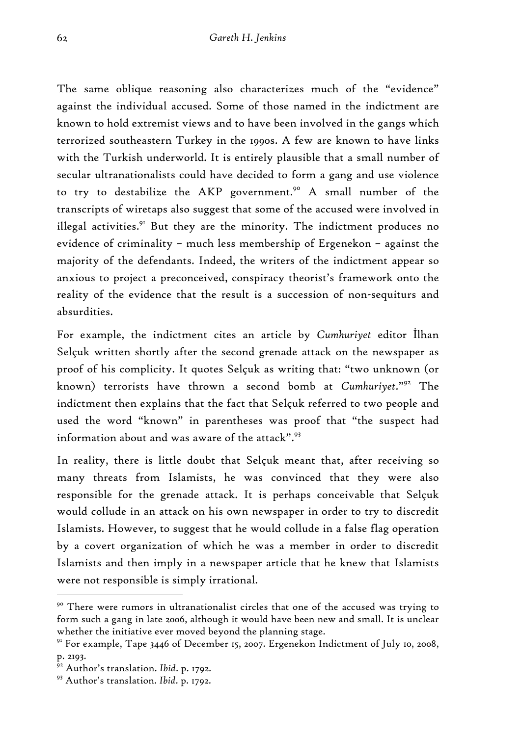The same oblique reasoning also characterizes much of the "evidence" against the individual accused. Some of those named in the indictment are known to hold extremist views and to have been involved in the gangs which terrorized southeastern Turkey in the 1990s. A few are known to have links with the Turkish underworld. It is entirely plausible that a small number of secular ultranationalists could have decided to form a gang and use violence to try to destabilize the AKP government.[90] A small number of the transcripts of wiretaps also suggest that some of the accused were involved in illegal activities.[91] But they are the minority. The indictment produces no evidence of criminality – much less membership of Ergenekon – against the majority of the defendants. Indeed, the writers of the indictment appear so anxious to project a preconceived, conspiracy theorist's framework onto the reality of the evidence that the result is a succession of non-sequiturs and absurdities.

For example, the indictment cites an article by *Cumhuriyet* editor İlhan Selçuk written shortly after the second grenade attack on the newspaper as proof of his complicity. It quotes Selçuk as writing that: "two unknown (or known) terrorists have thrown a second bomb at *Cumhuriyet*."[92] The indictment then explains that the fact that Selçuk referred to two people and used the word "known" in parentheses was proof that "the suspect had information about and was aware of the attack".[93]

In reality, there is little doubt that Selçuk meant that, after receiving so many threats from Islamists, he was convinced that they were also responsible for the grenade attack. It is perhaps conceivable that Selçuk would collude in an attack on his own newspaper in order to try to discredit Islamists. However, to suggest that he would collude in a false flag operation by a covert organization of which he was a member in order to discredit Islamists and then imply in a newspaper article that he knew that Islamists were not responsible is simply irrational.

---

[90] There were rumors in ultranationalist circles that one of the accused was trying to form such a gang in late 2006, although it would have been new and small. It is unclear whether the initiative ever moved beyond the planning stage.

[91] For example, Tape 3446 of December 15, 2007. Ergenekon Indictment of July 10, 2008, p. 2193.

[92] Author's translation. *Ibid*. p. 1792.

[93] Author's translation. *Ibid*. p. 1792.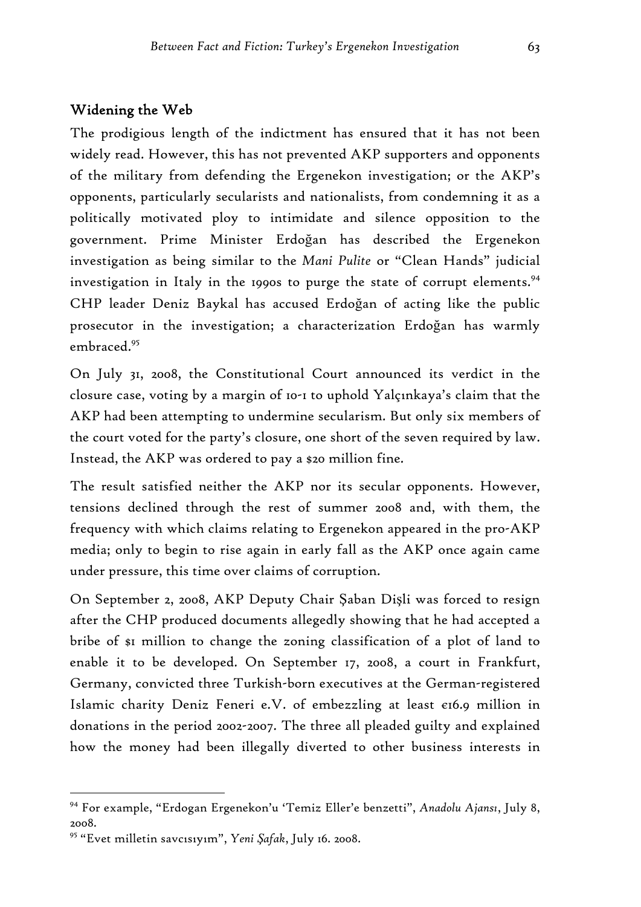## Widening the Web

The prodigious length of the indictment has ensured that it has not been widely read. However, this has not prevented AKP supporters and opponents of the military from defending the Ergenekon investigation; or the AKP's opponents, particularly secularists and nationalists, from condemning it as a politically motivated ploy to intimidate and silence opposition to the government. Prime Minister Erdoğan has described the Ergenekon investigation as being similar to the *Mani Pulite* or "Clean Hands" judicial investigation in Italy in the 1990s to purge the state of corrupt elements.[94] CHP leader Deniz Baykal has accused Erdoğan of acting like the public prosecutor in the investigation; a characterization Erdoğan has warmly embraced.[95]

On July 31, 2008, the Constitutional Court announced its verdict in the closure case, voting by a margin of 10-1 to uphold Yalçınkaya's claim that the AKP had been attempting to undermine secularism. But only six members of the court voted for the party's closure, one short of the seven required by law. Instead, the AKP was ordered to pay a $20 million fine.

The result satisfied neither the AKP nor its secular opponents. However, tensions declined through the rest of summer 2008 and, with them, the frequency with which claims relating to Ergenekon appeared in the pro-AKP media; only to begin to rise again in early fall as the AKP once again came under pressure, this time over claims of corruption.

On September 2, 2008, AKP Deputy Chair Şaban Dişli was forced to resign after the CHP produced documents allegedly showing that he had accepted a bribe of $1 million to change the zoning classification of a plot of land to enable it to be developed. On September 17, 2008, a court in Frankfurt, Germany, convicted three Turkish-born executives at the German-registered Islamic charity Deniz Feneri e.V. of embezzling at least €16.9 million in donations in the period 2002-2007. The three all pleaded guilty and explained how the money had been illegally diverted to other business interests in

---

[94] For example, "Erdogan Ergenekon'u 'Temiz Eller'e benzetti", *Anadolu Ajansı*, July 8, 2008.

[95] "Evet milletin savcısıyım", *Yeni Şafak*, July 16. 2008.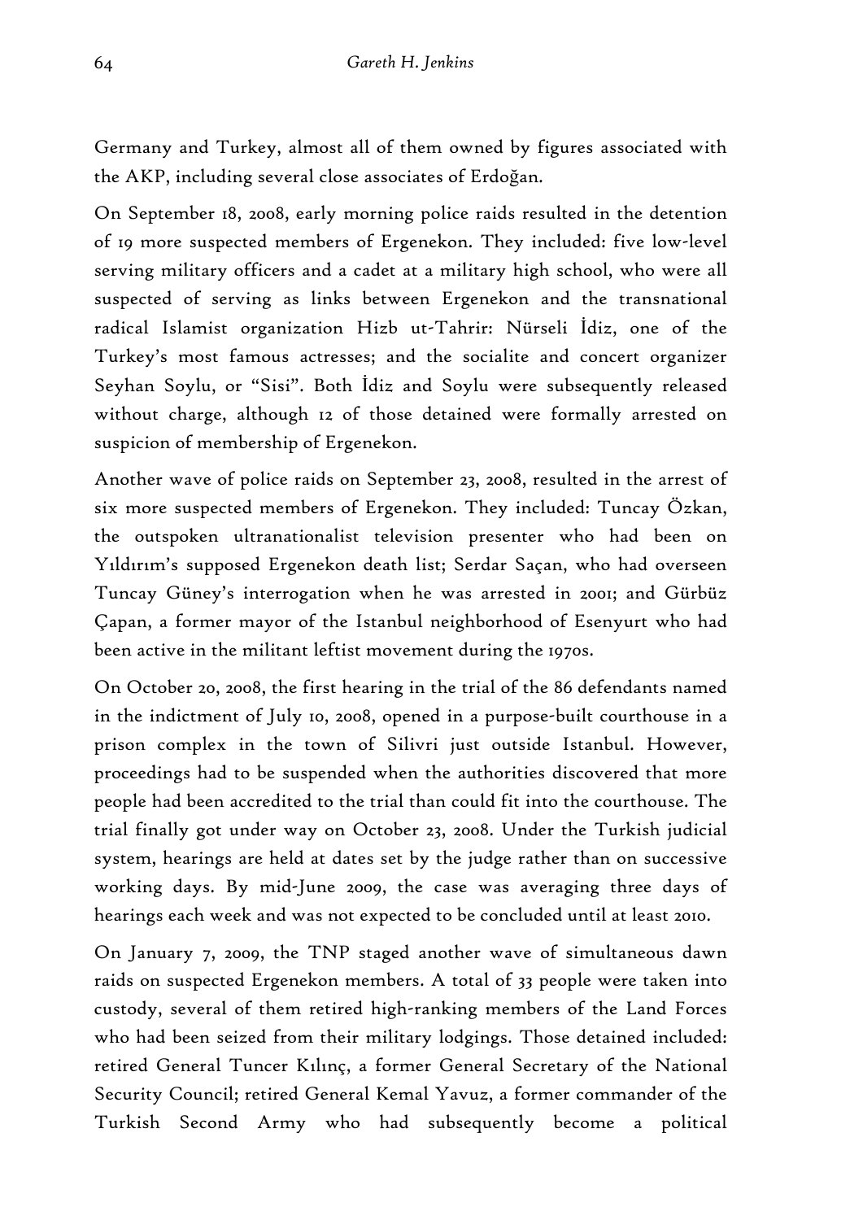Germany and Turkey, almost all of them owned by figures associated with the AKP, including several close associates of Erdoğan.

On September 18, 2008, early morning police raids resulted in the detention of 19 more suspected members of Ergenekon. They included: five low-level serving military officers and a cadet at a military high school, who were all suspected of serving as links between Ergenekon and the transnational radical Islamist organization Hizb ut-Tahrir: Nürseli İdiz, one of the Turkey's most famous actresses; and the socialite and concert organizer Seyhan Soylu, or "Sisi". Both İdiz and Soylu were subsequently released without charge, although 12 of those detained were formally arrested on suspicion of membership of Ergenekon.

Another wave of police raids on September 23, 2008, resulted in the arrest of six more suspected members of Ergenekon. They included: Tuncay Özkan, the outspoken ultranationalist television presenter who had been on Yıldırım's supposed Ergenekon death list; Serdar Saçan, who had overseen Tuncay Güney's interrogation when he was arrested in 2001; and Gürbüz Çapan, a former mayor of the Istanbul neighborhood of Esenyurt who had been active in the militant leftist movement during the 1970s.

On October 20, 2008, the first hearing in the trial of the 86 defendants named in the indictment of July 10, 2008, opened in a purpose-built courthouse in a prison complex in the town of Silivri just outside Istanbul. However, proceedings had to be suspended when the authorities discovered that more people had been accredited to the trial than could fit into the courthouse. The trial finally got under way on October 23, 2008. Under the Turkish judicial system, hearings are held at dates set by the judge rather than on successive working days. By mid-June 2009, the case was averaging three days of hearings each week and was not expected to be concluded until at least 2010.

On January 7, 2009, the TNP staged another wave of simultaneous dawn raids on suspected Ergenekon members. A total of 33 people were taken into custody, several of them retired high-ranking members of the Land Forces who had been seized from their military lodgings. Those detained included: retired General Tuncer Kılınç, a former General Secretary of the National Security Council; retired General Kemal Yavuz, a former commander of the Turkish Second Army who had subsequently become a political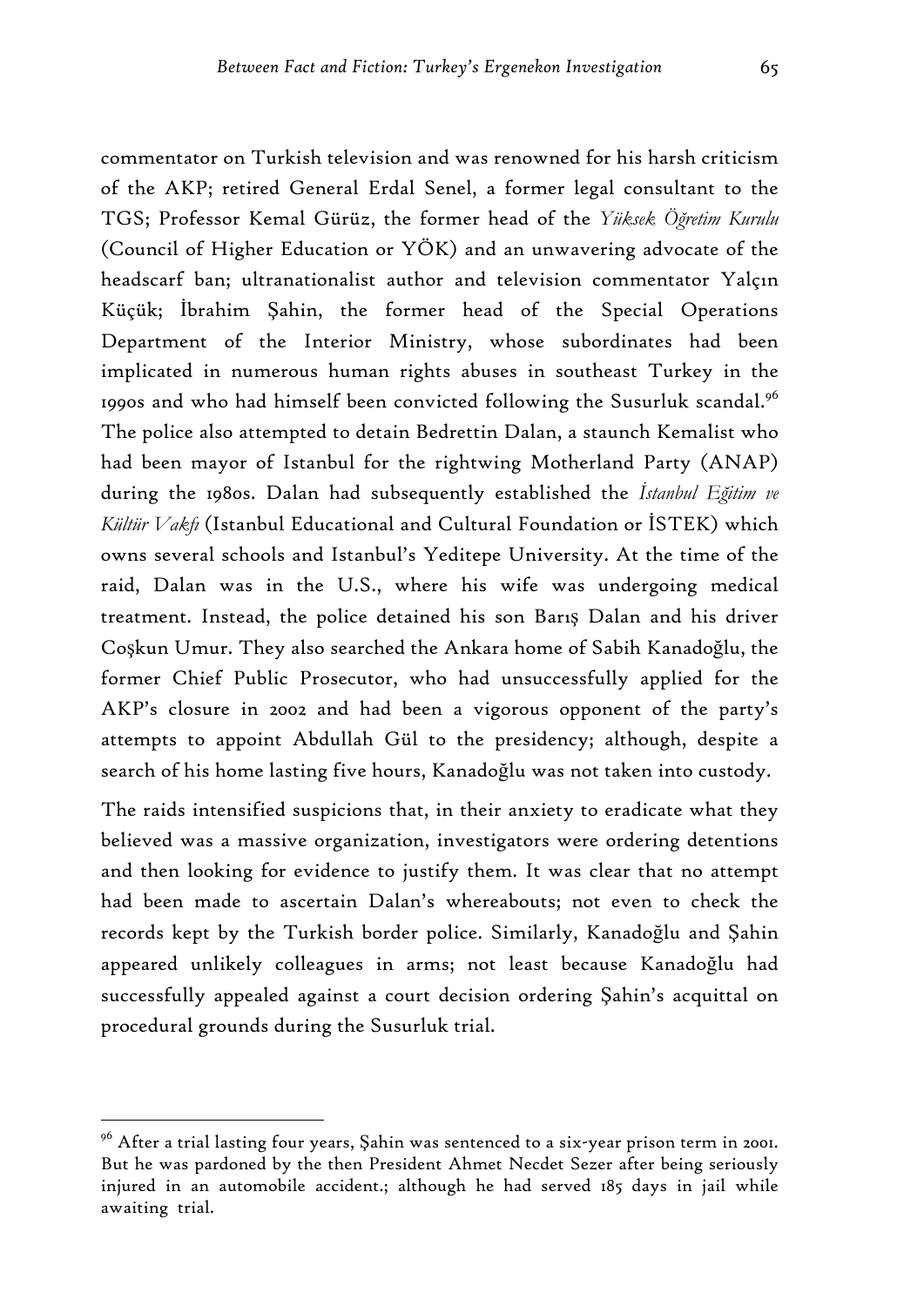commentator on Turkish television and was renowned for his harsh criticism of the AKP; retired General Erdal Senel, a former legal consultant to the TGS; Professor Kemal Gürüz, the former head of the *Yüksek Öğretim Kurulu* (Council of Higher Education or YÖK) and an unwavering advocate of the headscarf ban; ultranationalist author and television commentator Yalçın Küçük; İbrahim Şahin, the former head of the Special Operations Department of the Interior Ministry, whose subordinates had been implicated in numerous human rights abuses in southeast Turkey in the 1990s and who had himself been convicted following the Susurluk scandal.[96] The police also attempted to detain Bedrettin Dalan, a staunch Kemalist who had been mayor of Istanbul for the rightwing Motherland Party (ANAP) during the 1980s. Dalan had subsequently established the *İstanbul Eğitim ve Kültür Vakfı* (Istanbul Educational and Cultural Foundation or İSTEK) which owns several schools and Istanbul's Yeditepe University. At the time of the raid, Dalan was in the U.S., where his wife was undergoing medical treatment. Instead, the police detained his son Barış Dalan and his driver Coşkun Umur. They also searched the Ankara home of Sabih Kanadoğlu, the former Chief Public Prosecutor, who had unsuccessfully applied for the AKP's closure in 2002 and had been a vigorous opponent of the party's attempts to appoint Abdullah Gül to the presidency; although, despite a search of his home lasting five hours, Kanadoğlu was not taken into custody.

The raids intensified suspicions that, in their anxiety to eradicate what they believed was a massive organization, investigators were ordering detentions and then looking for evidence to justify them. It was clear that no attempt had been made to ascertain Dalan's whereabouts; not even to check the records kept by the Turkish border police. Similarly, Kanadoğlu and Şahin appeared unlikely colleagues in arms; not least because Kanadoğlu had successfully appealed against a court decision ordering Şahin's acquittal on procedural grounds during the Susurluk trial.

---

[96] After a trial lasting four years, Şahin was sentenced to a six-year prison term in 2001. But he was pardoned by the then President Ahmet Necdet Sezer after being seriously injured in an automobile accident.; although he had served 185 days in jail while awaiting trial.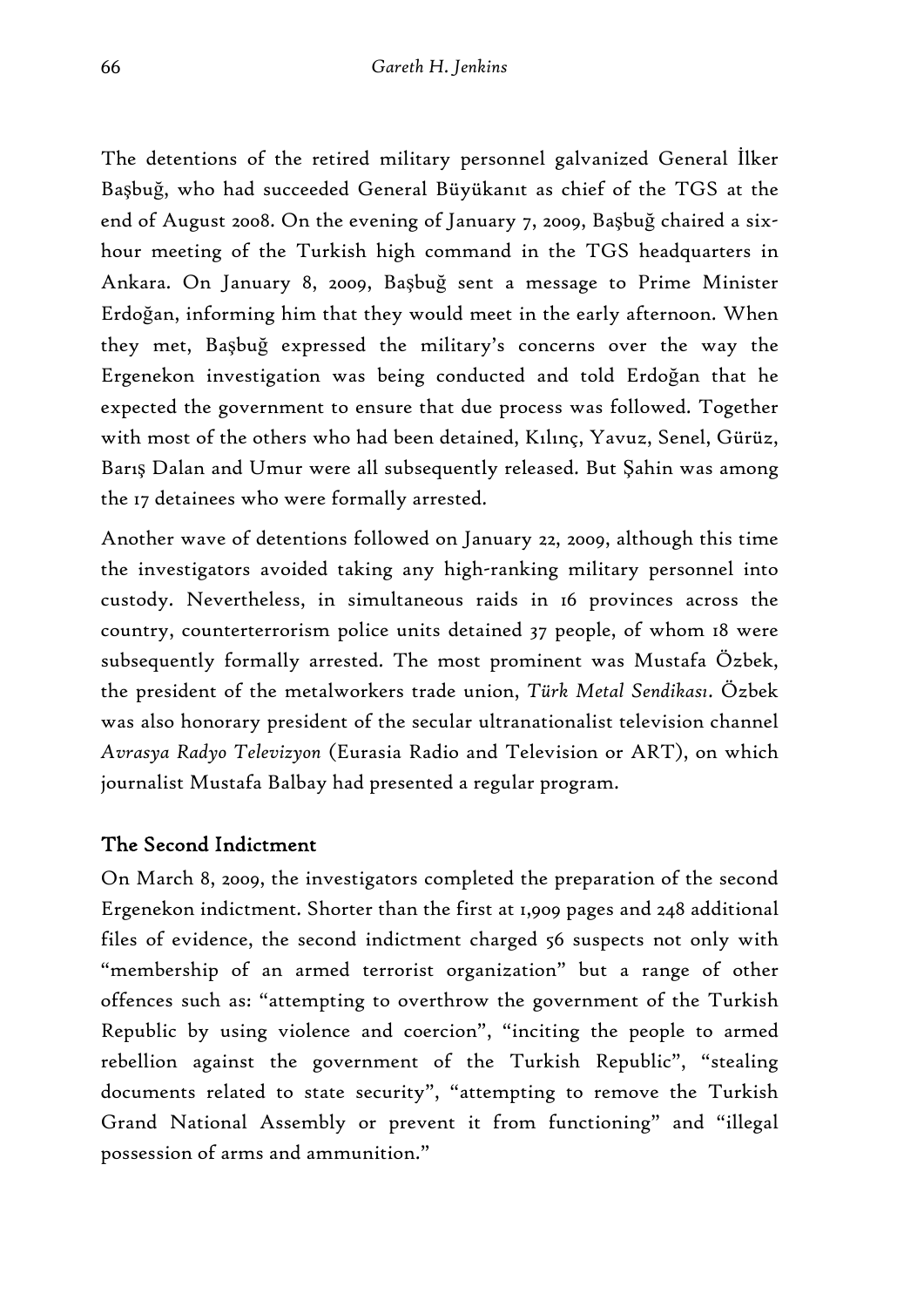The detentions of the retired military personnel galvanized General İlker Başbuğ, who had succeeded General Büyükanıt as chief of the TGS at the end of August 2008. On the evening of January 7, 2009, Başbuğ chaired a six-hour meeting of the Turkish high command in the TGS headquarters in Ankara. On January 8, 2009, Başbuğ sent a message to Prime Minister Erdoğan, informing him that they would meet in the early afternoon. When they met, Başbuğ expressed the military's concerns over the way the Ergenekon investigation was being conducted and told Erdoğan that he expected the government to ensure that due process was followed. Together with most of the others who had been detained, Kılınç, Yavuz, Senel, Gürüz, Barış Dalan and Umur were all subsequently released. But Şahin was among the 17 detainees who were formally arrested.

Another wave of detentions followed on January 22, 2009, although this time the investigators avoided taking any high-ranking military personnel into custody. Nevertheless, in simultaneous raids in 16 provinces across the country, counterterrorism police units detained 37 people, of whom 18 were subsequently formally arrested. The most prominent was Mustafa Özbek, the president of the metalworkers trade union, *Türk Metal Sendikası*. Özbek was also honorary president of the secular ultranationalist television channel *Avrasya Radyo Televizyon* (Eurasia Radio and Television or ART), on which journalist Mustafa Balbay had presented a regular program.

## The Second Indictment

On March 8, 2009, the investigators completed the preparation of the second Ergenekon indictment. Shorter than the first at 1,909 pages and 248 additional files of evidence, the second indictment charged 56 suspects not only with "membership of an armed terrorist organization" but a range of other offences such as: "attempting to overthrow the government of the Turkish Republic by using violence and coercion", "inciting the people to armed rebellion against the government of the Turkish Republic", "stealing documents related to state security", "attempting to remove the Turkish Grand National Assembly or prevent it from functioning" and "illegal possession of arms and ammunition."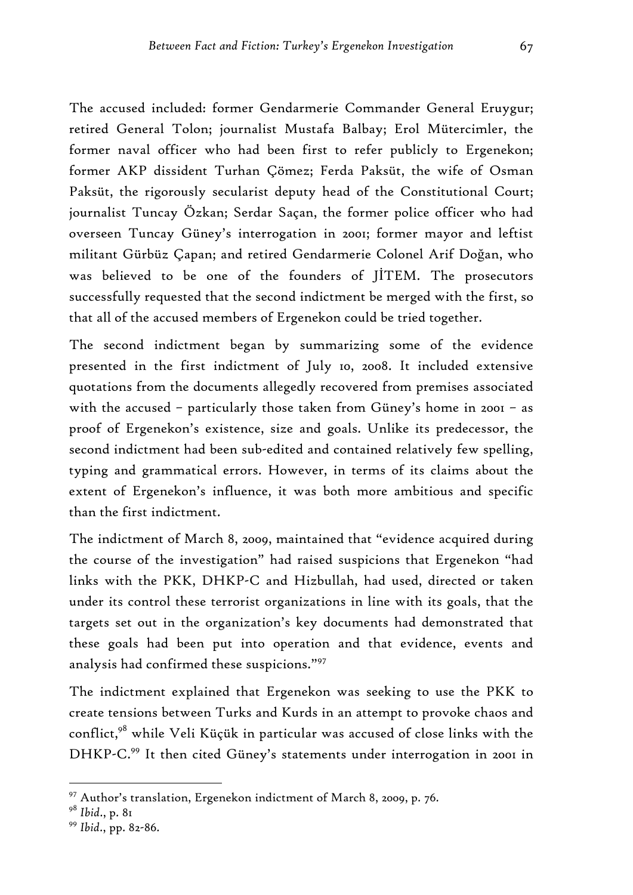The accused included: former Gendarmerie Commander General Eruygur; retired General Tolon; journalist Mustafa Balbay; Erol Mütercimler, the former naval officer who had been first to refer publicly to Ergenekon; former AKP dissident Turhan Çömez; Ferda Paksüt, the wife of Osman Paksüt, the rigorously secularist deputy head of the Constitutional Court; journalist Tuncay Özkan; Serdar Saçan, the former police officer who had overseen Tuncay Güney's interrogation in 2001; former mayor and leftist militant Gürbüz Çapan; and retired Gendarmerie Colonel Arif Doğan, who was believed to be one of the founders of JİTEM. The prosecutors successfully requested that the second indictment be merged with the first, so that all of the accused members of Ergenekon could be tried together.

The second indictment began by summarizing some of the evidence presented in the first indictment of July 10, 2008. It included extensive quotations from the documents allegedly recovered from premises associated with the accused – particularly those taken from Güney's home in 2001 – as proof of Ergenekon's existence, size and goals. Unlike its predecessor, the second indictment had been sub-edited and contained relatively few spelling, typing and grammatical errors. However, in terms of its claims about the extent of Ergenekon's influence, it was both more ambitious and specific than the first indictment.

The indictment of March 8, 2009, maintained that "evidence acquired during the course of the investigation" had raised suspicions that Ergenekon "had links with the PKK, DHKP-C and Hizbullah, had used, directed or taken under its control these terrorist organizations in line with its goals, that the targets set out in the organization's key documents had demonstrated that these goals had been put into operation and that evidence, events and analysis had confirmed these suspicions."[97]

The indictment explained that Ergenekon was seeking to use the PKK to create tensions between Turks and Kurds in an attempt to provoke chaos and conflict,[98] while Veli Küçük in particular was accused of close links with the DHKP-C.[99] It then cited Güney's statements under interrogation in 2001 in

---

[97] Author's translation, Ergenekon indictment of March 8, 2009, p. 76.

[98] *Ibid*., p. 81

[99] *Ibid*., pp. 82-86.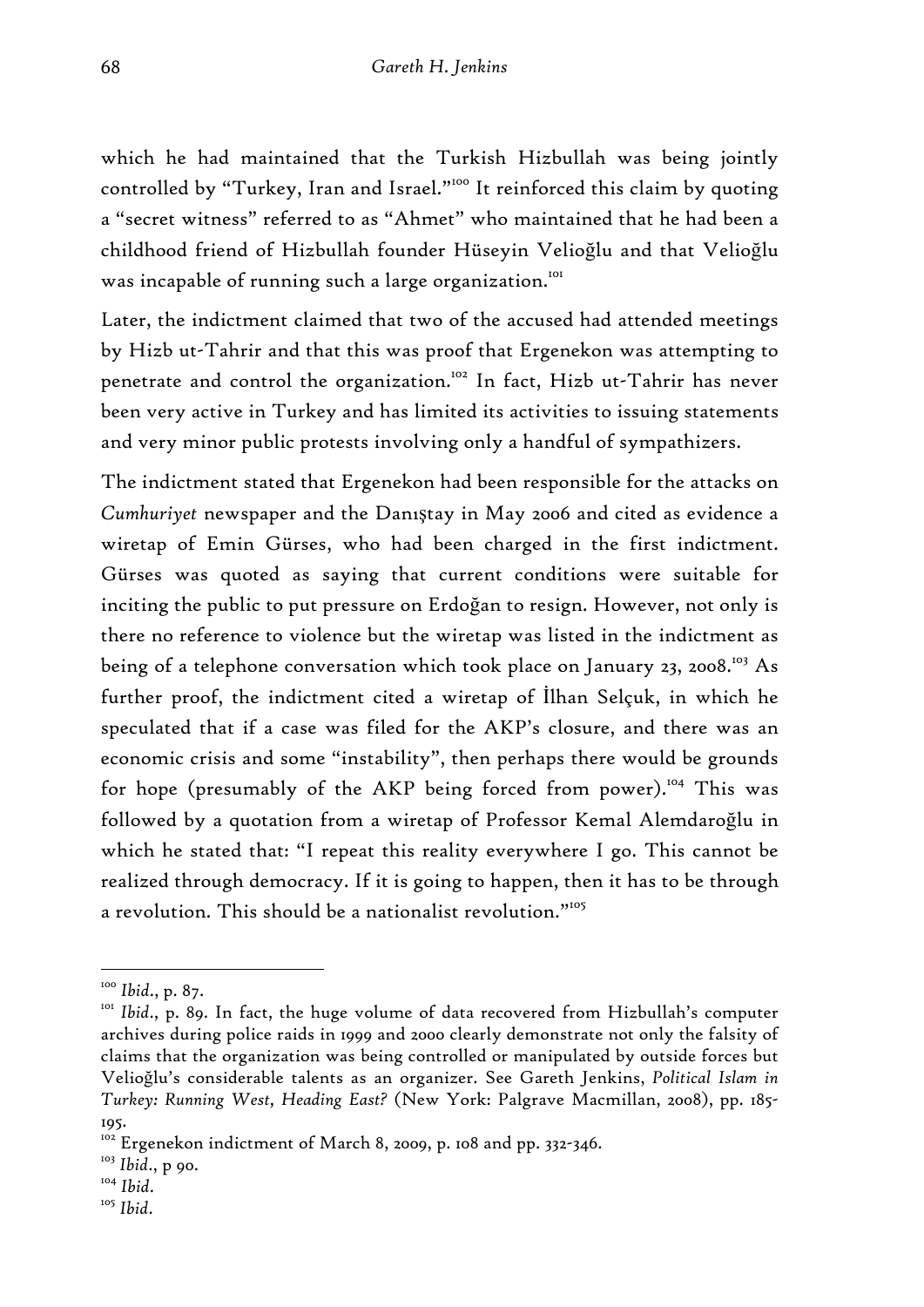which he had maintained that the Turkish Hizbullah was being jointly controlled by "Turkey, Iran and Israel."[100] It reinforced this claim by quoting a "secret witness" referred to as "Ahmet" who maintained that he had been a childhood friend of Hizbullah founder Hüseyin Velioğlu and that Velioğlu was incapable of running such a large organization.[101]

Later, the indictment claimed that two of the accused had attended meetings by Hizb ut-Tahrir and that this was proof that Ergenekon was attempting to penetrate and control the organization.[102] In fact, Hizb ut-Tahrir has never been very active in Turkey and has limited its activities to issuing statements and very minor public protests involving only a handful of sympathizers.

The indictment stated that Ergenekon had been responsible for the attacks on *Cumhuriyet* newspaper and the Danıştay in May 2006 and cited as evidence a wiretap of Emin Gürses, who had been charged in the first indictment. Gürses was quoted as saying that current conditions were suitable for inciting the public to put pressure on Erdoğan to resign. However, not only is there no reference to violence but the wiretap was listed in the indictment as being of a telephone conversation which took place on January 23, 2008.[103] As further proof, the indictment cited a wiretap of İlhan Selçuk, in which he speculated that if a case was filed for the AKP's closure, and there was an economic crisis and some "instability", then perhaps there would be grounds for hope (presumably of the AKP being forced from power).[104] This was followed by a quotation from a wiretap of Professor Kemal Alemdaroğlu in which he stated that: "I repeat this reality everywhere I go. This cannot be realized through democracy. If it is going to happen, then it has to be through a revolution. This should be a nationalist revolution."[105]

---

[100] *Ibid*., p. 87.

[101] *Ibid*., p. 89. In fact, the huge volume of data recovered from Hizbullah's computer archives during police raids in 1999 and 2000 clearly demonstrate not only the falsity of claims that the organization was being controlled or manipulated by outside forces but Velioğlu's considerable talents as an organizer. See Gareth Jenkins, *Political Islam in Turkey: Running West, Heading East?* (New York: Palgrave Macmillan, 2008), pp. 185-195.

[102] Ergenekon indictment of March 8, 2009, p. 108 and pp. 332-346.

[103] *Ibid*., p 90.

[104] *Ibid*.

[105] *Ibid*.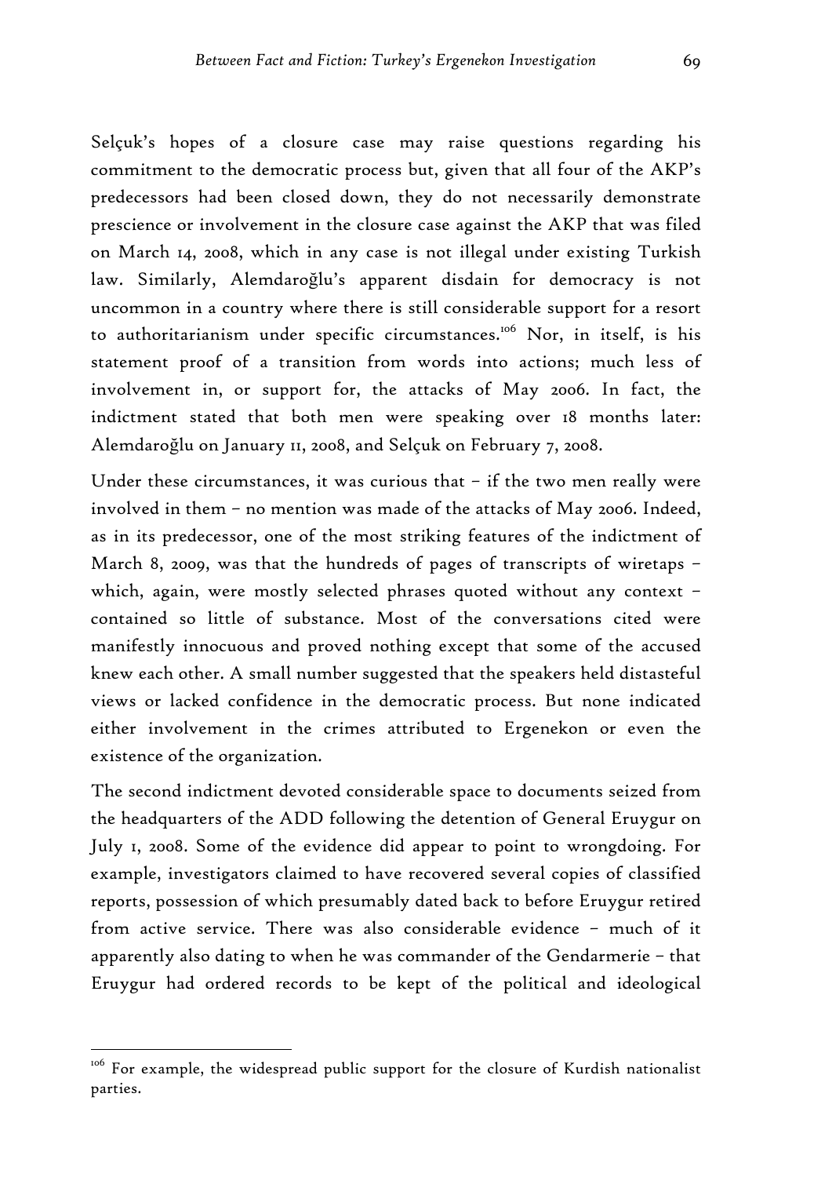Selçuk's hopes of a closure case may raise questions regarding his commitment to the democratic process but, given that all four of the AKP's predecessors had been closed down, they do not necessarily demonstrate prescience or involvement in the closure case against the AKP that was filed on March 14, 2008, which in any case is not illegal under existing Turkish law. Similarly, Alemdaroğlu's apparent disdain for democracy is not uncommon in a country where there is still considerable support for a resort to authoritarianism under specific circumstances.[106] Nor, in itself, is his statement proof of a transition from words into actions; much less of involvement in, or support for, the attacks of May 2006. In fact, the indictment stated that both men were speaking over 18 months later: Alemdaroğlu on January 11, 2008, and Selçuk on February 7, 2008.

Under these circumstances, it was curious that – if the two men really were involved in them – no mention was made of the attacks of May 2006. Indeed, as in its predecessor, one of the most striking features of the indictment of March 8, 2009, was that the hundreds of pages of transcripts of wiretaps – which, again, were mostly selected phrases quoted without any context – contained so little of substance. Most of the conversations cited were manifestly innocuous and proved nothing except that some of the accused knew each other. A small number suggested that the speakers held distasteful views or lacked confidence in the democratic process. But none indicated either involvement in the crimes attributed to Ergenekon or even the existence of the organization.

The second indictment devoted considerable space to documents seized from the headquarters of the ADD following the detention of General Eruygur on July 1, 2008. Some of the evidence did appear to point to wrongdoing. For example, investigators claimed to have recovered several copies of classified reports, possession of which presumably dated back to before Eruygur retired from active service. There was also considerable evidence – much of it apparently also dating to when he was commander of the Gendarmerie – that Eruygur had ordered records to be kept of the political and ideological

---

[106] For example, the widespread public support for the closure of Kurdish nationalist parties.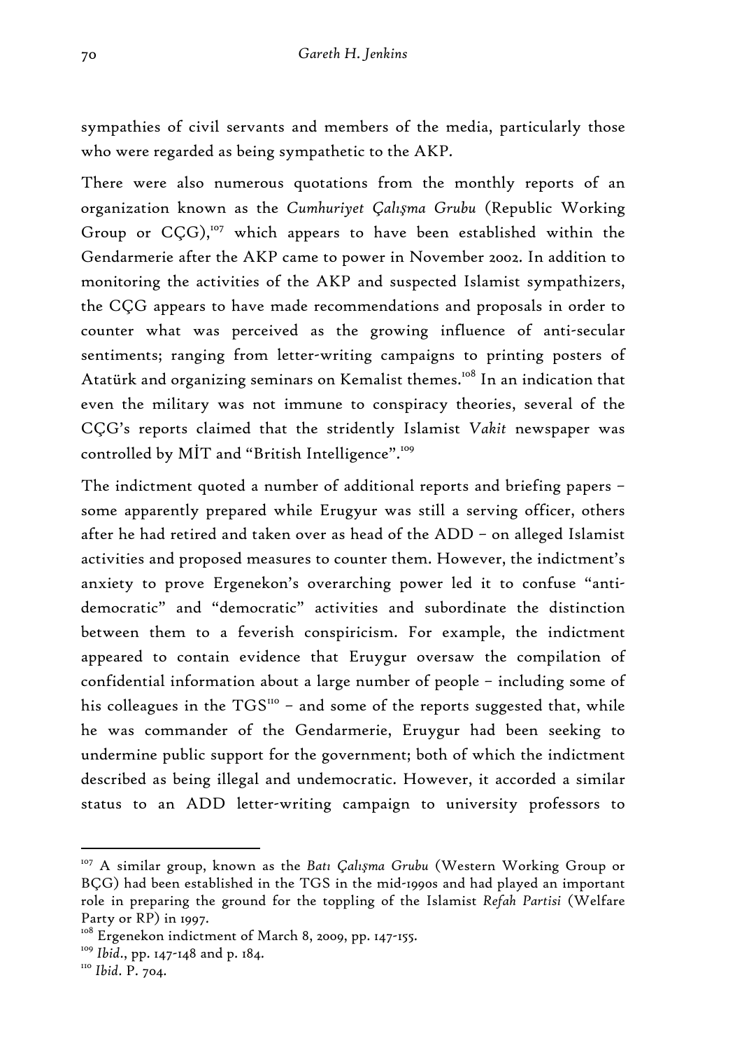sympathies of civil servants and members of the media, particularly those who were regarded as being sympathetic to the AKP.

There were also numerous quotations from the monthly reports of an organization known as the *Cumhuriyet Çalışma Grubu* (Republic Working Group or CÇG),[107] which appears to have been established within the Gendarmerie after the AKP came to power in November 2002. In addition to monitoring the activities of the AKP and suspected Islamist sympathizers, the CÇG appears to have made recommendations and proposals in order to counter what was perceived as the growing influence of anti-secular sentiments; ranging from letter-writing campaigns to printing posters of Atatürk and organizing seminars on Kemalist themes.[108] In an indication that even the military was not immune to conspiracy theories, several of the CÇG's reports claimed that the stridently Islamist *Vakit* newspaper was controlled by MİT and "British Intelligence".[109]

The indictment quoted a number of additional reports and briefing papers – some apparently prepared while Erugyur was still a serving officer, others after he had retired and taken over as head of the ADD – on alleged Islamist activities and proposed measures to counter them. However, the indictment's anxiety to prove Ergenekon's overarching power led it to confuse "anti-democratic" and "democratic" activities and subordinate the distinction between them to a feverish conspiricism. For example, the indictment appeared to contain evidence that Eruygur oversaw the compilation of confidential information about a large number of people – including some of his colleagues in the TGS[110] – and some of the reports suggested that, while he was commander of the Gendarmerie, Eruygur had been seeking to undermine public support for the government; both of which the indictment described as being illegal and undemocratic. However, it accorded a similar status to an ADD letter-writing campaign to university professors to

---

[107] A similar group, known as the *Batı Çalışma Grubu* (Western Working Group or BÇG) had been established in the TGS in the mid-1990s and had played an important role in preparing the ground for the toppling of the Islamist *Refah Partisi* (Welfare Party or RP) in 1997.

[108] Ergenekon indictment of March 8, 2009, pp. 147-155.

[109] *Ibid*., pp. 147-148 and p. 184.

[110] *Ibid*. P. 704.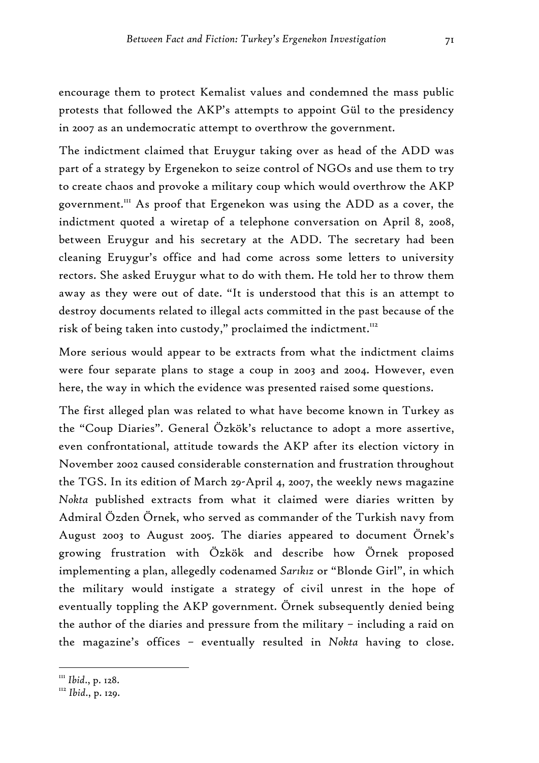encourage them to protect Kemalist values and condemned the mass public protests that followed the AKP's attempts to appoint Gül to the presidency in 2007 as an undemocratic attempt to overthrow the government.

The indictment claimed that Eruygur taking over as head of the ADD was part of a strategy by Ergenekon to seize control of NGOs and use them to try to create chaos and provoke a military coup which would overthrow the AKP government.[111] As proof that Ergenekon was using the ADD as a cover, the indictment quoted a wiretap of a telephone conversation on April 8, 2008, between Eruygur and his secretary at the ADD. The secretary had been cleaning Eruygur's office and had come across some letters to university rectors. She asked Eruygur what to do with them. He told her to throw them away as they were out of date. "It is understood that this is an attempt to destroy documents related to illegal acts committed in the past because of the risk of being taken into custody," proclaimed the indictment.[112]

More serious would appear to be extracts from what the indictment claims were four separate plans to stage a coup in 2003 and 2004. However, even here, the way in which the evidence was presented raised some questions.

The first alleged plan was related to what have become known in Turkey as the "Coup Diaries". General Özkök's reluctance to adopt a more assertive, even confrontational, attitude towards the AKP after its election victory in November 2002 caused considerable consternation and frustration throughout the TGS. In its edition of March 29-April 4, 2007, the weekly news magazine *Nokta* published extracts from what it claimed were diaries written by Admiral Özden Örnek, who served as commander of the Turkish navy from August 2003 to August 2005. The diaries appeared to document Örnek's growing frustration with Özkök and describe how Örnek proposed implementing a plan, allegedly codenamed *Sarıkız* or "Blonde Girl", in which the military would instigate a strategy of civil unrest in the hope of eventually toppling the AKP government. Örnek subsequently denied being the author of the diaries and pressure from the military – including a raid on the magazine's offices – eventually resulted in *Nokta* having to close.

---

[111] *Ibid*., p. 128.

[112] *Ibid*., p. 129.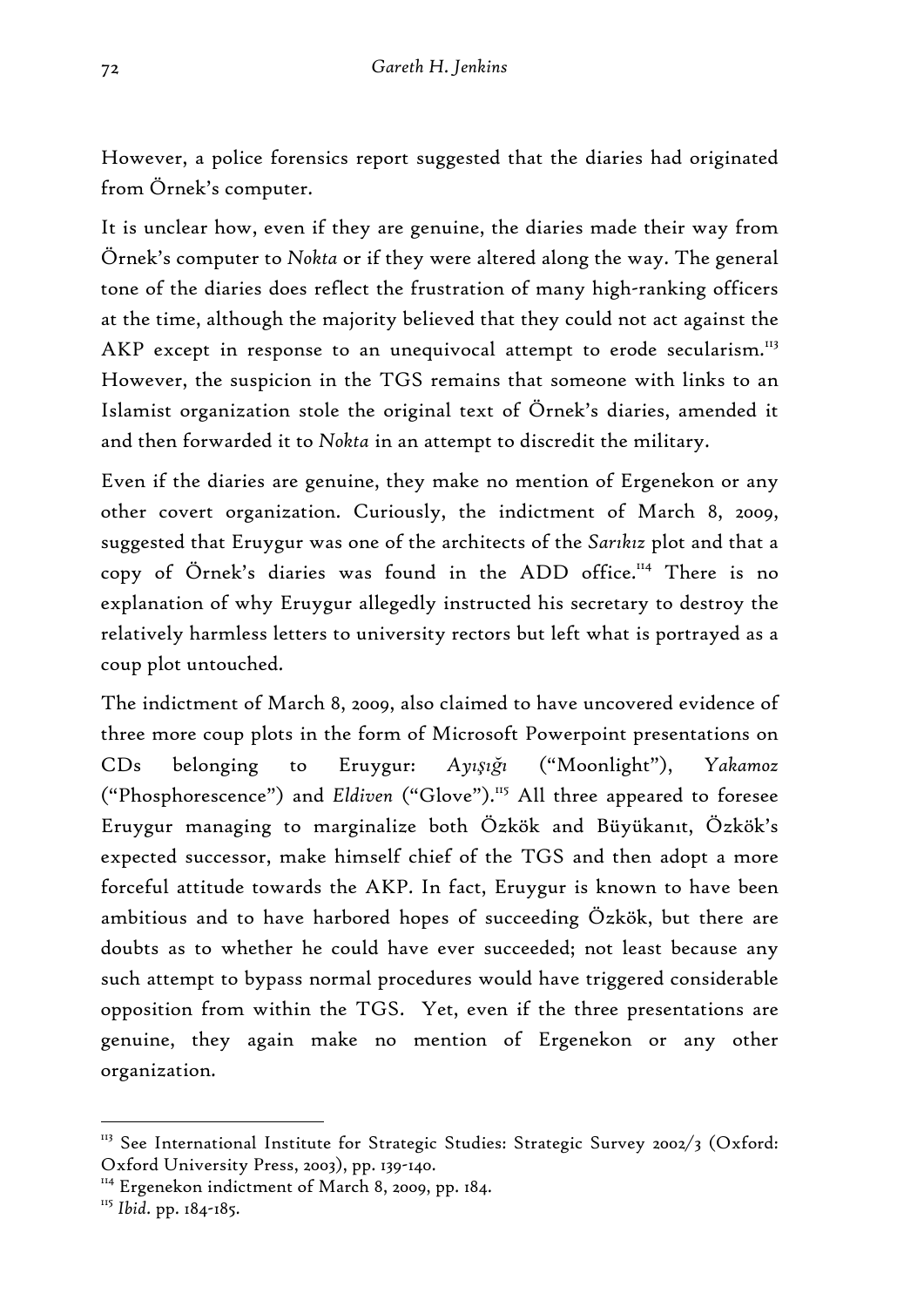However, a police forensics report suggested that the diaries had originated from Örnek's computer.

It is unclear how, even if they are genuine, the diaries made their way from Örnek's computer to *Nokta* or if they were altered along the way. The general tone of the diaries does reflect the frustration of many high-ranking officers at the time, although the majority believed that they could not act against the AKP except in response to an unequivocal attempt to erode secularism.[113] However, the suspicion in the TGS remains that someone with links to an Islamist organization stole the original text of Örnek's diaries, amended it and then forwarded it to *Nokta* in an attempt to discredit the military.

Even if the diaries are genuine, they make no mention of Ergenekon or any other covert organization. Curiously, the indictment of March 8, 2009, suggested that Eruygur was one of the architects of the *Sarıkız* plot and that a copy of Örnek's diaries was found in the ADD office.[114] There is no explanation of why Eruygur allegedly instructed his secretary to destroy the relatively harmless letters to university rectors but left what is portrayed as a coup plot untouched.

The indictment of March 8, 2009, also claimed to have uncovered evidence of three more coup plots in the form of Microsoft Powerpoint presentations on CDs belonging to Eruygur: *Ayışığı* ("Moonlight"), *Yakamoz* ("Phosphorescence") and *Eldiven* ("Glove").[115] All three appeared to foresee Eruygur managing to marginalize both Özkök and Büyükanıt, Özkök's expected successor, make himself chief of the TGS and then adopt a more forceful attitude towards the AKP. In fact, Eruygur is known to have been ambitious and to have harbored hopes of succeeding Özkök, but there are doubts as to whether he could have ever succeeded; not least because any such attempt to bypass normal procedures would have triggered considerable opposition from within the TGS. Yet, even if the three presentations are genuine, they again make no mention of Ergenekon or any other organization.

---

[113] See International Institute for Strategic Studies: Strategic Survey 2002/3 (Oxford: Oxford University Press, 2003), pp. 139-140.

[114] Ergenekon indictment of March 8, 2009, pp. 184.

[115] *Ibid*. pp. 184-185.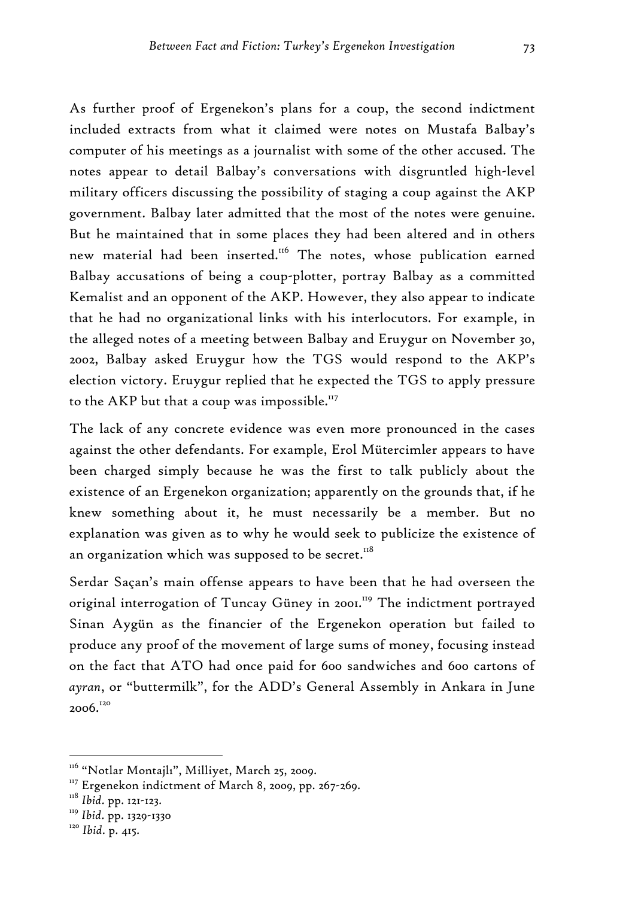As further proof of Ergenekon's plans for a coup, the second indictment included extracts from what it claimed were notes on Mustafa Balbay's computer of his meetings as a journalist with some of the other accused. The notes appear to detail Balbay's conversations with disgruntled high-level military officers discussing the possibility of staging a coup against the AKP government. Balbay later admitted that the most of the notes were genuine. But he maintained that in some places they had been altered and in others new material had been inserted.[116] The notes, whose publication earned Balbay accusations of being a coup-plotter, portray Balbay as a committed Kemalist and an opponent of the AKP. However, they also appear to indicate that he had no organizational links with his interlocutors. For example, in the alleged notes of a meeting between Balbay and Eruygur on November 30, 2002, Balbay asked Eruygur how the TGS would respond to the AKP's election victory. Eruygur replied that he expected the TGS to apply pressure to the AKP but that a coup was impossible.[117]

The lack of any concrete evidence was even more pronounced in the cases against the other defendants. For example, Erol Mütercimler appears to have been charged simply because he was the first to talk publicly about the existence of an Ergenekon organization; apparently on the grounds that, if he knew something about it, he must necessarily be a member. But no explanation was given as to why he would seek to publicize the existence of an organization which was supposed to be secret.[118]

Serdar Saçan's main offense appears to have been that he had overseen the original interrogation of Tuncay Güney in 2001.[119] The indictment portrayed Sinan Aygün as the financier of the Ergenekon operation but failed to produce any proof of the movement of large sums of money, focusing instead on the fact that ATO had once paid for 600 sandwiches and 600 cartons of *ayran*, or "buttermilk", for the ADD's General Assembly in Ankara in June 2006.[120]

---

[116] "Notlar Montajlı", Milliyet, March 25, 2009.

[117] Ergenekon indictment of March 8, 2009, pp. 267-269.

[118] *Ibid*. pp. 121-123.

[119] *Ibid*. pp. 1329-1330

[120] *Ibid*. p. 415.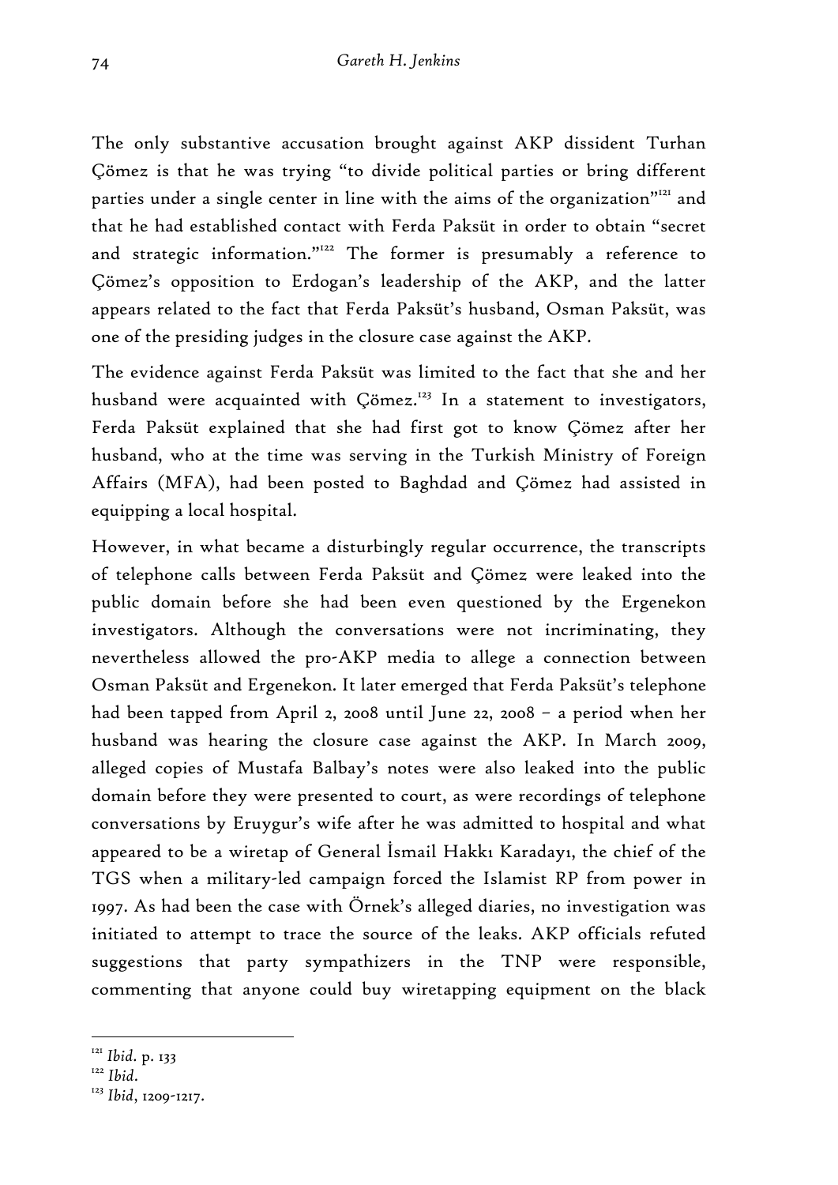The only substantive accusation brought against AKP dissident Turhan Çömez is that he was trying "to divide political parties or bring different parties under a single center in line with the aims of the organization"[121] and that he had established contact with Ferda Paksüt in order to obtain "secret and strategic information."[122] The former is presumably a reference to Çömez's opposition to Erdogan's leadership of the AKP, and the latter appears related to the fact that Ferda Paksüt's husband, Osman Paksüt, was one of the presiding judges in the closure case against the AKP.

The evidence against Ferda Paksüt was limited to the fact that she and her husband were acquainted with Çömez.[123] In a statement to investigators, Ferda Paksüt explained that she had first got to know Çömez after her husband, who at the time was serving in the Turkish Ministry of Foreign Affairs (MFA), had been posted to Baghdad and Çömez had assisted in equipping a local hospital.

However, in what became a disturbingly regular occurrence, the transcripts of telephone calls between Ferda Paksüt and Çömez were leaked into the public domain before she had been even questioned by the Ergenekon investigators. Although the conversations were not incriminating, they nevertheless allowed the pro-AKP media to allege a connection between Osman Paksüt and Ergenekon. It later emerged that Ferda Paksüt's telephone had been tapped from April 2, 2008 until June 22, 2008 – a period when her husband was hearing the closure case against the AKP. In March 2009, alleged copies of Mustafa Balbay's notes were also leaked into the public domain before they were presented to court, as were recordings of telephone conversations by Eruygur's wife after he was admitted to hospital and what appeared to be a wiretap of General İsmail Hakkı Karadayı, the chief of the TGS when a military-led campaign forced the Islamist RP from power in 1997. As had been the case with Örnek's alleged diaries, no investigation was initiated to attempt to trace the source of the leaks. AKP officials refuted suggestions that party sympathizers in the TNP were responsible, commenting that anyone could buy wiretapping equipment on the black

---

[121] *Ibid*. p. 133

[122] *Ibid*.

[123] *Ibid*, 1209-1217.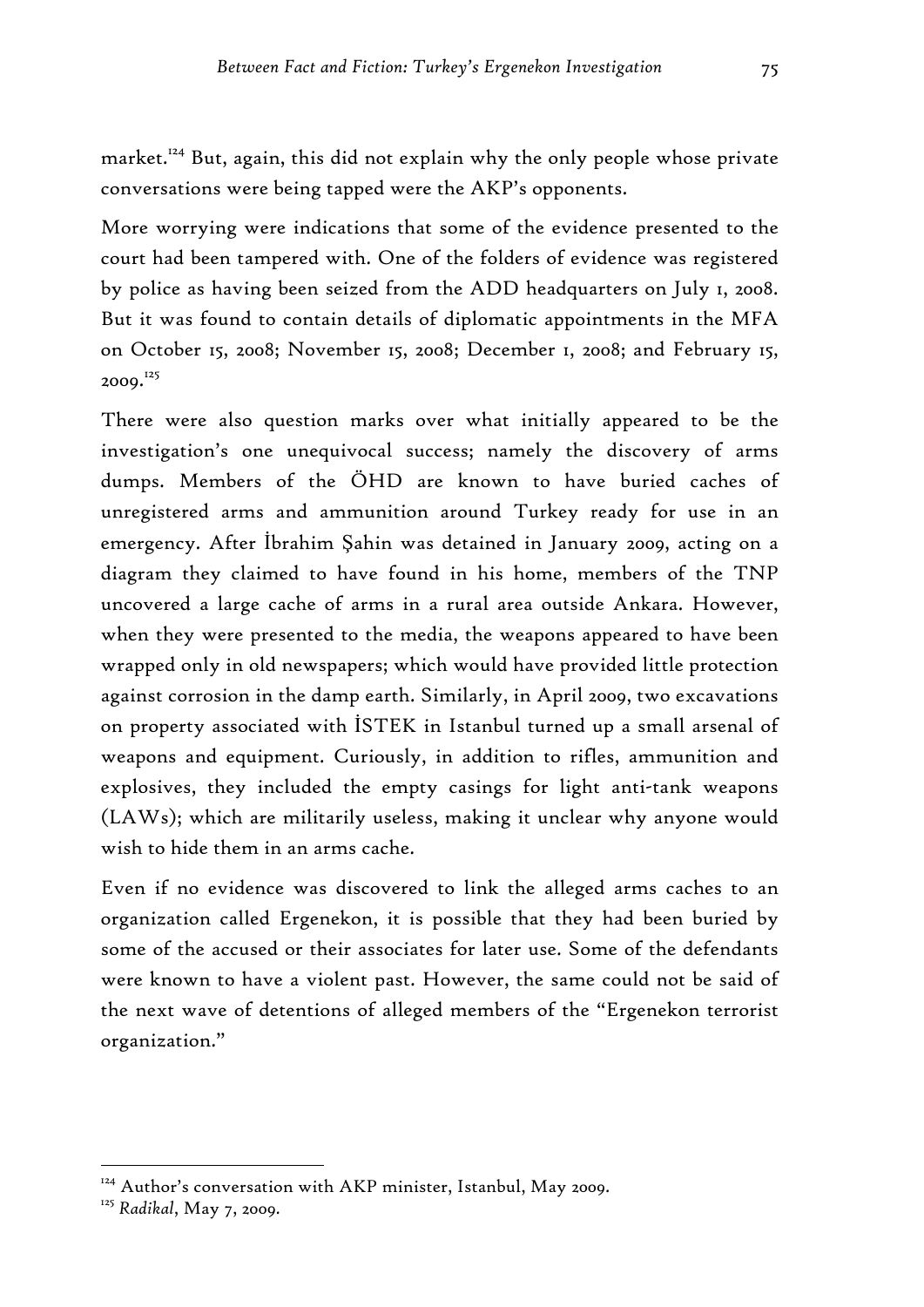market.[124] But, again, this did not explain why the only people whose private conversations were being tapped were the AKP's opponents.

More worrying were indications that some of the evidence presented to the court had been tampered with. One of the folders of evidence was registered by police as having been seized from the ADD headquarters on July 1, 2008. But it was found to contain details of diplomatic appointments in the MFA on October 15, 2008; November 15, 2008; December 1, 2008; and February 15, 2009.[125]

There were also question marks over what initially appeared to be the investigation's one unequivocal success; namely the discovery of arms dumps. Members of the ÖHD are known to have buried caches of unregistered arms and ammunition around Turkey ready for use in an emergency. After İbrahim Şahin was detained in January 2009, acting on a diagram they claimed to have found in his home, members of the TNP uncovered a large cache of arms in a rural area outside Ankara. However, when they were presented to the media, the weapons appeared to have been wrapped only in old newspapers; which would have provided little protection against corrosion in the damp earth. Similarly, in April 2009, two excavations on property associated with İSTEK in Istanbul turned up a small arsenal of weapons and equipment. Curiously, in addition to rifles, ammunition and explosives, they included the empty casings for light anti-tank weapons (LAWs); which are militarily useless, making it unclear why anyone would wish to hide them in an arms cache.

Even if no evidence was discovered to link the alleged arms caches to an organization called Ergenekon, it is possible that they had been buried by some of the accused or their associates for later use. Some of the defendants were known to have a violent past. However, the same could not be said of the next wave of detentions of alleged members of the "Ergenekon terrorist organization."

---

[124] Author's conversation with AKP minister, Istanbul, May 2009.

[125] *Radikal*, May 7, 2009.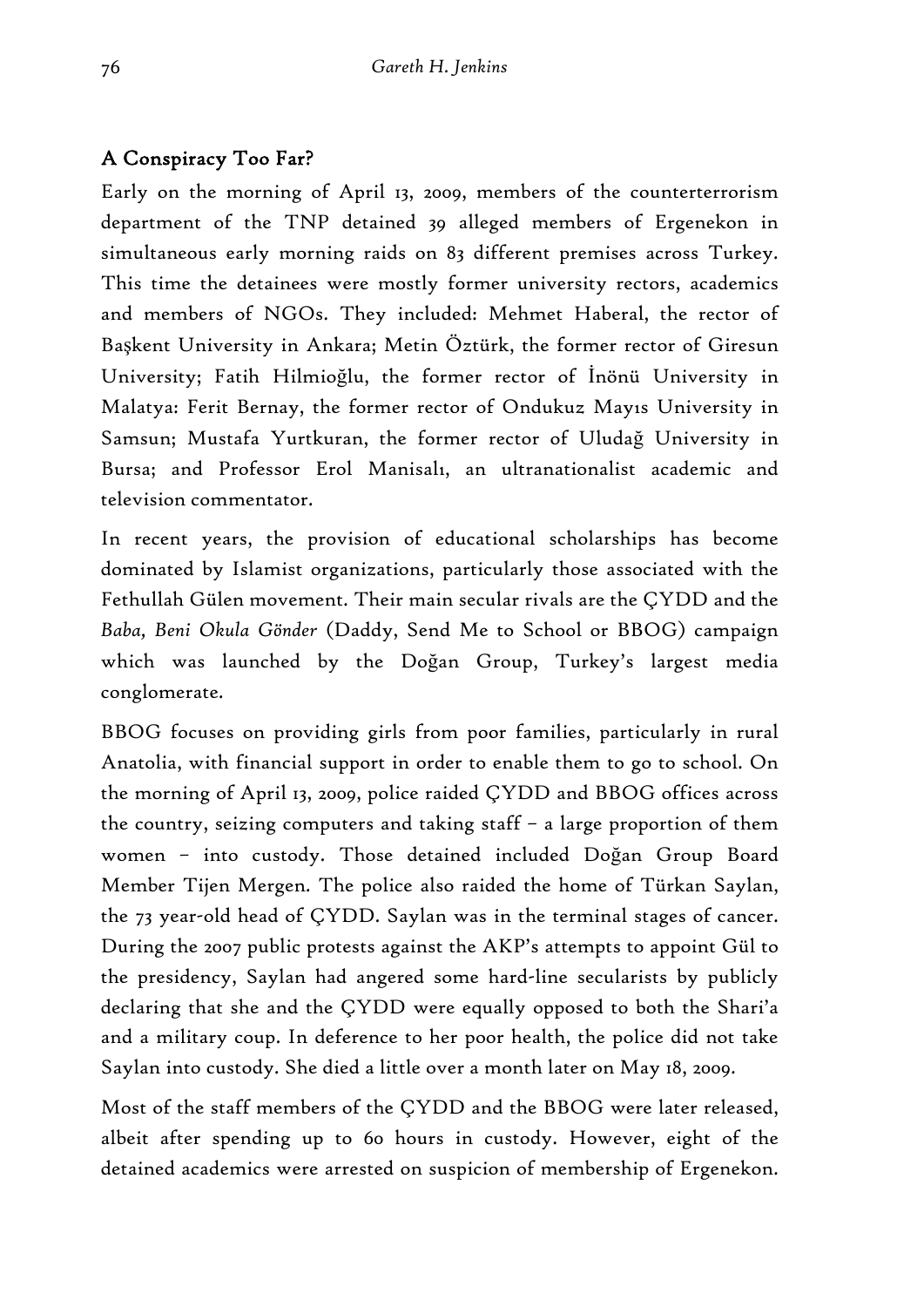## A Conspiracy Too Far?

Early on the morning of April 13, 2009, members of the counterterrorism department of the TNP detained 39 alleged members of Ergenekon in simultaneous early morning raids on 83 different premises across Turkey. This time the detainees were mostly former university rectors, academics and members of NGOs. They included: Mehmet Haberal, the rector of Başkent University in Ankara; Metin Öztürk, the former rector of Giresun University; Fatih Hilmioğlu, the former rector of İnönü University in Malatya: Ferit Bernay, the former rector of Ondukuz Mayıs University in Samsun; Mustafa Yurtkuran, the former rector of Uludağ University in Bursa; and Professor Erol Manisalı, an ultranationalist academic and television commentator.

In recent years, the provision of educational scholarships has become dominated by Islamist organizations, particularly those associated with the Fethullah Gülen movement. Their main secular rivals are the ÇYDD and the *Baba, Beni Okula Gönder* (Daddy, Send Me to School or BBOG) campaign which was launched by the Doğan Group, Turkey's largest media conglomerate.

BBOG focuses on providing girls from poor families, particularly in rural Anatolia, with financial support in order to enable them to go to school. On the morning of April 13, 2009, police raided ÇYDD and BBOG offices across the country, seizing computers and taking staff – a large proportion of them women – into custody. Those detained included Doğan Group Board Member Tijen Mergen. The police also raided the home of Türkan Saylan, the 73 year-old head of ÇYDD. Saylan was in the terminal stages of cancer. During the 2007 public protests against the AKP's attempts to appoint Gül to the presidency, Saylan had angered some hard-line secularists by publicly declaring that she and the ÇYDD were equally opposed to both the Shari'a and a military coup. In deference to her poor health, the police did not take Saylan into custody. She died a little over a month later on May 18, 2009.

Most of the staff members of the ÇYDD and the BBOG were later released, albeit after spending up to 60 hours in custody. However, eight of the detained academics were arrested on suspicion of membership of Ergenekon.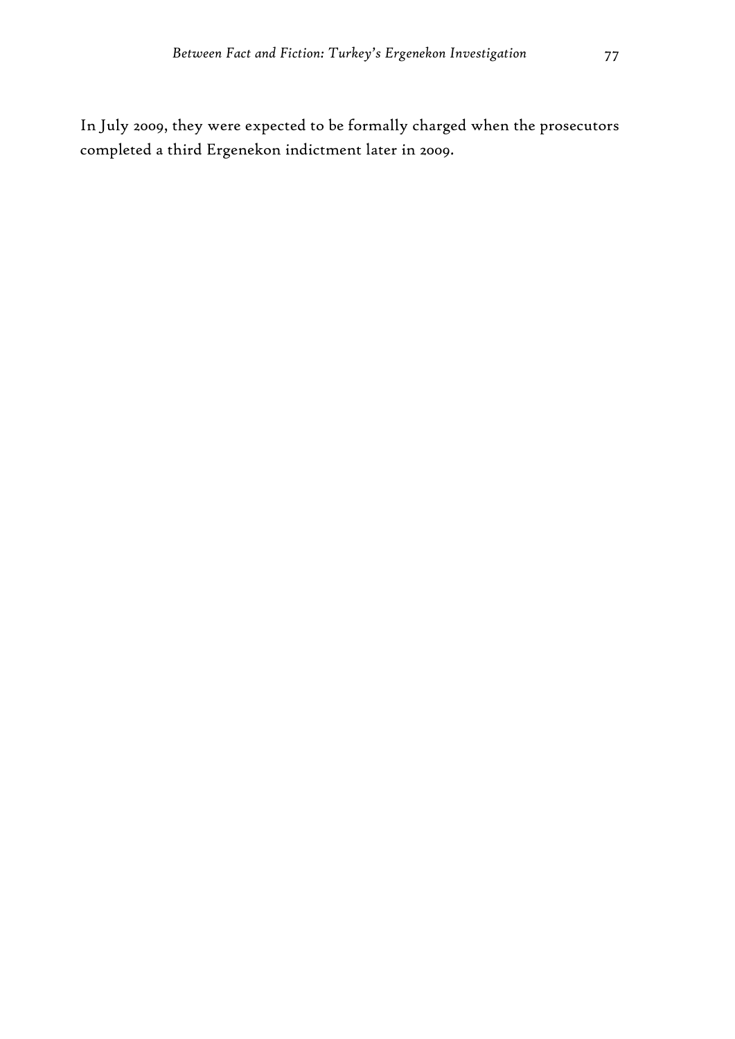In July 2009, they were expected to be formally charged when the prosecutors completed a third Ergenekon indictment later in 2009.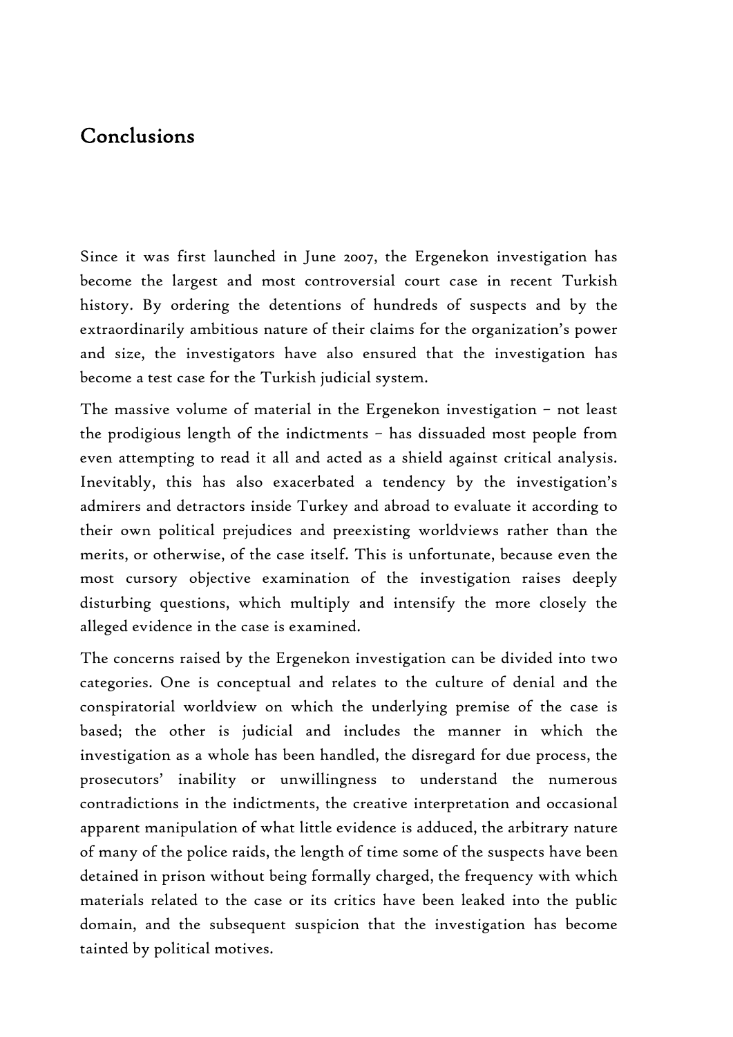# Conclusions

Since it was first launched in June 2007, the Ergenekon investigation has become the largest and most controversial court case in recent Turkish history. By ordering the detentions of hundreds of suspects and by the extraordinarily ambitious nature of their claims for the organization's power and size, the investigators have also ensured that the investigation has become a test case for the Turkish judicial system.

The massive volume of material in the Ergenekon investigation – not least the prodigious length of the indictments – has dissuaded most people from even attempting to read it all and acted as a shield against critical analysis. Inevitably, this has also exacerbated a tendency by the investigation's admirers and detractors inside Turkey and abroad to evaluate it according to their own political prejudices and preexisting worldviews rather than the merits, or otherwise, of the case itself. This is unfortunate, because even the most cursory objective examination of the investigation raises deeply disturbing questions, which multiply and intensify the more closely the alleged evidence in the case is examined.

The concerns raised by the Ergenekon investigation can be divided into two categories. One is conceptual and relates to the culture of denial and the conspiratorial worldview on which the underlying premise of the case is based; the other is judicial and includes the manner in which the investigation as a whole has been handled, the disregard for due process, the prosecutors' inability or unwillingness to understand the numerous contradictions in the indictments, the creative interpretation and occasional apparent manipulation of what little evidence is adduced, the arbitrary nature of many of the police raids, the length of time some of the suspects have been detained in prison without being formally charged, the frequency with which materials related to the case or its critics have been leaked into the public domain, and the subsequent suspicion that the investigation has become tainted by political motives.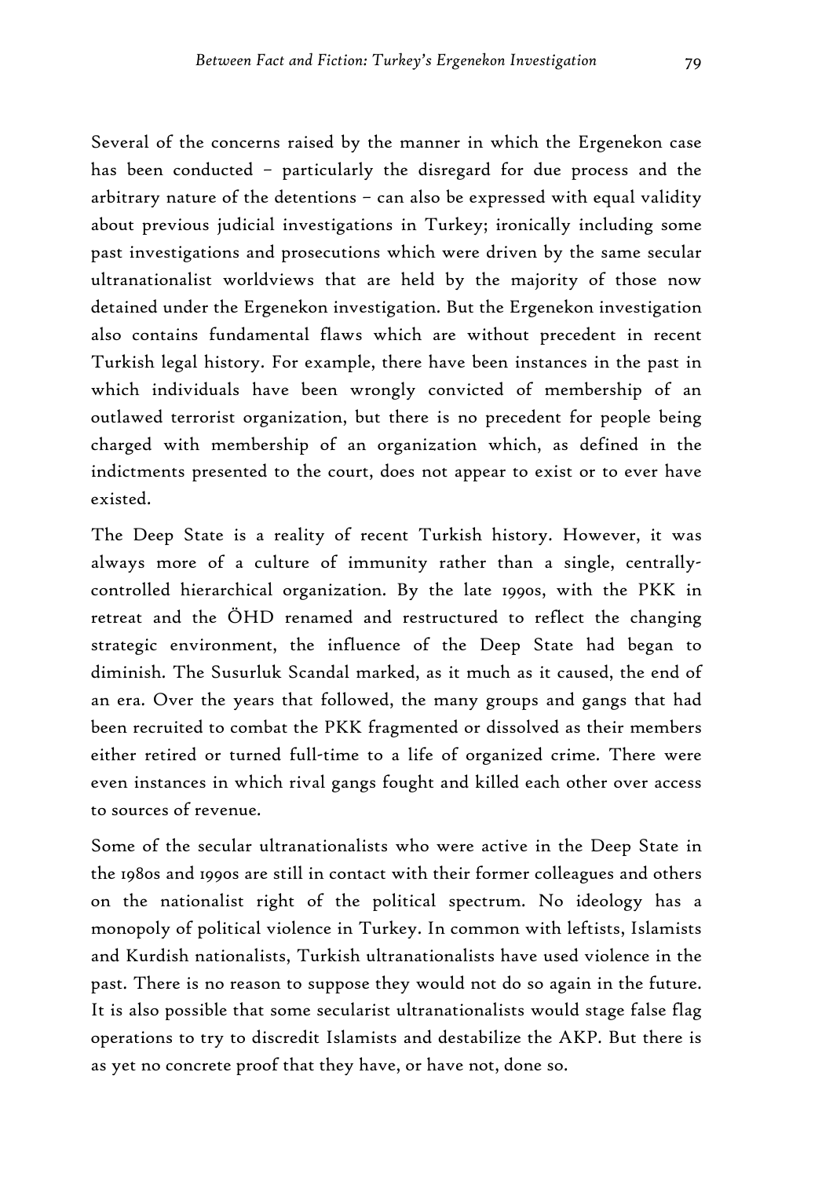Several of the concerns raised by the manner in which the Ergenekon case has been conducted – particularly the disregard for due process and the arbitrary nature of the detentions – can also be expressed with equal validity about previous judicial investigations in Turkey; ironically including some past investigations and prosecutions which were driven by the same secular ultranationalist worldviews that are held by the majority of those now detained under the Ergenekon investigation. But the Ergenekon investigation also contains fundamental flaws which are without precedent in recent Turkish legal history. For example, there have been instances in the past in which individuals have been wrongly convicted of membership of an outlawed terrorist organization, but there is no precedent for people being charged with membership of an organization which, as defined in the indictments presented to the court, does not appear to exist or to ever have existed.

The Deep State is a reality of recent Turkish history. However, it was always more of a culture of immunity rather than a single, centrally-controlled hierarchical organization. By the late 1990s, with the PKK in retreat and the ÖHD renamed and restructured to reflect the changing strategic environment, the influence of the Deep State had began to diminish. The Susurluk Scandal marked, as it much as it caused, the end of an era. Over the years that followed, the many groups and gangs that had been recruited to combat the PKK fragmented or dissolved as their members either retired or turned full-time to a life of organized crime. There were even instances in which rival gangs fought and killed each other over access to sources of revenue.

Some of the secular ultranationalists who were active in the Deep State in the 1980s and 1990s are still in contact with their former colleagues and others on the nationalist right of the political spectrum. No ideology has a monopoly of political violence in Turkey. In common with leftists, Islamists and Kurdish nationalists, Turkish ultranationalists have used violence in the past. There is no reason to suppose they would not do so again in the future. It is also possible that some secularist ultranationalists would stage false flag operations to try to discredit Islamists and destabilize the AKP. But there is as yet no concrete proof that they have, or have not, done so.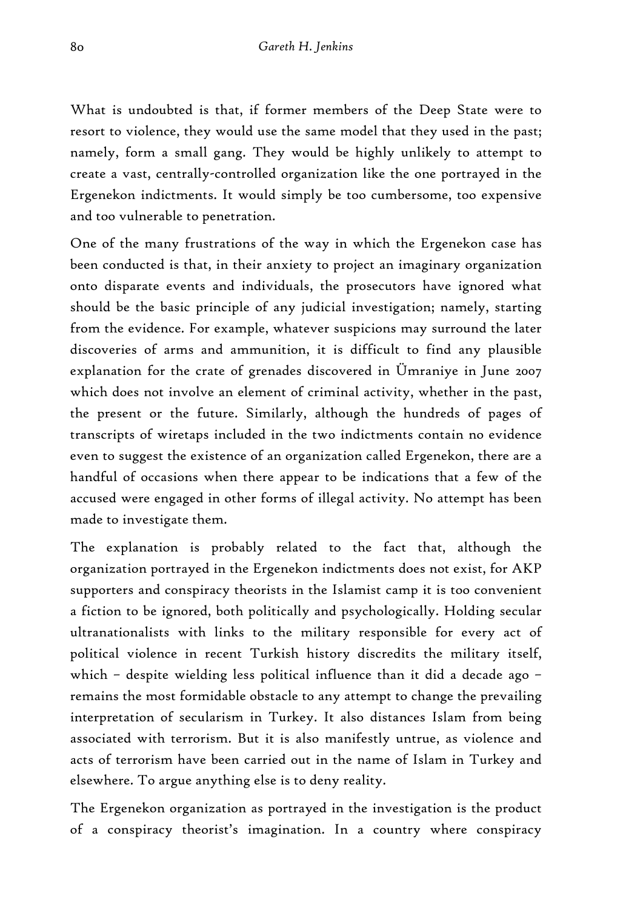What is undoubted is that, if former members of the Deep State were to resort to violence, they would use the same model that they used in the past; namely, form a small gang. They would be highly unlikely to attempt to create a vast, centrally-controlled organization like the one portrayed in the Ergenekon indictments. It would simply be too cumbersome, too expensive and too vulnerable to penetration.

One of the many frustrations of the way in which the Ergenekon case has been conducted is that, in their anxiety to project an imaginary organization onto disparate events and individuals, the prosecutors have ignored what should be the basic principle of any judicial investigation; namely, starting from the evidence. For example, whatever suspicions may surround the later discoveries of arms and ammunition, it is difficult to find any plausible explanation for the crate of grenades discovered in Ümraniye in June 2007 which does not involve an element of criminal activity, whether in the past, the present or the future. Similarly, although the hundreds of pages of transcripts of wiretaps included in the two indictments contain no evidence even to suggest the existence of an organization called Ergenekon, there are a handful of occasions when there appear to be indications that a few of the accused were engaged in other forms of illegal activity. No attempt has been made to investigate them.

The explanation is probably related to the fact that, although the organization portrayed in the Ergenekon indictments does not exist, for AKP supporters and conspiracy theorists in the Islamist camp it is too convenient a fiction to be ignored, both politically and psychologically. Holding secular ultranationalists with links to the military responsible for every act of political violence in recent Turkish history discredits the military itself, which – despite wielding less political influence than it did a decade ago – remains the most formidable obstacle to any attempt to change the prevailing interpretation of secularism in Turkey. It also distances Islam from being associated with terrorism. But it is also manifestly untrue, as violence and acts of terrorism have been carried out in the name of Islam in Turkey and elsewhere. To argue anything else is to deny reality.

The Ergenekon organization as portrayed in the investigation is the product of a conspiracy theorist's imagination. In a country where conspiracy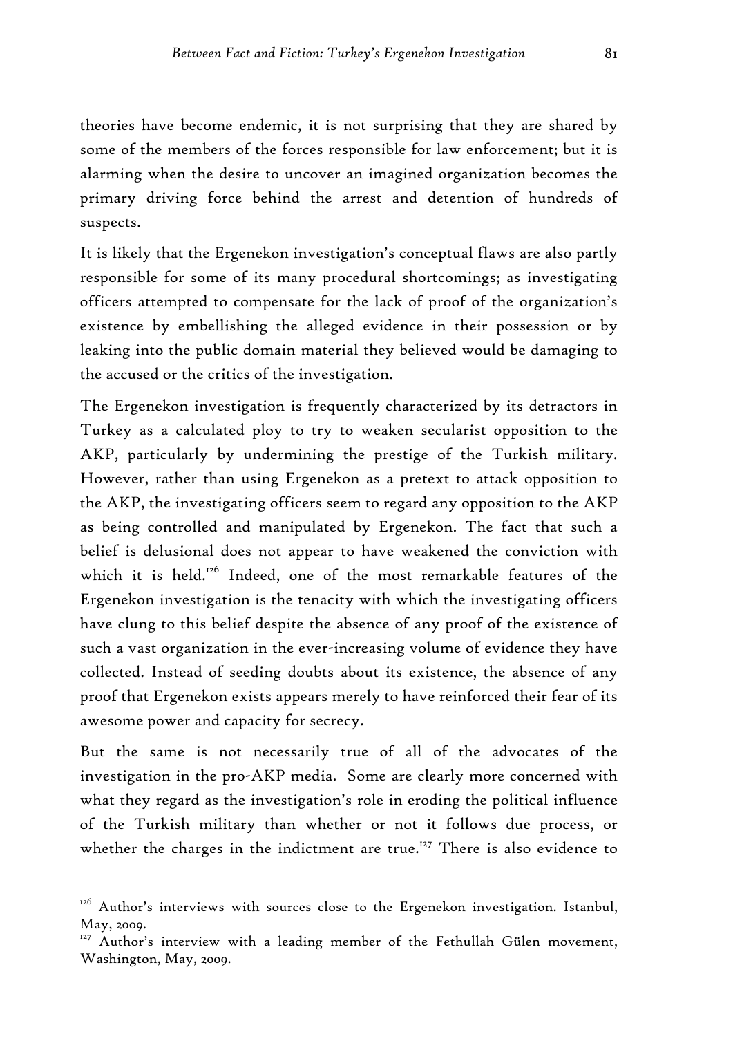theories have become endemic, it is not surprising that they are shared by some of the members of the forces responsible for law enforcement; but it is alarming when the desire to uncover an imagined organization becomes the primary driving force behind the arrest and detention of hundreds of suspects.

It is likely that the Ergenekon investigation's conceptual flaws are also partly responsible for some of its many procedural shortcomings; as investigating officers attempted to compensate for the lack of proof of the organization's existence by embellishing the alleged evidence in their possession or by leaking into the public domain material they believed would be damaging to the accused or the critics of the investigation.

The Ergenekon investigation is frequently characterized by its detractors in Turkey as a calculated ploy to try to weaken secularist opposition to the AKP, particularly by undermining the prestige of the Turkish military. However, rather than using Ergenekon as a pretext to attack opposition to the AKP, the investigating officers seem to regard any opposition to the AKP as being controlled and manipulated by Ergenekon. The fact that such a belief is delusional does not appear to have weakened the conviction with which it is held.[126] Indeed, one of the most remarkable features of the Ergenekon investigation is the tenacity with which the investigating officers have clung to this belief despite the absence of any proof of the existence of such a vast organization in the ever-increasing volume of evidence they have collected. Instead of seeding doubts about its existence, the absence of any proof that Ergenekon exists appears merely to have reinforced their fear of its awesome power and capacity for secrecy.

But the same is not necessarily true of all of the advocates of the investigation in the pro-AKP media. Some are clearly more concerned with what they regard as the investigation's role in eroding the political influence of the Turkish military than whether or not it follows due process, or whether the charges in the indictment are true.[127] There is also evidence to

---

[126] Author's interviews with sources close to the Ergenekon investigation. Istanbul, May, 2009.

[127] Author's interview with a leading member of the Fethullah Gülen movement, Washington, May, 2009.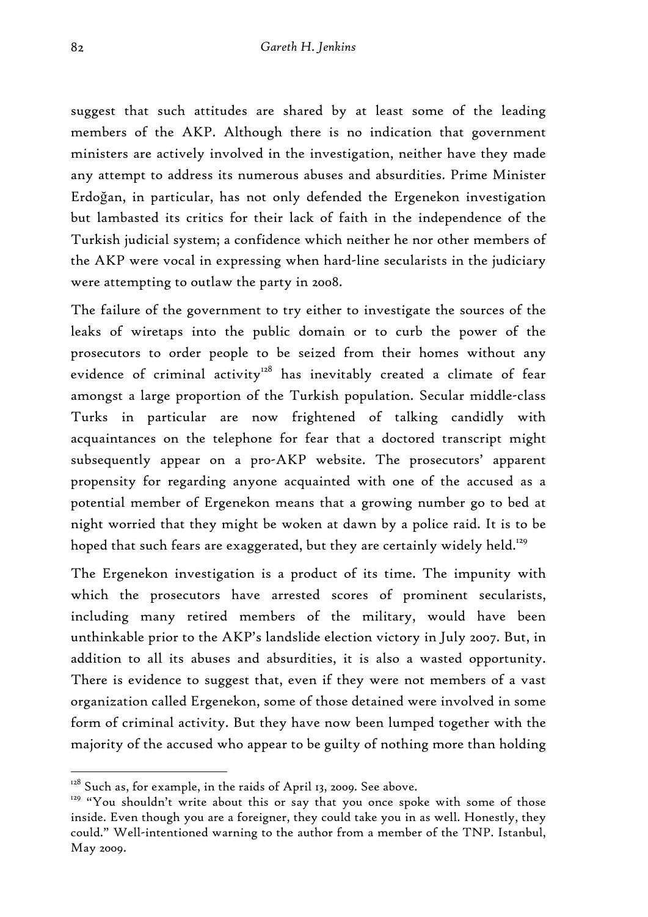suggest that such attitudes are shared by at least some of the leading members of the AKP. Although there is no indication that government ministers are actively involved in the investigation, neither have they made any attempt to address its numerous abuses and absurdities. Prime Minister Erdoğan, in particular, has not only defended the Ergenekon investigation but lambasted its critics for their lack of faith in the independence of the Turkish judicial system; a confidence which neither he nor other members of the AKP were vocal in expressing when hard-line secularists in the judiciary were attempting to outlaw the party in 2008.

The failure of the government to try either to investigate the sources of the leaks of wiretaps into the public domain or to curb the power of the prosecutors to order people to be seized from their homes without any evidence of criminal activity[128] has inevitably created a climate of fear amongst a large proportion of the Turkish population. Secular middle-class Turks in particular are now frightened of talking candidly with acquaintances on the telephone for fear that a doctored transcript might subsequently appear on a pro-AKP website. The prosecutors' apparent propensity for regarding anyone acquainted with one of the accused as a potential member of Ergenekon means that a growing number go to bed at night worried that they might be woken at dawn by a police raid. It is to be hoped that such fears are exaggerated, but they are certainly widely held.[129]

The Ergenekon investigation is a product of its time. The impunity with which the prosecutors have arrested scores of prominent secularists, including many retired members of the military, would have been unthinkable prior to the AKP's landslide election victory in July 2007. But, in addition to all its abuses and absurdities, it is also a wasted opportunity. There is evidence to suggest that, even if they were not members of a vast organization called Ergenekon, some of those detained were involved in some form of criminal activity. But they have now been lumped together with the majority of the accused who appear to be guilty of nothing more than holding

---

[128] Such as, for example, in the raids of April 13, 2009. See above.

[129] "You shouldn't write about this or say that you once spoke with some of those inside. Even though you are a foreigner, they could take you in as well. Honestly, they could." Well-intentioned warning to the author from a member of the TNP. Istanbul, May 2009.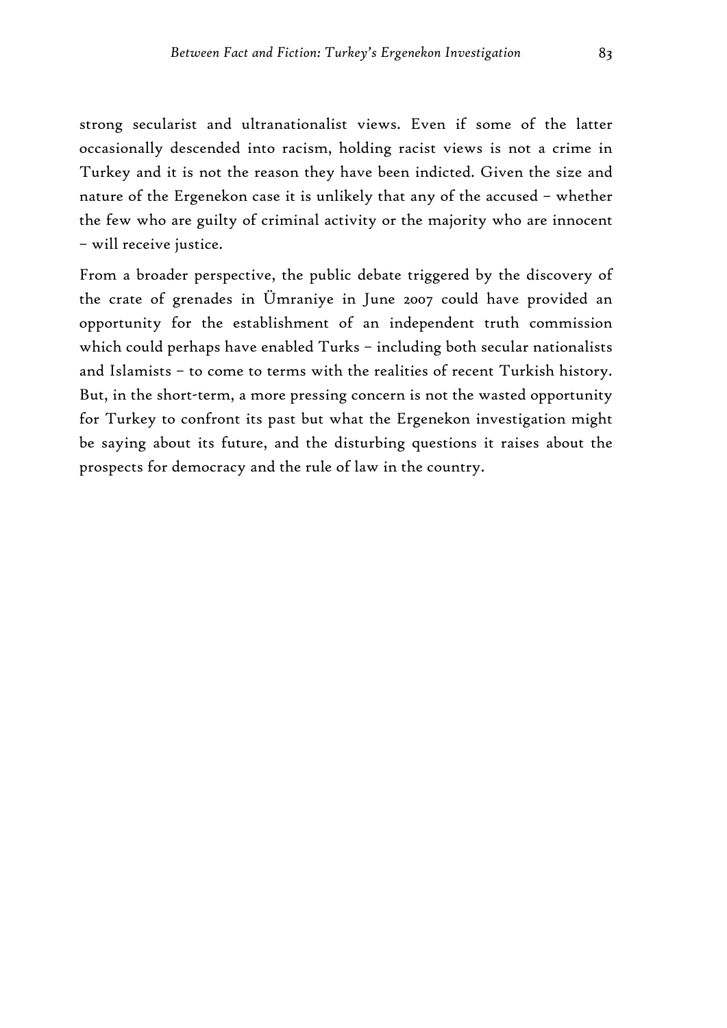strong secularist and ultranationalist views. Even if some of the latter occasionally descended into racism, holding racist views is not a crime in Turkey and it is not the reason they have been indicted. Given the size and nature of the Ergenekon case it is unlikely that any of the accused – whether the few who are guilty of criminal activity or the majority who are innocent – will receive justice.

From a broader perspective, the public debate triggered by the discovery of the crate of grenades in Ümraniye in June 2007 could have provided an opportunity for the establishment of an independent truth commission which could perhaps have enabled Turks – including both secular nationalists and Islamists – to come to terms with the realities of recent Turkish history. But, in the short-term, a more pressing concern is not the wasted opportunity for Turkey to confront its past but what the Ergenekon investigation might be saying about its future, and the disturbing questions it raises about the prospects for democracy and the rule of law in the country.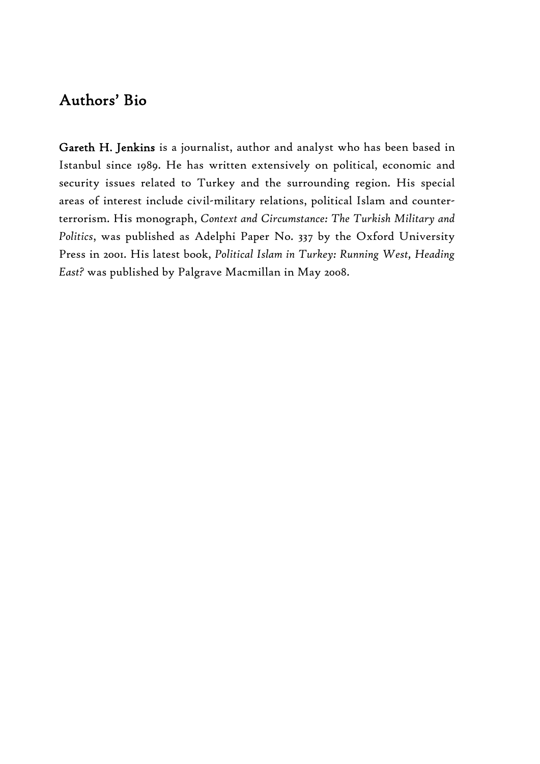## Authors' Bio

**Gareth H. Jenkins** is a journalist, author and analyst who has been based in Istanbul since 1989. He has written extensively on political, economic and security issues related to Turkey and the surrounding region. His special areas of interest include civil-military relations, political Islam and counter-terrorism. His monograph, *Context and Circumstance: The Turkish Military and Politics*, was published as Adelphi Paper No. 337 by the Oxford University Press in 2001. His latest book, *Political Islam in Turkey: Running West, Heading East?* was published by Palgrave Macmillan in May 2008.